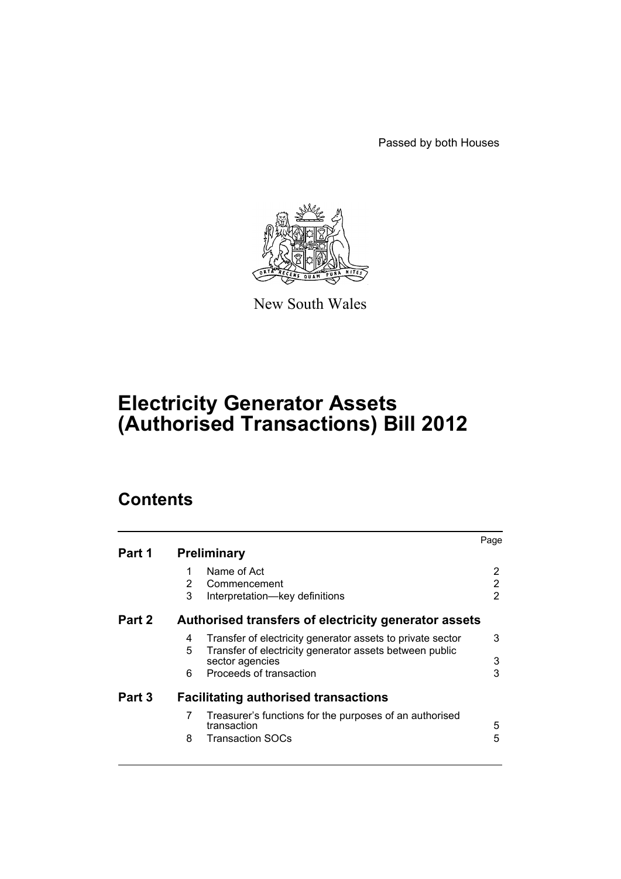Passed by both Houses

New South Wales

# Electricity Generator Assets (Authorised Transactions) Bill 2012

## Contents

| | | | Page |
|---|---|---|---|
| **Part 1** | **Preliminary** | | |
| | 1 | Name of Act | 2 |
| | 2 | Commencement | 2 |
| | 3 | Interpretation—key definitions | 2 |
| **Part 2** | **Authorised transfers of electricity generator assets** | | |
| | 4 | Transfer of electricity generator assets to private sector | 3 |
| | 5 | Transfer of electricity generator assets between public sector agencies | 3 |
| | 6 | Proceeds of transaction | 3 |
| **Part 3** | **Facilitating authorised transactions** | | |
| | 7 | Treasurer's functions for the purposes of an authorised transaction | 5 |
| | 8 | Transaction SOCs | 5 |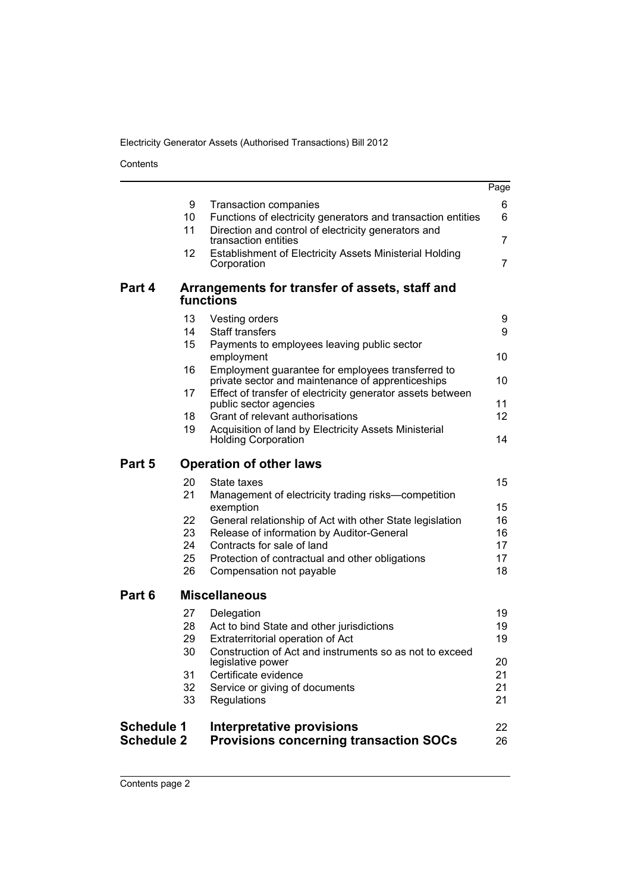| | | | Page |
|---|---|---|---|
| | 9 | Transaction companies | 6 |
| | 10 | Functions of electricity generators and transaction entities | 6 |
| | 11 | Direction and control of electricity generators and transaction entities | 7 |
| | 12 | Establishment of Electricity Assets Ministerial Holding Corporation | 7 |
| **Part 4** | | **Arrangements for transfer of assets, staff and functions** | |
| | 13 | Vesting orders | 9 |
| | 14 | Staff transfers | 9 |
| | 15 | Payments to employees leaving public sector employment | 10 |
| | 16 | Employment guarantee for employees transferred to private sector and maintenance of apprenticeships | 10 |
| | 17 | Effect of transfer of electricity generator assets between public sector agencies | 11 |
| | 18 | Grant of relevant authorisations | 12 |
| | 19 | Acquisition of land by Electricity Assets Ministerial Holding Corporation | 14 |
| **Part 5** | | **Operation of other laws** | |
| | 20 | State taxes | 15 |
| | 21 | Management of electricity trading risks—competition exemption | 15 |
| | 22 | General relationship of Act with other State legislation | 16 |
| | 23 | Release of information by Auditor-General | 16 |
| | 24 | Contracts for sale of land | 17 |
| | 25 | Protection of contractual and other obligations | 17 |
| | 26 | Compensation not payable | 18 |
| **Part 6** | | **Miscellaneous** | |
| | 27 | Delegation | 19 |
| | 28 | Act to bind State and other jurisdictions | 19 |
| | 29 | Extraterritorial operation of Act | 19 |
| | 30 | Construction of Act and instruments so as not to exceed legislative power | 20 |
| | 31 | Certificate evidence | 21 |
| | 32 | Service or giving of documents | 21 |
| | 33 | Regulations | 21 |
| **Schedule 1** | | **Interpretative provisions** | 22 |
| **Schedule 2** | | **Provisions concerning transaction SOCs** | 26 |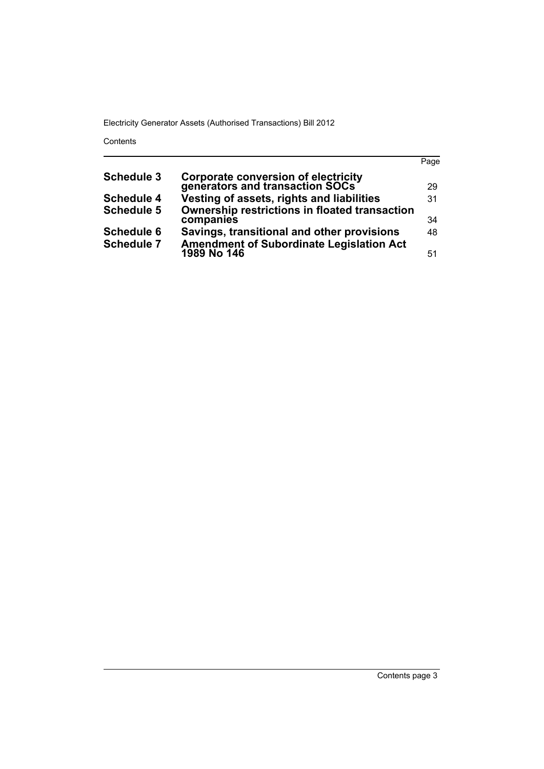| | | Page |
|---|---|---|
| **Schedule 3** | **Corporate conversion of electricity generators and transaction SOCs** | 29 |
| **Schedule 4** | **Vesting of assets, rights and liabilities** | 31 |
| **Schedule 5** | **Ownership restrictions in floated transaction companies** | 34 |
| **Schedule 6** | **Savings, transitional and other provisions** | 48 |
| **Schedule 7** | **Amendment of Subordinate Legislation Act 1989 No 146** | 51 |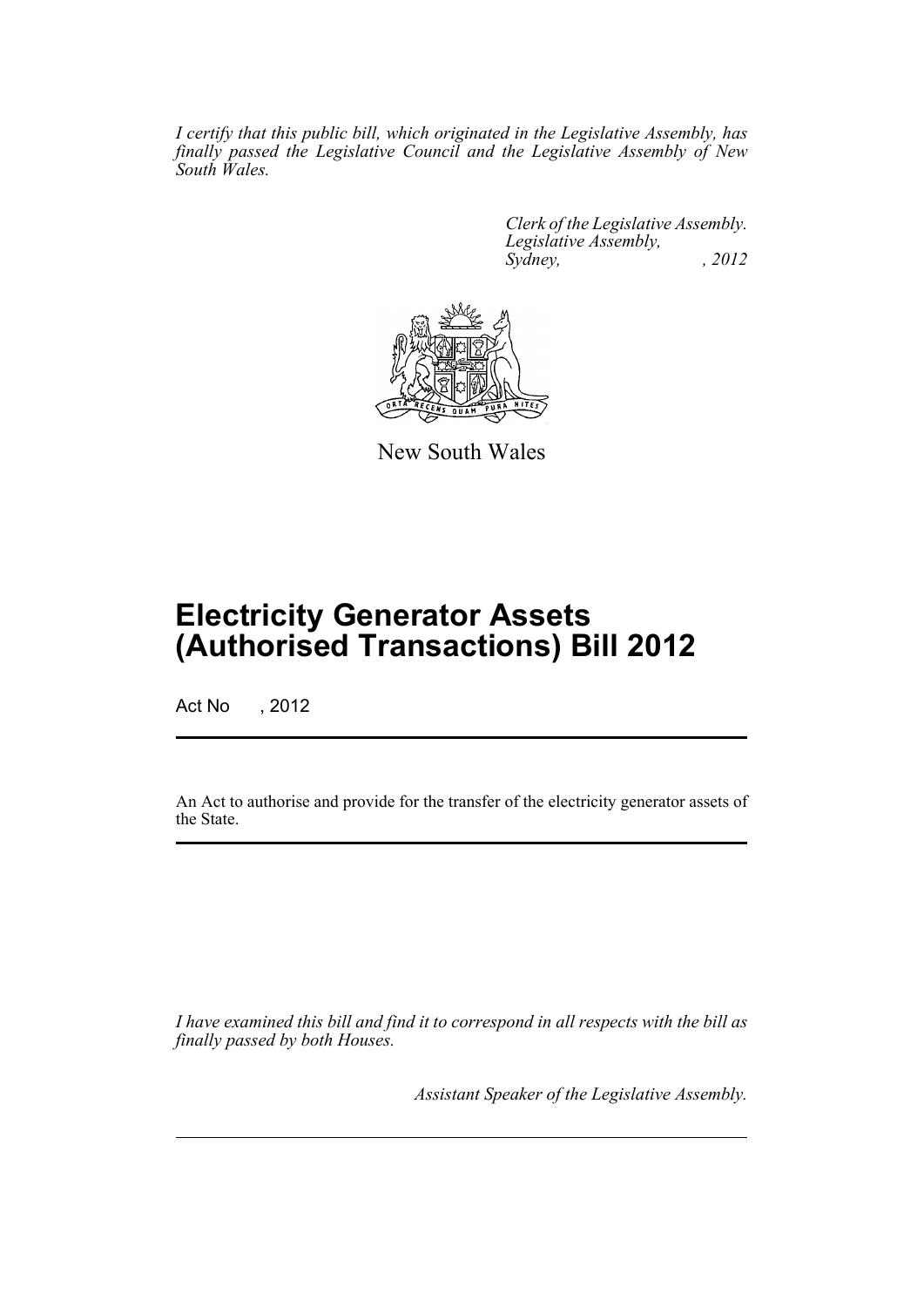*I certify that this public bill, which originated in the Legislative Assembly, has finally passed the Legislative Council and the Legislative Assembly of New South Wales.*

*Clerk of the Legislative Assembly.*
*Legislative Assembly,*
*Sydney, , 2012*

New South Wales

# Electricity Generator Assets (Authorised Transactions) Bill 2012

Act No , 2012

An Act to authorise and provide for the transfer of the electricity generator assets of the State.

*I have examined this bill and find it to correspond in all respects with the bill as finally passed by both Houses.*

*Assistant Speaker of the Legislative Assembly.*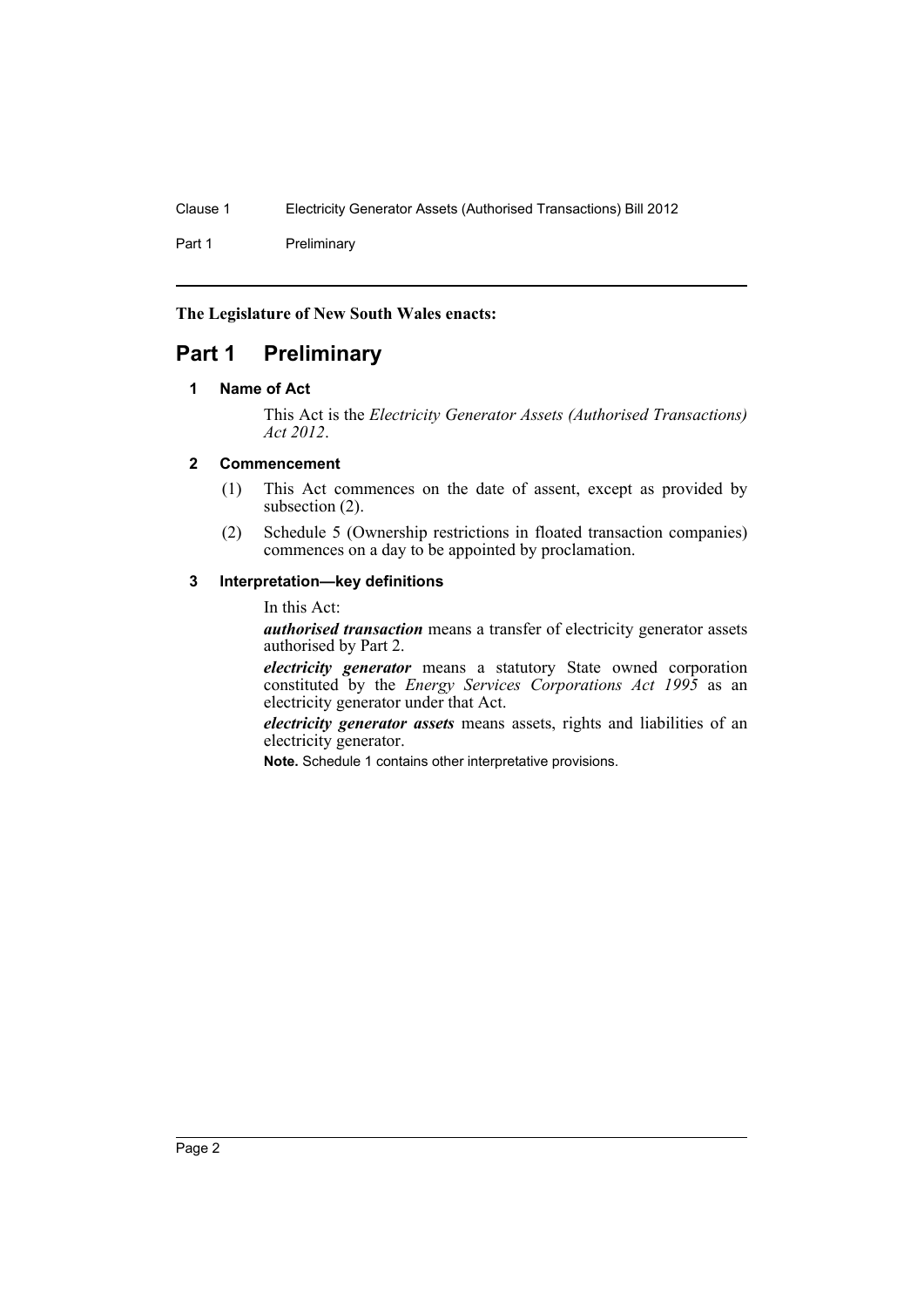**The Legislature of New South Wales enacts:**

# Part 1 Preliminary

### 1 Name of Act

This Act is the *Electricity Generator Assets (Authorised Transactions) Act 2012*.

### 2 Commencement

(1) This Act commences on the date of assent, except as provided by subsection (2).

(2) Schedule 5 (Ownership restrictions in floated transaction companies) commences on a day to be appointed by proclamation.

### 3 Interpretation—key definitions

In this Act:

***authorised transaction*** means a transfer of electricity generator assets authorised by Part 2.

***electricity generator*** means a statutory State owned corporation constituted by the *Energy Services Corporations Act 1995* as an electricity generator under that Act.

***electricity generator assets*** means assets, rights and liabilities of an electricity generator.

**Note.** Schedule 1 contains other interpretative provisions.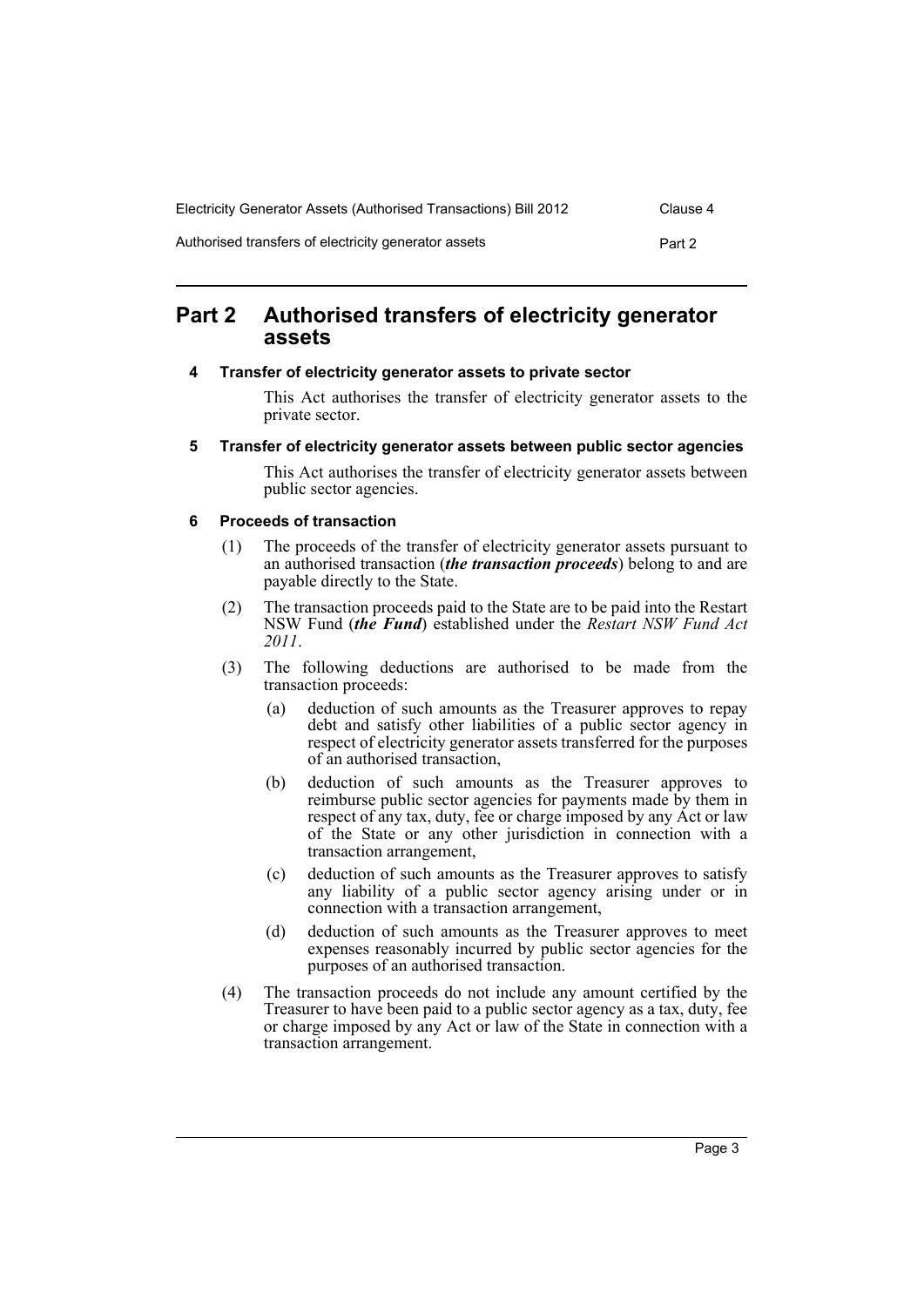# Part 2 Authorised transfers of electricity generator assets

## 4 Transfer of electricity generator assets to private sector

This Act authorises the transfer of electricity generator assets to the private sector.

## 5 Transfer of electricity generator assets between public sector agencies

This Act authorises the transfer of electricity generator assets between public sector agencies.

## 6 Proceeds of transaction

(1) The proceeds of the transfer of electricity generator assets pursuant to an authorised transaction (***the transaction proceeds***) belong to and are payable directly to the State.

(2) The transaction proceeds paid to the State are to be paid into the Restart NSW Fund (***the Fund***) established under the *Restart NSW Fund Act 2011*.

(3) The following deductions are authorised to be made from the transaction proceeds:

- (a) deduction of such amounts as the Treasurer approves to repay debt and satisfy other liabilities of a public sector agency in respect of electricity generator assets transferred for the purposes of an authorised transaction,
- (b) deduction of such amounts as the Treasurer approves to reimburse public sector agencies for payments made by them in respect of any tax, duty, fee or charge imposed by any Act or law of the State or any other jurisdiction in connection with a transaction arrangement,
- (c) deduction of such amounts as the Treasurer approves to satisfy any liability of a public sector agency arising under or in connection with a transaction arrangement,
- (d) deduction of such amounts as the Treasurer approves to meet expenses reasonably incurred by public sector agencies for the purposes of an authorised transaction.

(4) The transaction proceeds do not include any amount certified by the Treasurer to have been paid to a public sector agency as a tax, duty, fee or charge imposed by any Act or law of the State in connection with a transaction arrangement.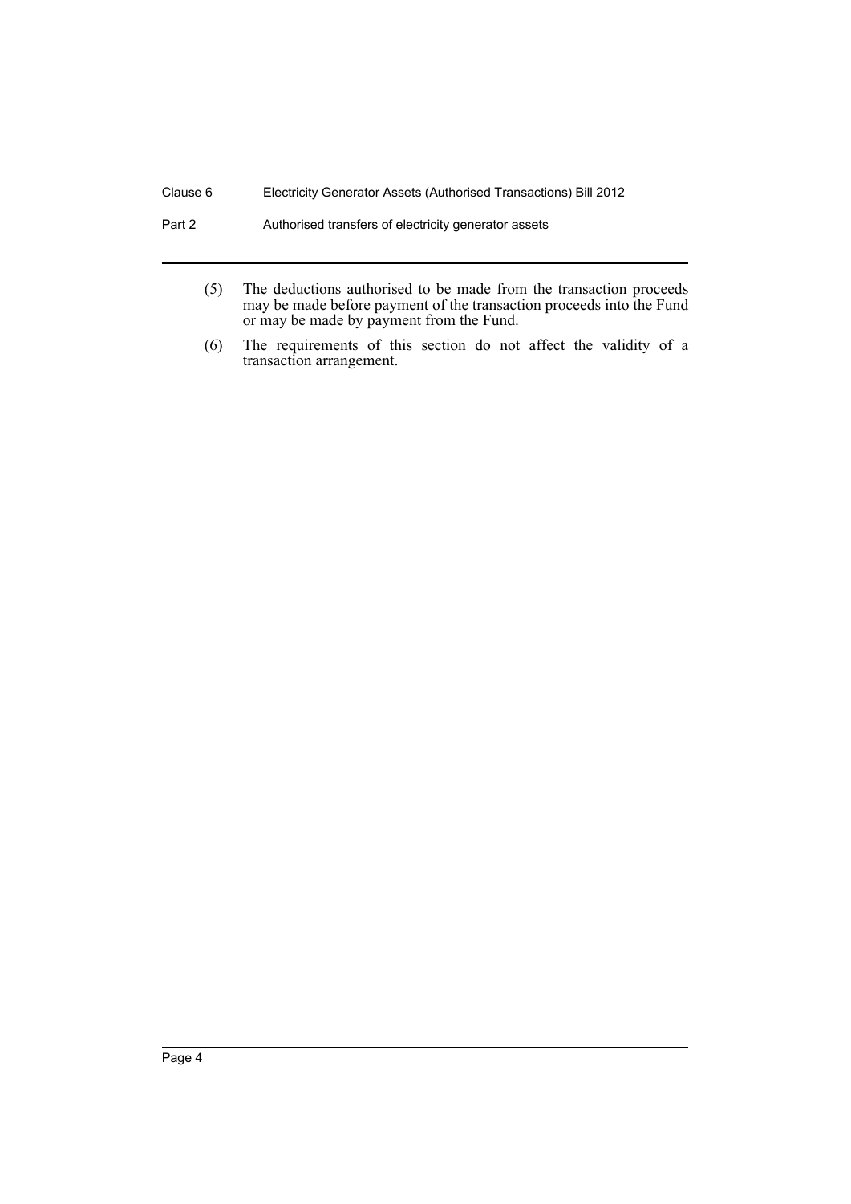(5) The deductions authorised to be made from the transaction proceeds may be made before payment of the transaction proceeds into the Fund or may be made by payment from the Fund.

(6) The requirements of this section do not affect the validity of a transaction arrangement.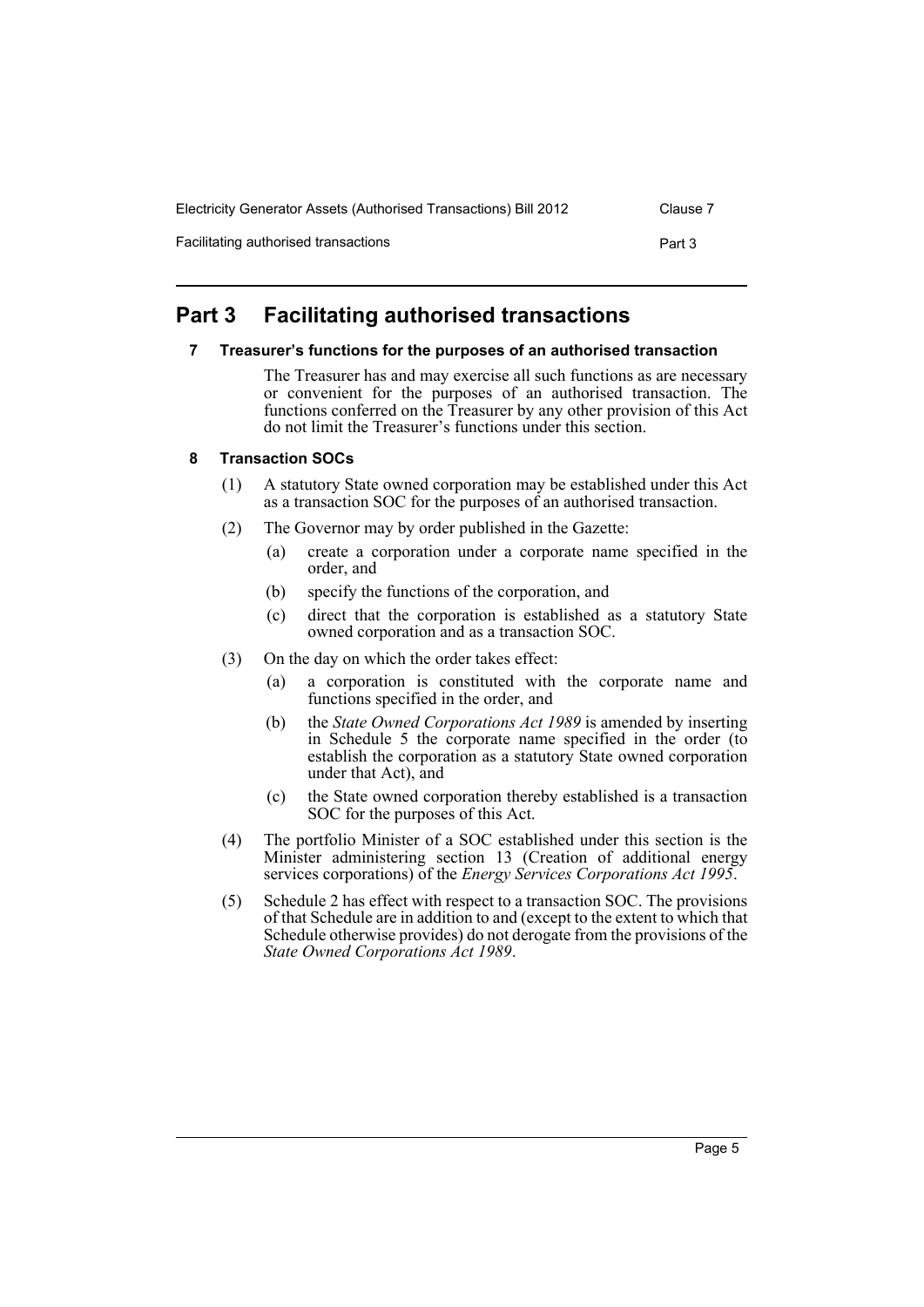# Part 3 Facilitating authorised transactions

### 7 Treasurer's functions for the purposes of an authorised transaction

The Treasurer has and may exercise all such functions as are necessary or convenient for the purposes of an authorised transaction. The functions conferred on the Treasurer by any other provision of this Act do not limit the Treasurer's functions under this section.

### 8 Transaction SOCs

(1) A statutory State owned corporation may be established under this Act as a transaction SOC for the purposes of an authorised transaction.

(2) The Governor may by order published in the Gazette:

- (a) create a corporation under a corporate name specified in the order, and
- (b) specify the functions of the corporation, and
- (c) direct that the corporation is established as a statutory State owned corporation and as a transaction SOC.

(3) On the day on which the order takes effect:

- (a) a corporation is constituted with the corporate name and functions specified in the order, and
- (b) the *State Owned Corporations Act 1989* is amended by inserting in Schedule 5 the corporate name specified in the order (to establish the corporation as a statutory State owned corporation under that Act), and
- (c) the State owned corporation thereby established is a transaction SOC for the purposes of this Act.

(4) The portfolio Minister of a SOC established under this section is the Minister administering section 13 (Creation of additional energy services corporations) of the *Energy Services Corporations Act 1995*.

(5) Schedule 2 has effect with respect to a transaction SOC. The provisions of that Schedule are in addition to and (except to the extent to which that Schedule otherwise provides) do not derogate from the provisions of the *State Owned Corporations Act 1989*.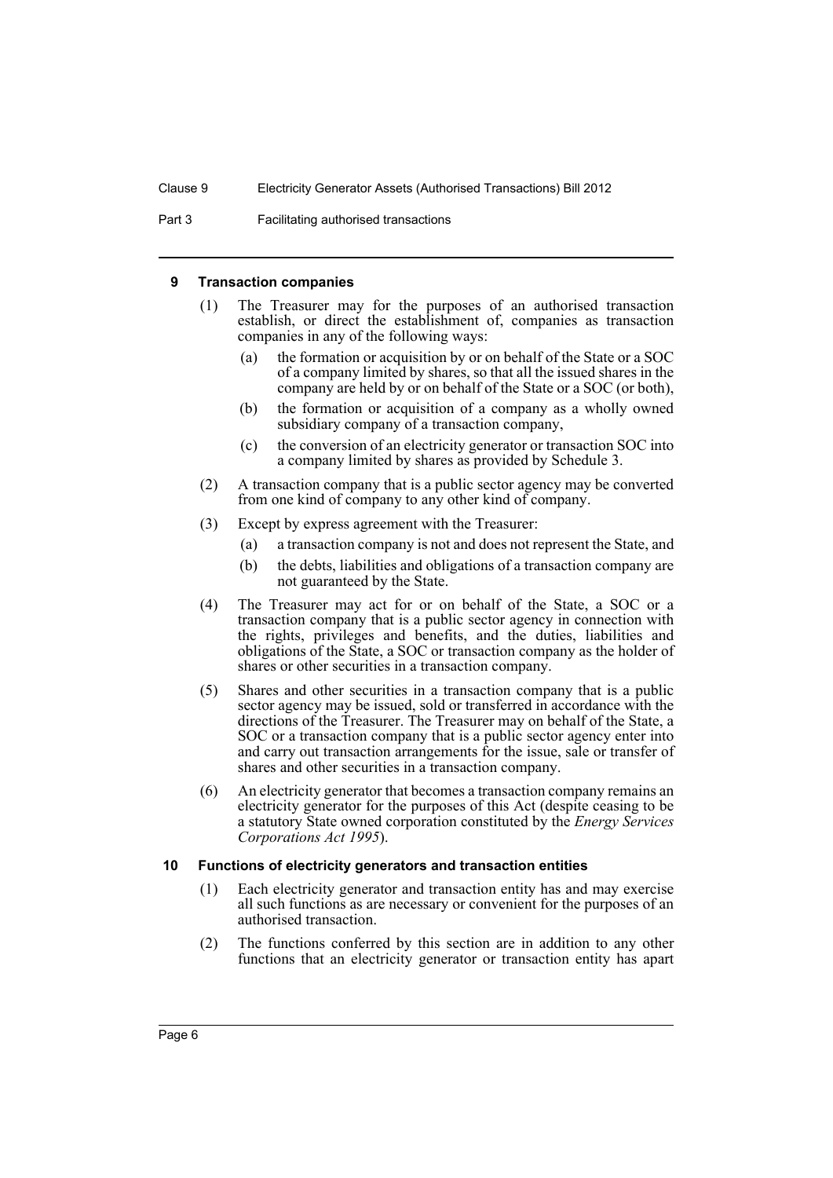## 9 Transaction companies

(1) The Treasurer may for the purposes of an authorised transaction establish, or direct the establishment of, companies as transaction companies in any of the following ways:

(a) the formation or acquisition by or on behalf of the State or a SOC of a company limited by shares, so that all the issued shares in the company are held by or on behalf of the State or a SOC (or both),

(b) the formation or acquisition of a company as a wholly owned subsidiary company of a transaction company,

(c) the conversion of an electricity generator or transaction SOC into a company limited by shares as provided by Schedule 3.

(2) A transaction company that is a public sector agency may be converted from one kind of company to any other kind of company.

(3) Except by express agreement with the Treasurer:

(a) a transaction company is not and does not represent the State, and

(b) the debts, liabilities and obligations of a transaction company are not guaranteed by the State.

(4) The Treasurer may act for or on behalf of the State, a SOC or a transaction company that is a public sector agency in connection with the rights, privileges and benefits, and the duties, liabilities and obligations of the State, a SOC or transaction company as the holder of shares or other securities in a transaction company.

(5) Shares and other securities in a transaction company that is a public sector agency may be issued, sold or transferred in accordance with the directions of the Treasurer. The Treasurer may on behalf of the State, a SOC or a transaction company that is a public sector agency enter into and carry out transaction arrangements for the issue, sale or transfer of shares and other securities in a transaction company.

(6) An electricity generator that becomes a transaction company remains an electricity generator for the purposes of this Act (despite ceasing to be a statutory State owned corporation constituted by the *Energy Services Corporations Act 1995*).

## 10 Functions of electricity generators and transaction entities

(1) Each electricity generator and transaction entity has and may exercise all such functions as are necessary or convenient for the purposes of an authorised transaction.

(2) The functions conferred by this section are in addition to any other functions that an electricity generator or transaction entity has apart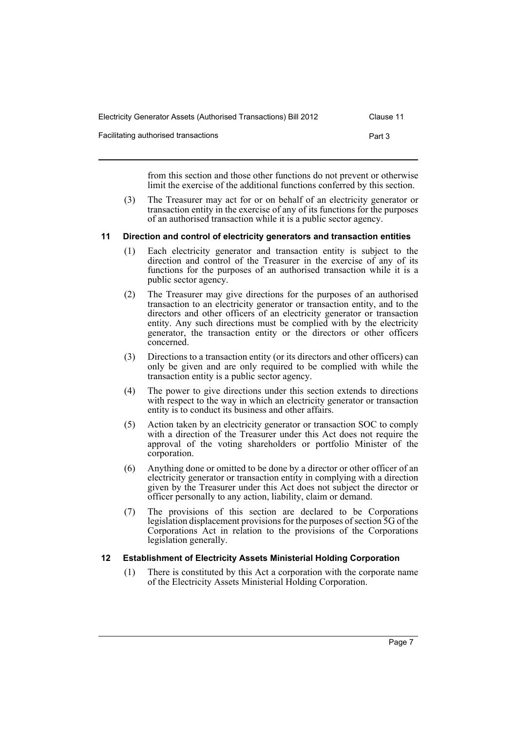from this section and those other functions do not prevent or otherwise limit the exercise of the additional functions conferred by this section.

(3) The Treasurer may act for or on behalf of an electricity generator or transaction entity in the exercise of any of its functions for the purposes of an authorised transaction while it is a public sector agency.

### 11 Direction and control of electricity generators and transaction entities

(1) Each electricity generator and transaction entity is subject to the direction and control of the Treasurer in the exercise of any of its functions for the purposes of an authorised transaction while it is a public sector agency.

(2) The Treasurer may give directions for the purposes of an authorised transaction to an electricity generator or transaction entity, and to the directors and other officers of an electricity generator or transaction entity. Any such directions must be complied with by the electricity generator, the transaction entity or the directors or other officers concerned.

(3) Directions to a transaction entity (or its directors and other officers) can only be given and are only required to be complied with while the transaction entity is a public sector agency.

(4) The power to give directions under this section extends to directions with respect to the way in which an electricity generator or transaction entity is to conduct its business and other affairs.

(5) Action taken by an electricity generator or transaction SOC to comply with a direction of the Treasurer under this Act does not require the approval of the voting shareholders or portfolio Minister of the corporation.

(6) Anything done or omitted to be done by a director or other officer of an electricity generator or transaction entity in complying with a direction given by the Treasurer under this Act does not subject the director or officer personally to any action, liability, claim or demand.

(7) The provisions of this section are declared to be Corporations legislation displacement provisions for the purposes of section 5G of the Corporations Act in relation to the provisions of the Corporations legislation generally.

### 12 Establishment of Electricity Assets Ministerial Holding Corporation

(1) There is constituted by this Act a corporation with the corporate name of the Electricity Assets Ministerial Holding Corporation.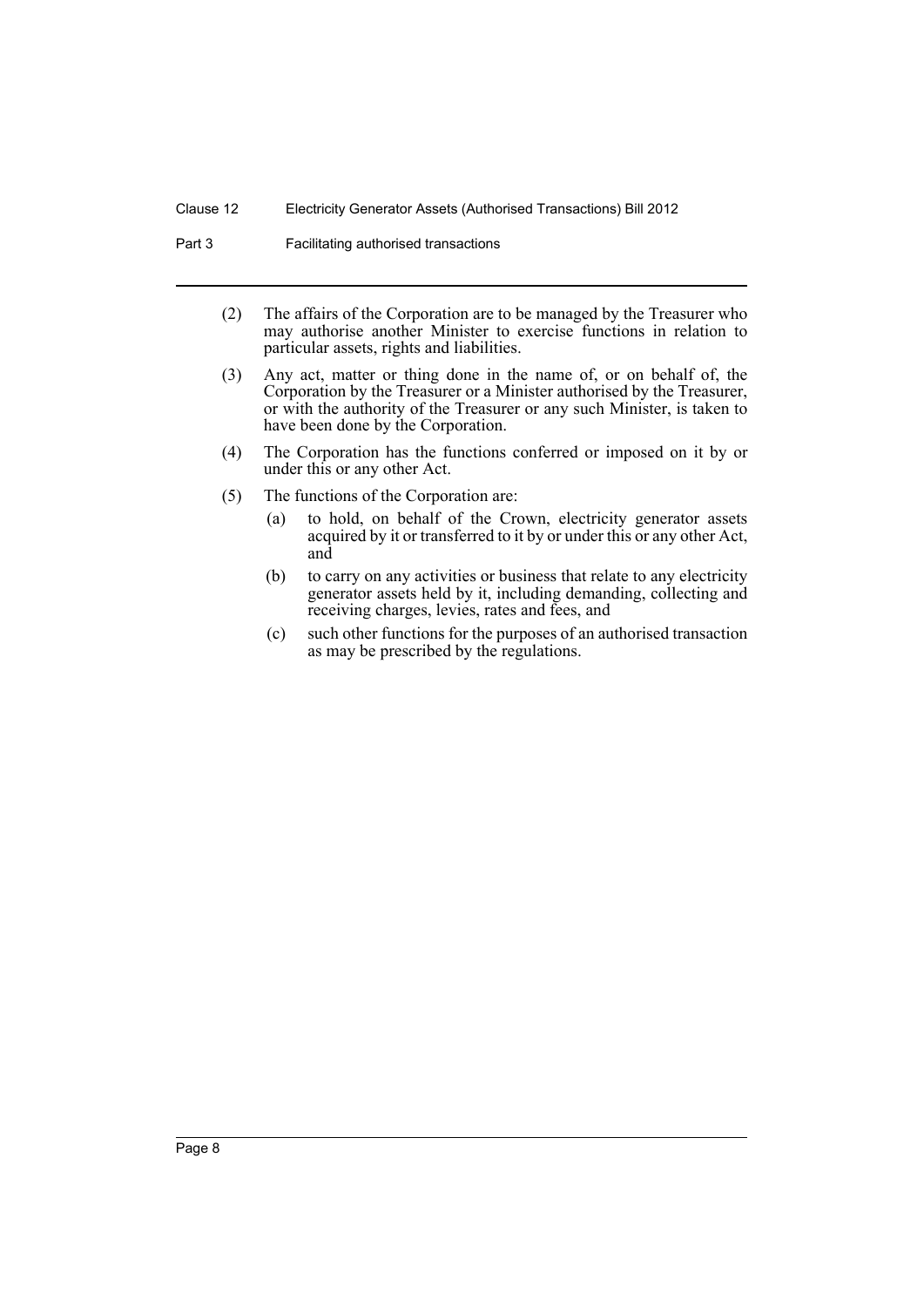(2) The affairs of the Corporation are to be managed by the Treasurer who may authorise another Minister to exercise functions in relation to particular assets, rights and liabilities.

(3) Any act, matter or thing done in the name of, or on behalf of, the Corporation by the Treasurer or a Minister authorised by the Treasurer, or with the authority of the Treasurer or any such Minister, is taken to have been done by the Corporation.

(4) The Corporation has the functions conferred or imposed on it by or under this or any other Act.

(5) The functions of the Corporation are:

- (a) to hold, on behalf of the Crown, electricity generator assets acquired by it or transferred to it by or under this or any other Act, and
- (b) to carry on any activities or business that relate to any electricity generator assets held by it, including demanding, collecting and receiving charges, levies, rates and fees, and
- (c) such other functions for the purposes of an authorised transaction as may be prescribed by the regulations.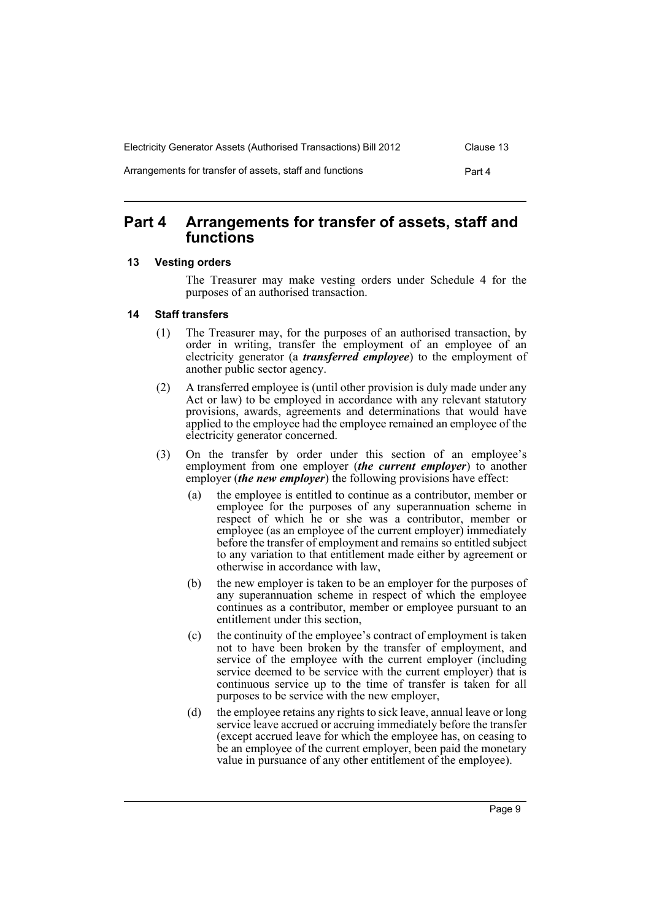# Part 4 Arrangements for transfer of assets, staff and functions

## 13 Vesting orders

The Treasurer may make vesting orders under Schedule 4 for the purposes of an authorised transaction.

## 14 Staff transfers

(1) The Treasurer may, for the purposes of an authorised transaction, by order in writing, transfer the employment of an employee of an electricity generator (a ***transferred employee***) to the employment of another public sector agency.

(2) A transferred employee is (until other provision is duly made under any Act or law) to be employed in accordance with any relevant statutory provisions, awards, agreements and determinations that would have applied to the employee had the employee remained an employee of the electricity generator concerned.

(3) On the transfer by order under this section of an employee's employment from one employer (***the current employer***) to another employer (***the new employer***) the following provisions have effect:

(a) the employee is entitled to continue as a contributor, member or employee for the purposes of any superannuation scheme in respect of which he or she was a contributor, member or employee (as an employee of the current employer) immediately before the transfer of employment and remains so entitled subject to any variation to that entitlement made either by agreement or otherwise in accordance with law,

(b) the new employer is taken to be an employer for the purposes of any superannuation scheme in respect of which the employee continues as a contributor, member or employee pursuant to an entitlement under this section,

(c) the continuity of the employee's contract of employment is taken not to have been broken by the transfer of employment, and service of the employee with the current employer (including service deemed to be service with the current employer) that is continuous service up to the time of transfer is taken for all purposes to be service with the new employer,

(d) the employee retains any rights to sick leave, annual leave or long service leave accrued or accruing immediately before the transfer (except accrued leave for which the employee has, on ceasing to be an employee of the current employer, been paid the monetary value in pursuance of any other entitlement of the employee).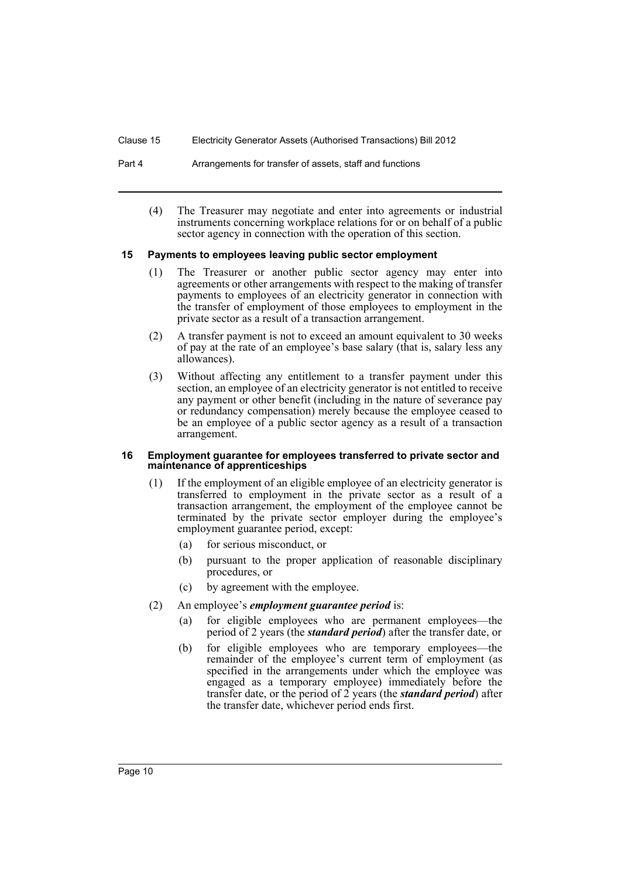(4) The Treasurer may negotiate and enter into agreements or industrial instruments concerning workplace relations for or on behalf of a public sector agency in connection with the operation of this section.

### 15 Payments to employees leaving public sector employment

(1) The Treasurer or another public sector agency may enter into agreements or other arrangements with respect to the making of transfer payments to employees of an electricity generator in connection with the transfer of employment of those employees to employment in the private sector as a result of a transaction arrangement.

(2) A transfer payment is not to exceed an amount equivalent to 30 weeks of pay at the rate of an employee's base salary (that is, salary less any allowances).

(3) Without affecting any entitlement to a transfer payment under this section, an employee of an electricity generator is not entitled to receive any payment or other benefit (including in the nature of severance pay or redundancy compensation) merely because the employee ceased to be an employee of a public sector agency as a result of a transaction arrangement.

### 16 Employment guarantee for employees transferred to private sector and maintenance of apprenticeships

(1) If the employment of an eligible employee of an electricity generator is transferred to employment in the private sector as a result of a transaction arrangement, the employment of the employee cannot be terminated by the private sector employer during the employee's employment guarantee period, except:

- (a) for serious misconduct, or
- (b) pursuant to the proper application of reasonable disciplinary procedures, or
- (c) by agreement with the employee.

(2) An employee's ***employment guarantee period*** is:

- (a) for eligible employees who are permanent employees—the period of 2 years (the ***standard period***) after the transfer date, or
- (b) for eligible employees who are temporary employees—the remainder of the employee's current term of employment (as specified in the arrangements under which the employee was engaged as a temporary employee) immediately before the transfer date, or the period of 2 years (the ***standard period***) after the transfer date, whichever period ends first.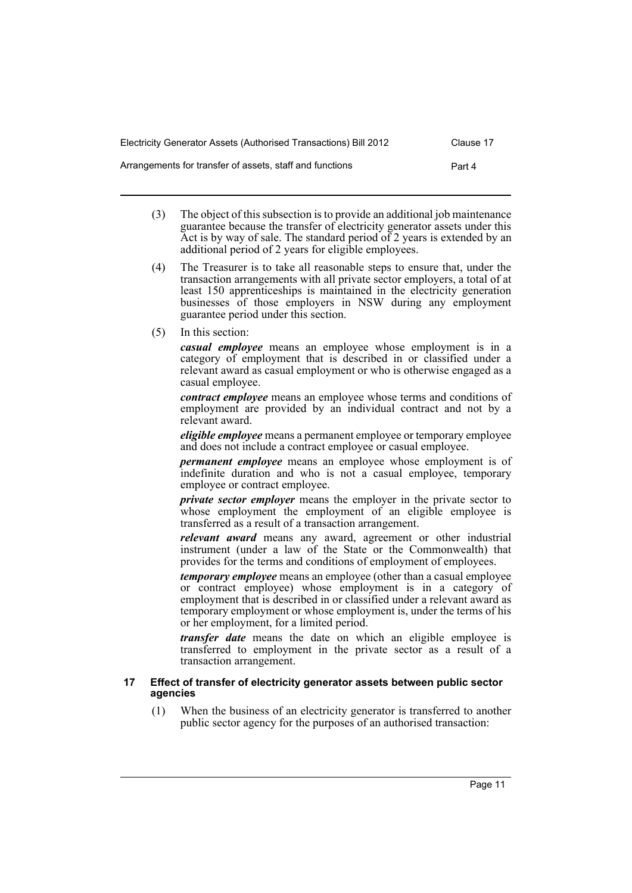(3) The object of this subsection is to provide an additional job maintenance guarantee because the transfer of electricity generator assets under this Act is by way of sale. The standard period of 2 years is extended by an additional period of 2 years for eligible employees.

(4) The Treasurer is to take all reasonable steps to ensure that, under the transaction arrangements with all private sector employers, a total of at least 150 apprenticeships is maintained in the electricity generation businesses of those employers in NSW during any employment guarantee period under this section.

(5) In this section:

***casual employee*** means an employee whose employment is in a category of employment that is described in or classified under a relevant award as casual employment or who is otherwise engaged as a casual employee.

***contract employee*** means an employee whose terms and conditions of employment are provided by an individual contract and not by a relevant award.

***eligible employee*** means a permanent employee or temporary employee and does not include a contract employee or casual employee.

***permanent employee*** means an employee whose employment is of indefinite duration and who is not a casual employee, temporary employee or contract employee.

***private sector employer*** means the employer in the private sector to whose employment the employment of an eligible employee is transferred as a result of a transaction arrangement.

***relevant award*** means any award, agreement or other industrial instrument (under a law of the State or the Commonwealth) that provides for the terms and conditions of employment of employees.

***temporary employee*** means an employee (other than a casual employee or contract employee) whose employment is in a category of employment that is described in or classified under a relevant award as temporary employment or whose employment is, under the terms of his or her employment, for a limited period.

***transfer date*** means the date on which an eligible employee is transferred to employment in the private sector as a result of a transaction arrangement.

#### 17 Effect of transfer of electricity generator assets between public sector agencies

(1) When the business of an electricity generator is transferred to another public sector agency for the purposes of an authorised transaction: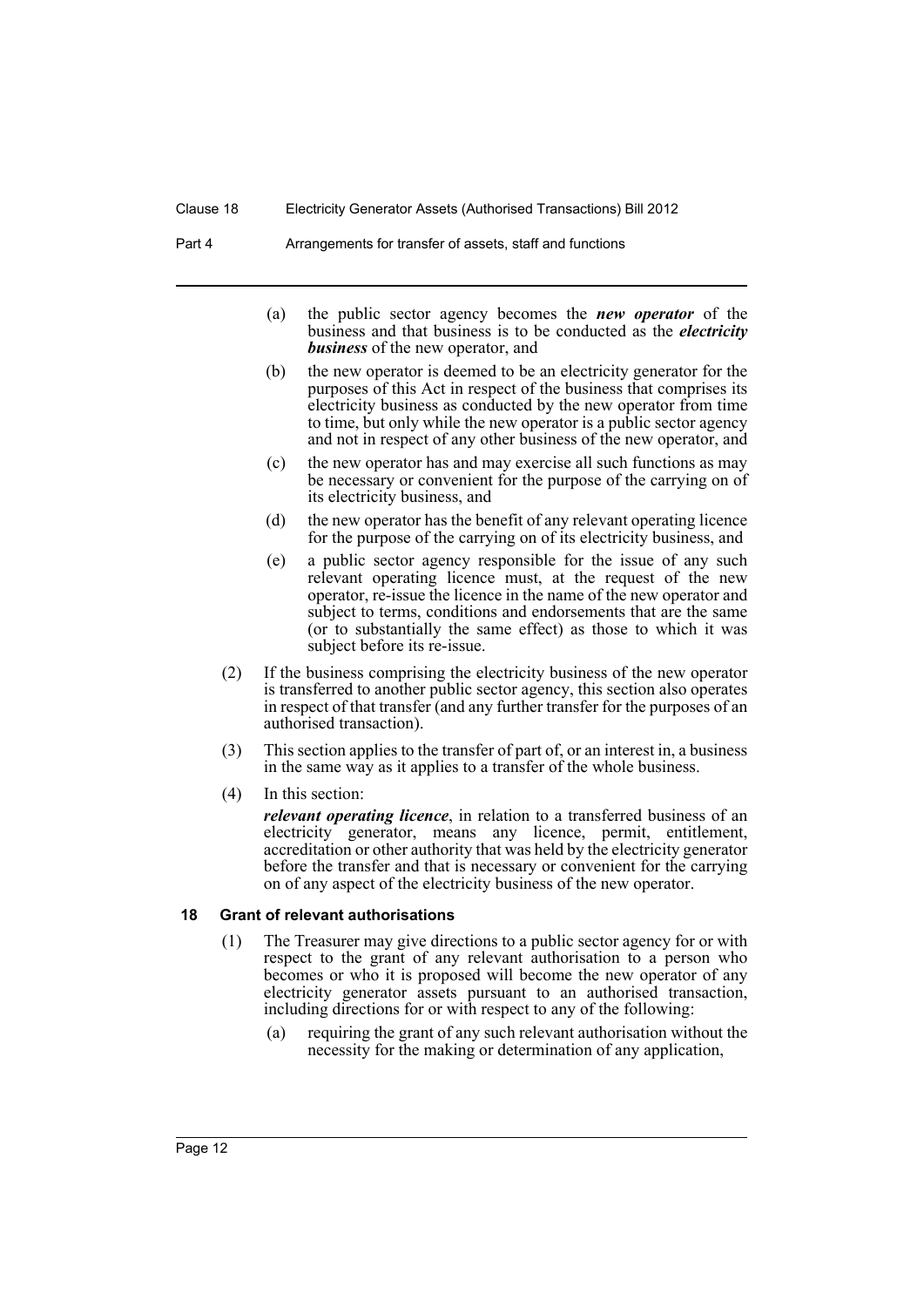(a) the public sector agency becomes the ***new operator*** of the business and that business is to be conducted as the ***electricity business*** of the new operator, and

(b) the new operator is deemed to be an electricity generator for the purposes of this Act in respect of the business that comprises its electricity business as conducted by the new operator from time to time, but only while the new operator is a public sector agency and not in respect of any other business of the new operator, and

(c) the new operator has and may exercise all such functions as may be necessary or convenient for the purpose of the carrying on of its electricity business, and

(d) the new operator has the benefit of any relevant operating licence for the purpose of the carrying on of its electricity business, and

(e) a public sector agency responsible for the issue of any such relevant operating licence must, at the request of the new operator, re-issue the licence in the name of the new operator and subject to terms, conditions and endorsements that are the same (or to substantially the same effect) as those to which it was subject before its re-issue.

(2) If the business comprising the electricity business of the new operator is transferred to another public sector agency, this section also operates in respect of that transfer (and any further transfer for the purposes of an authorised transaction).

(3) This section applies to the transfer of part of, or an interest in, a business in the same way as it applies to a transfer of the whole business.

(4) In this section:

***relevant operating licence***, in relation to a transferred business of an electricity generator, means any licence, permit, entitlement, accreditation or other authority that was held by the electricity generator before the transfer and that is necessary or convenient for the carrying on of any aspect of the electricity business of the new operator.

### 18 Grant of relevant authorisations

(1) The Treasurer may give directions to a public sector agency for or with respect to the grant of any relevant authorisation to a person who becomes or who it is proposed will become the new operator of any electricity generator assets pursuant to an authorised transaction, including directions for or with respect to any of the following:

(a) requiring the grant of any such relevant authorisation without the necessity for the making or determination of any application,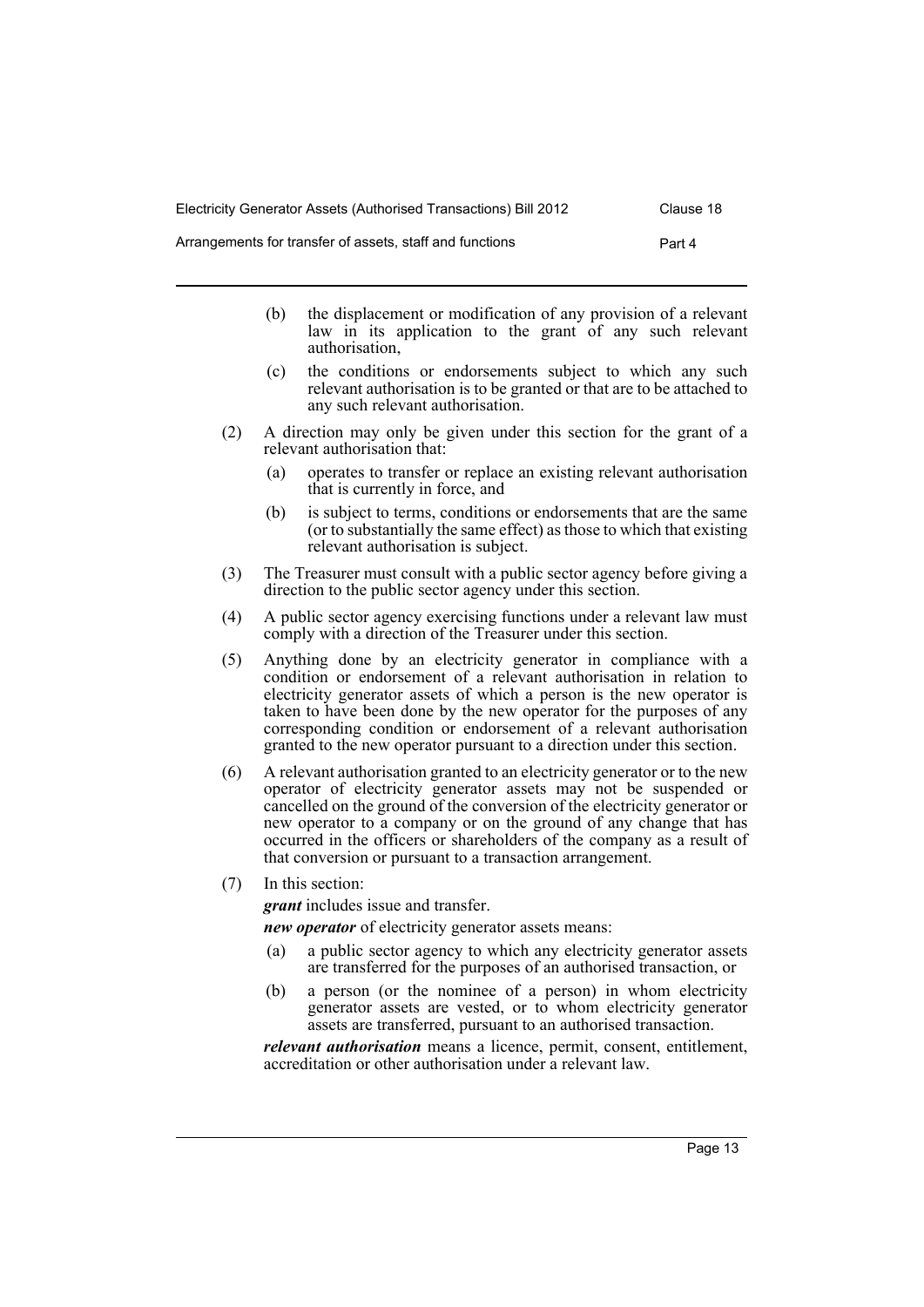(b) the displacement or modification of any provision of a relevant law in its application to the grant of any such relevant authorisation,

(c) the conditions or endorsements subject to which any such relevant authorisation is to be granted or that are to be attached to any such relevant authorisation.

(2) A direction may only be given under this section for the grant of a relevant authorisation that:

(a) operates to transfer or replace an existing relevant authorisation that is currently in force, and

(b) is subject to terms, conditions or endorsements that are the same (or to substantially the same effect) as those to which that existing relevant authorisation is subject.

(3) The Treasurer must consult with a public sector agency before giving a direction to the public sector agency under this section.

(4) A public sector agency exercising functions under a relevant law must comply with a direction of the Treasurer under this section.

(5) Anything done by an electricity generator in compliance with a condition or endorsement of a relevant authorisation in relation to electricity generator assets of which a person is the new operator is taken to have been done by the new operator for the purposes of any corresponding condition or endorsement of a relevant authorisation granted to the new operator pursuant to a direction under this section.

(6) A relevant authorisation granted to an electricity generator or to the new operator of electricity generator assets may not be suspended or cancelled on the ground of the conversion of the electricity generator or new operator to a company or on the ground of any change that has occurred in the officers or shareholders of the company as a result of that conversion or pursuant to a transaction arrangement.

(7) In this section:

***grant*** includes issue and transfer.

***new operator*** of electricity generator assets means:

(a) a public sector agency to which any electricity generator assets are transferred for the purposes of an authorised transaction, or

(b) a person (or the nominee of a person) in whom electricity generator assets are vested, or to whom electricity generator assets are transferred, pursuant to an authorised transaction.

***relevant authorisation*** means a licence, permit, consent, entitlement, accreditation or other authorisation under a relevant law.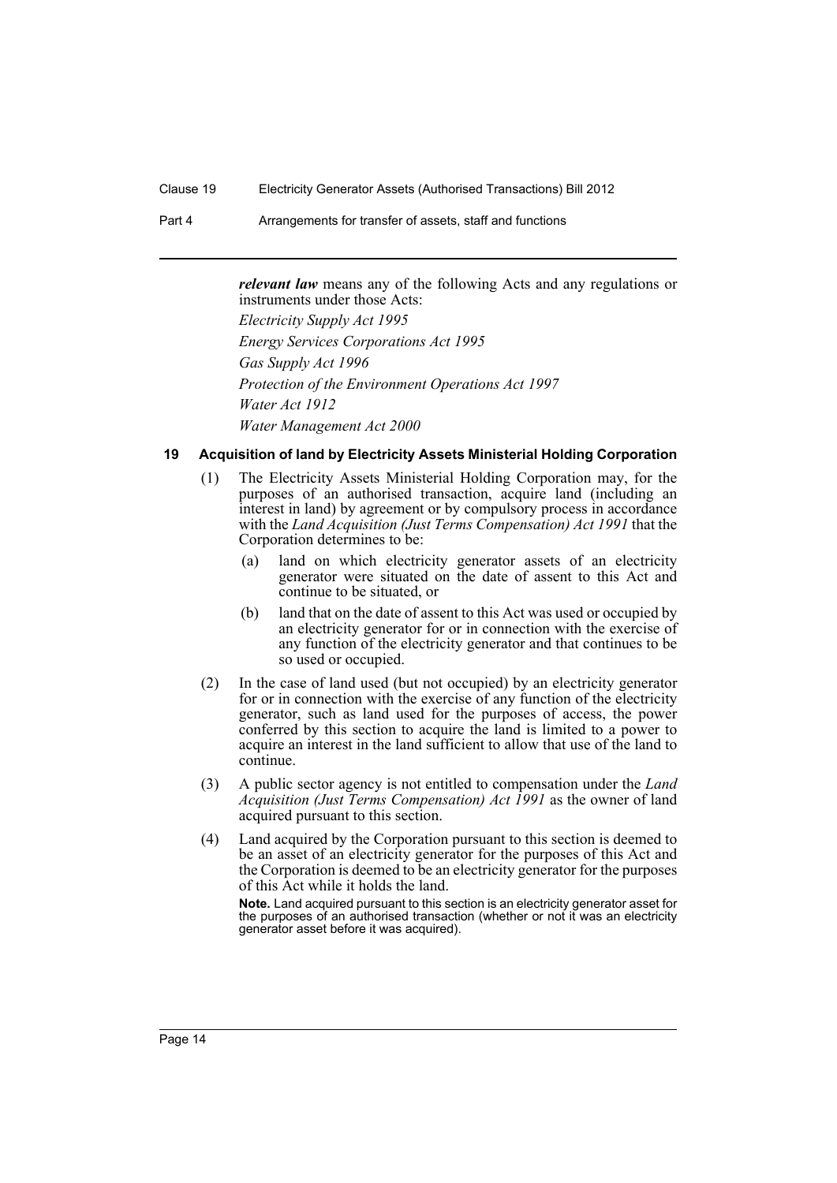***relevant law*** means any of the following Acts and any regulations or instruments under those Acts:

*Electricity Supply Act 1995*

*Energy Services Corporations Act 1995*

*Gas Supply Act 1996*

*Protection of the Environment Operations Act 1997*

*Water Act 1912*

*Water Management Act 2000*

### 19 Acquisition of land by Electricity Assets Ministerial Holding Corporation

(1) The Electricity Assets Ministerial Holding Corporation may, for the purposes of an authorised transaction, acquire land (including an interest in land) by agreement or by compulsory process in accordance with the *Land Acquisition (Just Terms Compensation) Act 1991* that the Corporation determines to be:

   (a) land on which electricity generator assets of an electricity generator were situated on the date of assent to this Act and continue to be situated, or

   (b) land that on the date of assent to this Act was used or occupied by an electricity generator for or in connection with the exercise of any function of the electricity generator and that continues to be so used or occupied.

(2) In the case of land used (but not occupied) by an electricity generator for or in connection with the exercise of any function of the electricity generator, such as land used for the purposes of access, the power conferred by this section to acquire the land is limited to a power to acquire an interest in the land sufficient to allow that use of the land to continue.

(3) A public sector agency is not entitled to compensation under the *Land Acquisition (Just Terms Compensation) Act 1991* as the owner of land acquired pursuant to this section.

(4) Land acquired by the Corporation pursuant to this section is deemed to be an asset of an electricity generator for the purposes of this Act and the Corporation is deemed to be an electricity generator for the purposes of this Act while it holds the land.

**Note.** Land acquired pursuant to this section is an electricity generator asset for the purposes of an authorised transaction (whether or not it was an electricity generator asset before it was acquired).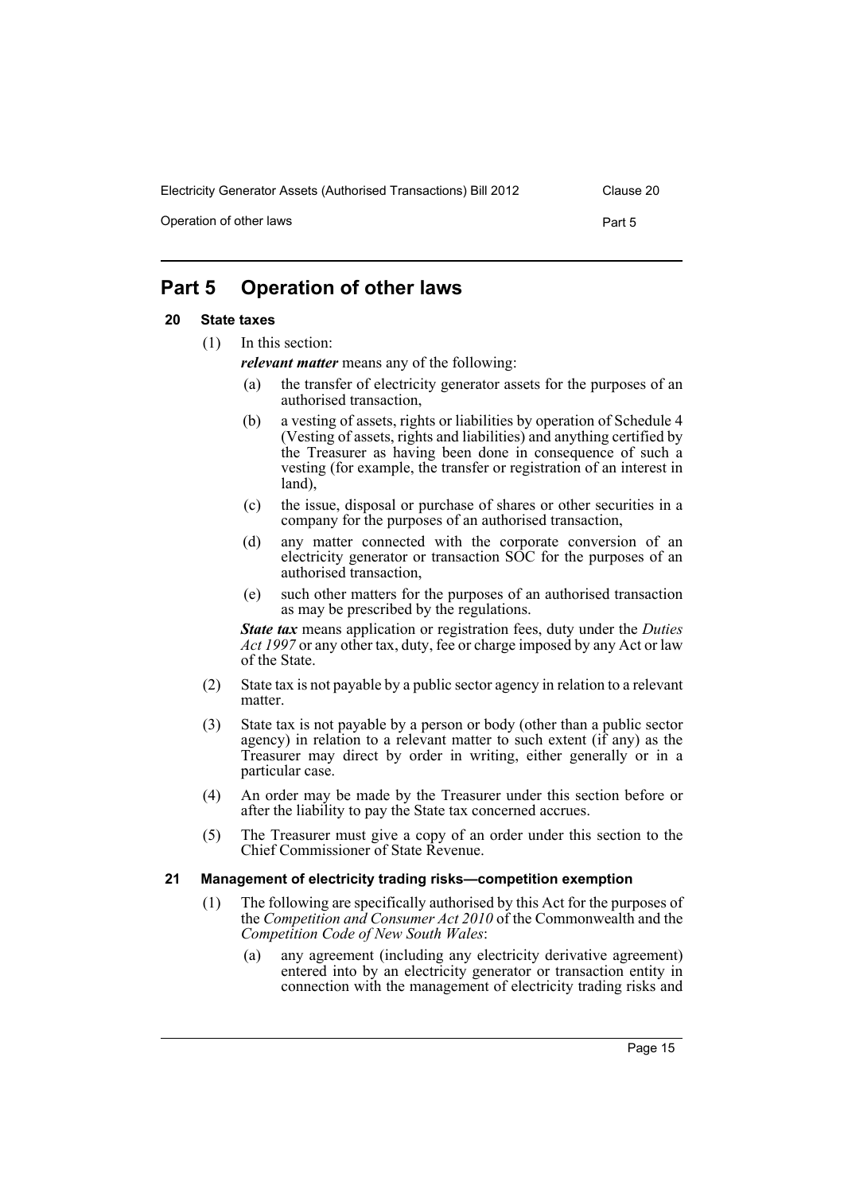# Part 5 Operation of other laws

## 20 State taxes

(1) In this section:

***relevant matter*** means any of the following:

(a) the transfer of electricity generator assets for the purposes of an authorised transaction,

(b) a vesting of assets, rights or liabilities by operation of Schedule 4 (Vesting of assets, rights and liabilities) and anything certified by the Treasurer as having been done in consequence of such a vesting (for example, the transfer or registration of an interest in land),

(c) the issue, disposal or purchase of shares or other securities in a company for the purposes of an authorised transaction,

(d) any matter connected with the corporate conversion of an electricity generator or transaction SOC for the purposes of an authorised transaction,

(e) such other matters for the purposes of an authorised transaction as may be prescribed by the regulations.

***State tax*** means application or registration fees, duty under the *Duties Act 1997* or any other tax, duty, fee or charge imposed by any Act or law of the State.

(2) State tax is not payable by a public sector agency in relation to a relevant matter.

(3) State tax is not payable by a person or body (other than a public sector agency) in relation to a relevant matter to such extent (if any) as the Treasurer may direct by order in writing, either generally or in a particular case.

(4) An order may be made by the Treasurer under this section before or after the liability to pay the State tax concerned accrues.

(5) The Treasurer must give a copy of an order under this section to the Chief Commissioner of State Revenue.

## 21 Management of electricity trading risks—competition exemption

(1) The following are specifically authorised by this Act for the purposes of the *Competition and Consumer Act 2010* of the Commonwealth and the *Competition Code of New South Wales*:

(a) any agreement (including any electricity derivative agreement) entered into by an electricity generator or transaction entity in connection with the management of electricity trading risks and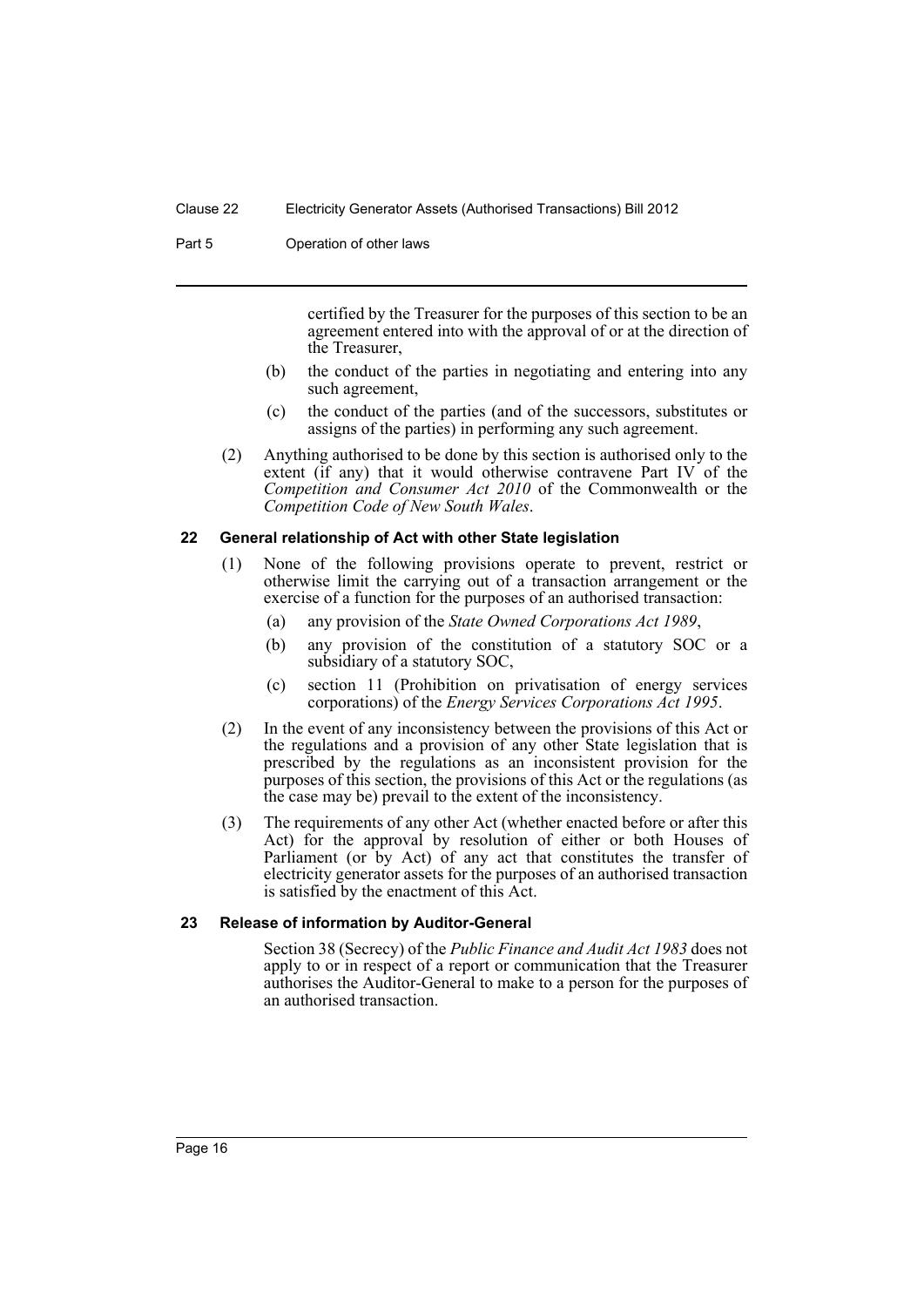certified by the Treasurer for the purposes of this section to be an agreement entered into with the approval of or at the direction of the Treasurer,

(b) the conduct of the parties in negotiating and entering into any such agreement,

(c) the conduct of the parties (and of the successors, substitutes or assigns of the parties) in performing any such agreement.

(2) Anything authorised to be done by this section is authorised only to the extent (if any) that it would otherwise contravene Part IV of the *Competition and Consumer Act 2010* of the Commonwealth or the *Competition Code of New South Wales*.

### 22 General relationship of Act with other State legislation

(1) None of the following provisions operate to prevent, restrict or otherwise limit the carrying out of a transaction arrangement or the exercise of a function for the purposes of an authorised transaction:

(a) any provision of the *State Owned Corporations Act 1989*,

(b) any provision of the constitution of a statutory SOC or a subsidiary of a statutory SOC,

(c) section 11 (Prohibition on privatisation of energy services corporations) of the *Energy Services Corporations Act 1995*.

(2) In the event of any inconsistency between the provisions of this Act or the regulations and a provision of any other State legislation that is prescribed by the regulations as an inconsistent provision for the purposes of this section, the provisions of this Act or the regulations (as the case may be) prevail to the extent of the inconsistency.

(3) The requirements of any other Act (whether enacted before or after this Act) for the approval by resolution of either or both Houses of Parliament (or by Act) of any act that constitutes the transfer of electricity generator assets for the purposes of an authorised transaction is satisfied by the enactment of this Act.

### 23 Release of information by Auditor-General

Section 38 (Secrecy) of the *Public Finance and Audit Act 1983* does not apply to or in respect of a report or communication that the Treasurer authorises the Auditor-General to make to a person for the purposes of an authorised transaction.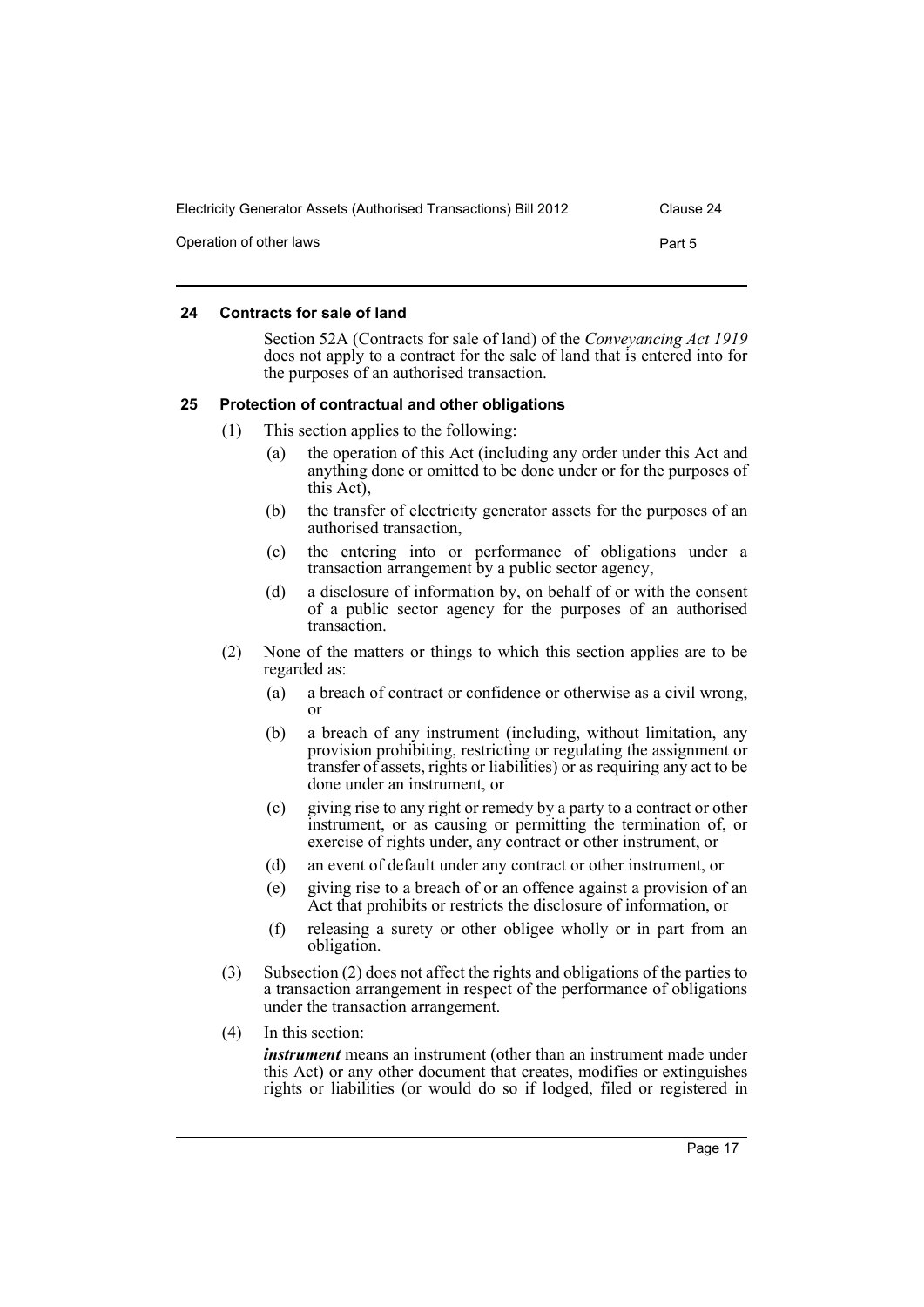## 24 Contracts for sale of land

Section 52A (Contracts for sale of land) of the *Conveyancing Act 1919* does not apply to a contract for the sale of land that is entered into for the purposes of an authorised transaction.

## 25 Protection of contractual and other obligations

(1) This section applies to the following:

- (a) the operation of this Act (including any order under this Act and anything done or omitted to be done under or for the purposes of this Act),
- (b) the transfer of electricity generator assets for the purposes of an authorised transaction,
- (c) the entering into or performance of obligations under a transaction arrangement by a public sector agency,
- (d) a disclosure of information by, on behalf of or with the consent of a public sector agency for the purposes of an authorised transaction.

(2) None of the matters or things to which this section applies are to be regarded as:

- (a) a breach of contract or confidence or otherwise as a civil wrong, or
- (b) a breach of any instrument (including, without limitation, any provision prohibiting, restricting or regulating the assignment or transfer of assets, rights or liabilities) or as requiring any act to be done under an instrument, or
- (c) giving rise to any right or remedy by a party to a contract or other instrument, or as causing or permitting the termination of, or exercise of rights under, any contract or other instrument, or
- (d) an event of default under any contract or other instrument, or
- (e) giving rise to a breach of or an offence against a provision of an Act that prohibits or restricts the disclosure of information, or
- (f) releasing a surety or other obligee wholly or in part from an obligation.

(3) Subsection (2) does not affect the rights and obligations of the parties to a transaction arrangement in respect of the performance of obligations under the transaction arrangement.

(4) In this section:

***instrument*** means an instrument (other than an instrument made under this Act) or any other document that creates, modifies or extinguishes rights or liabilities (or would do so if lodged, filed or registered in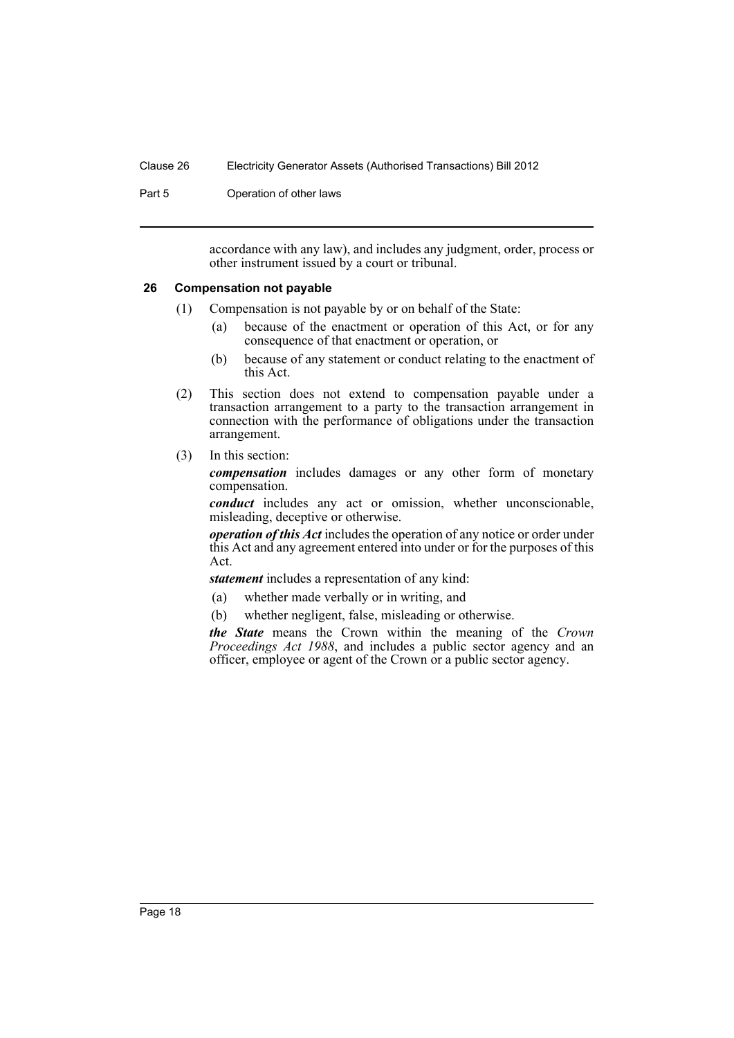accordance with any law), and includes any judgment, order, process or other instrument issued by a court or tribunal.

### 26 Compensation not payable

(1) Compensation is not payable by or on behalf of the State:

- (a) because of the enactment or operation of this Act, or for any consequence of that enactment or operation, or
- (b) because of any statement or conduct relating to the enactment of this Act.

(2) This section does not extend to compensation payable under a transaction arrangement to a party to the transaction arrangement in connection with the performance of obligations under the transaction arrangement.

(3) In this section:

***compensation*** includes damages or any other form of monetary compensation.

***conduct*** includes any act or omission, whether unconscionable, misleading, deceptive or otherwise.

***operation of this Act*** includes the operation of any notice or order under this Act and any agreement entered into under or for the purposes of this Act.

***statement*** includes a representation of any kind:

- (a) whether made verbally or in writing, and
- (b) whether negligent, false, misleading or otherwise.

***the State*** means the Crown within the meaning of the *Crown Proceedings Act 1988*, and includes a public sector agency and an officer, employee or agent of the Crown or a public sector agency.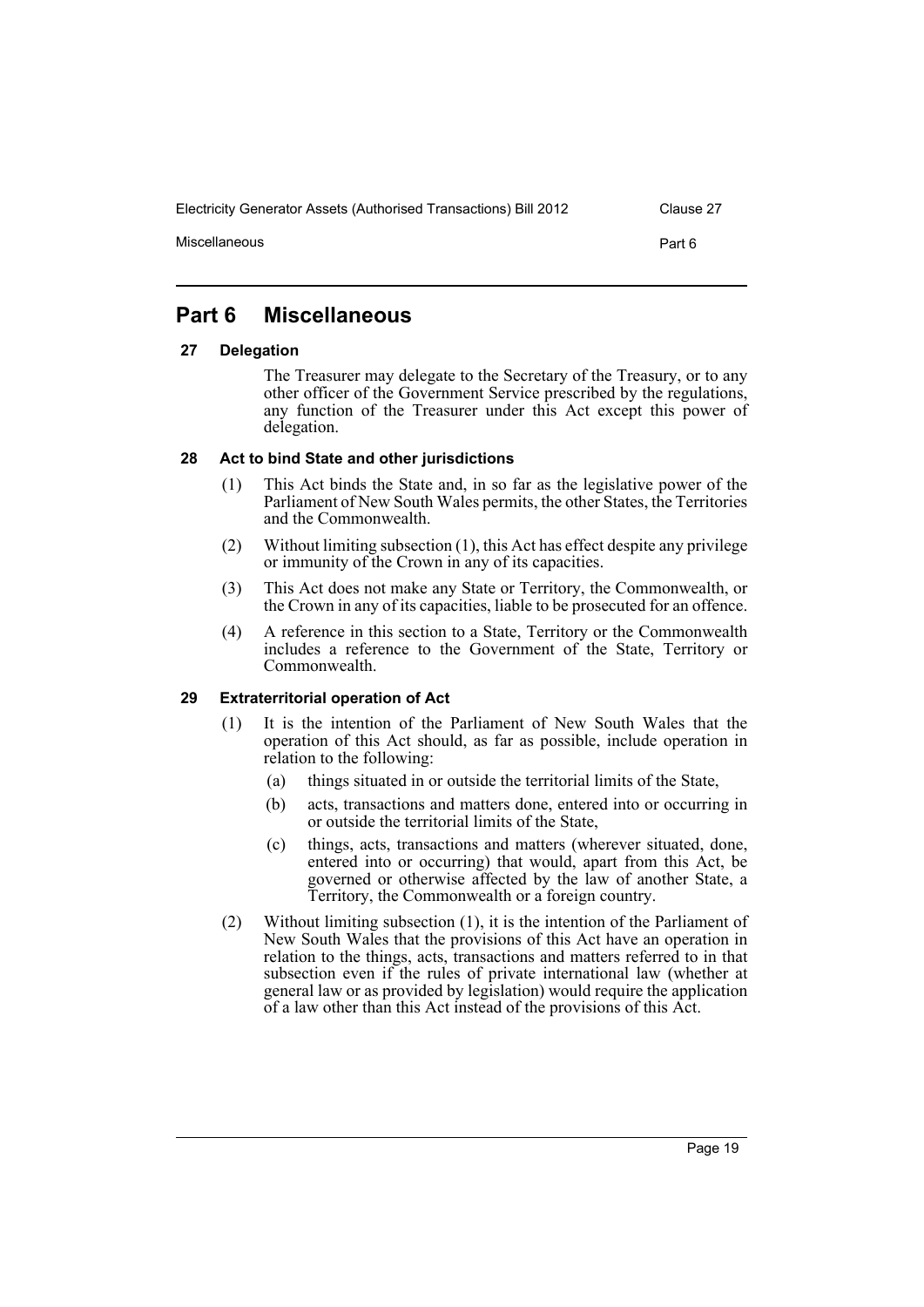# Part 6 Miscellaneous

### 27 Delegation

The Treasurer may delegate to the Secretary of the Treasury, or to any other officer of the Government Service prescribed by the regulations, any function of the Treasurer under this Act except this power of delegation.

### 28 Act to bind State and other jurisdictions

(1) This Act binds the State and, in so far as the legislative power of the Parliament of New South Wales permits, the other States, the Territories and the Commonwealth.

(2) Without limiting subsection (1), this Act has effect despite any privilege or immunity of the Crown in any of its capacities.

(3) This Act does not make any State or Territory, the Commonwealth, or the Crown in any of its capacities, liable to be prosecuted for an offence.

(4) A reference in this section to a State, Territory or the Commonwealth includes a reference to the Government of the State, Territory or Commonwealth.

### 29 Extraterritorial operation of Act

(1) It is the intention of the Parliament of New South Wales that the operation of this Act should, as far as possible, include operation in relation to the following:

- (a) things situated in or outside the territorial limits of the State,
- (b) acts, transactions and matters done, entered into or occurring in or outside the territorial limits of the State,
- (c) things, acts, transactions and matters (wherever situated, done, entered into or occurring) that would, apart from this Act, be governed or otherwise affected by the law of another State, a Territory, the Commonwealth or a foreign country.

(2) Without limiting subsection (1), it is the intention of the Parliament of New South Wales that the provisions of this Act have an operation in relation to the things, acts, transactions and matters referred to in that subsection even if the rules of private international law (whether at general law or as provided by legislation) would require the application of a law other than this Act instead of the provisions of this Act.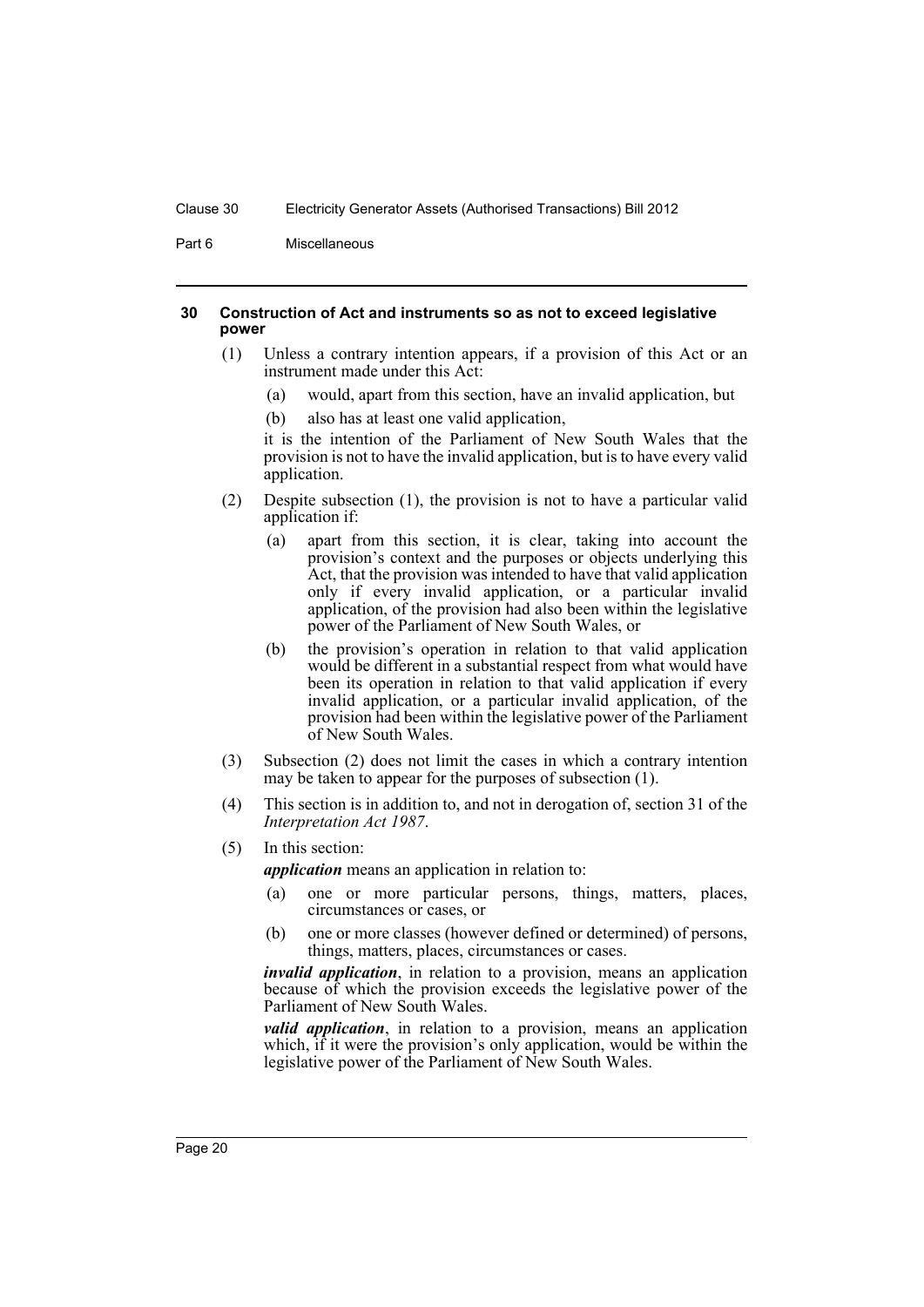## 30 Construction of Act and instruments so as not to exceed legislative power

(1) Unless a contrary intention appears, if a provision of this Act or an instrument made under this Act:

- (a) would, apart from this section, have an invalid application, but
- (b) also has at least one valid application,

it is the intention of the Parliament of New South Wales that the provision is not to have the invalid application, but is to have every valid application.

(2) Despite subsection (1), the provision is not to have a particular valid application if:

- (a) apart from this section, it is clear, taking into account the provision's context and the purposes or objects underlying this Act, that the provision was intended to have that valid application only if every invalid application, or a particular invalid application, of the provision had also been within the legislative power of the Parliament of New South Wales, or
- (b) the provision's operation in relation to that valid application would be different in a substantial respect from what would have been its operation in relation to that valid application if every invalid application, or a particular invalid application, of the provision had been within the legislative power of the Parliament of New South Wales.

(3) Subsection (2) does not limit the cases in which a contrary intention may be taken to appear for the purposes of subsection (1).

(4) This section is in addition to, and not in derogation of, section 31 of the *Interpretation Act 1987*.

(5) In this section:

***application*** means an application in relation to:

- (a) one or more particular persons, things, matters, places, circumstances or cases, or
- (b) one or more classes (however defined or determined) of persons, things, matters, places, circumstances or cases.

***invalid application***, in relation to a provision, means an application because of which the provision exceeds the legislative power of the Parliament of New South Wales.

***valid application***, in relation to a provision, means an application which, if it were the provision's only application, would be within the legislative power of the Parliament of New South Wales.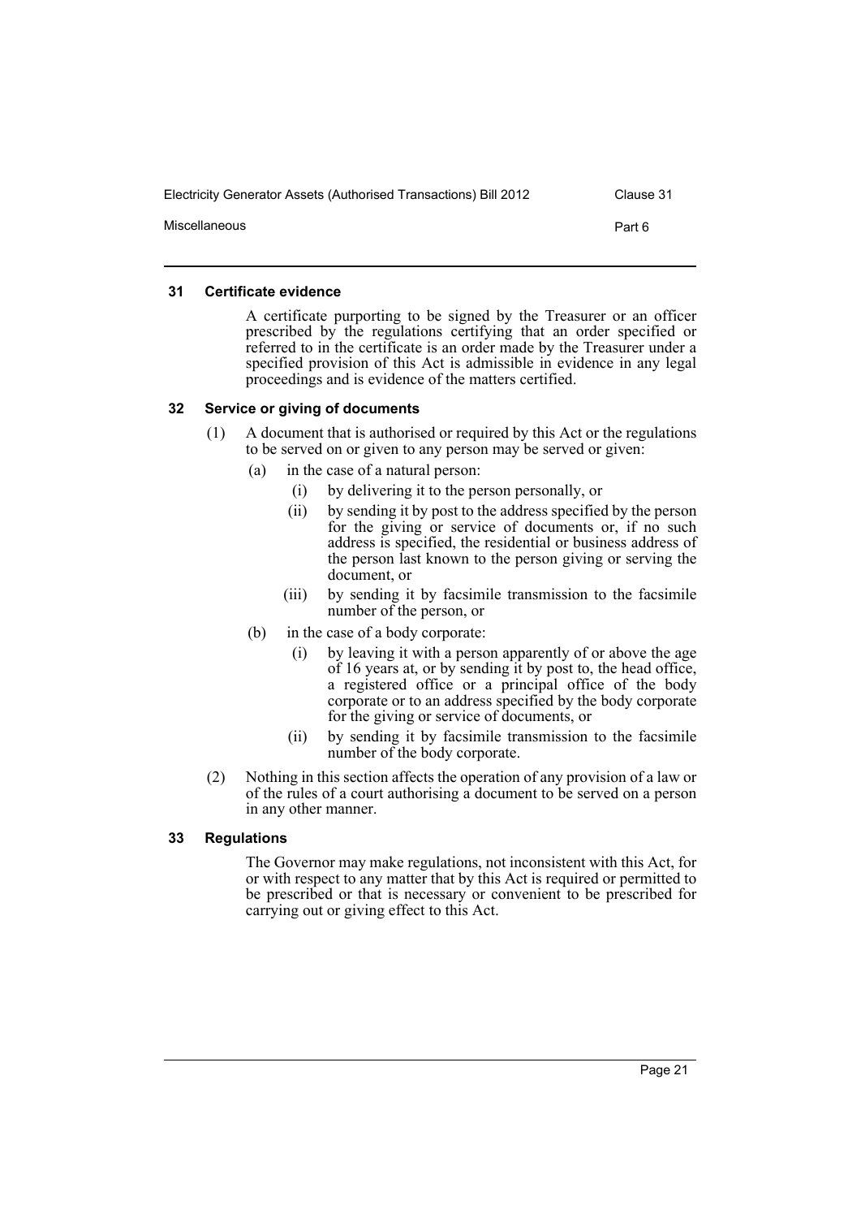#### 31 Certificate evidence

A certificate purporting to be signed by the Treasurer or an officer prescribed by the regulations certifying that an order specified or referred to in the certificate is an order made by the Treasurer under a specified provision of this Act is admissible in evidence in any legal proceedings and is evidence of the matters certified.

#### 32 Service or giving of documents

(1) A document that is authorised or required by this Act or the regulations to be served on or given to any person may be served or given:

- (a) in the case of a natural person:
  - (i) by delivering it to the person personally, or
  - (ii) by sending it by post to the address specified by the person for the giving or service of documents or, if no such address is specified, the residential or business address of the person last known to the person giving or serving the document, or
  - (iii) by sending it by facsimile transmission to the facsimile number of the person, or
- (b) in the case of a body corporate:
  - (i) by leaving it with a person apparently of or above the age of 16 years at, or by sending it by post to, the head office, a registered office or a principal office of the body corporate or to an address specified by the body corporate for the giving or service of documents, or
  - (ii) by sending it by facsimile transmission to the facsimile number of the body corporate.

(2) Nothing in this section affects the operation of any provision of a law or of the rules of a court authorising a document to be served on a person in any other manner.

#### 33 Regulations

The Governor may make regulations, not inconsistent with this Act, for or with respect to any matter that by this Act is required or permitted to be prescribed or that is necessary or convenient to be prescribed for carrying out or giving effect to this Act.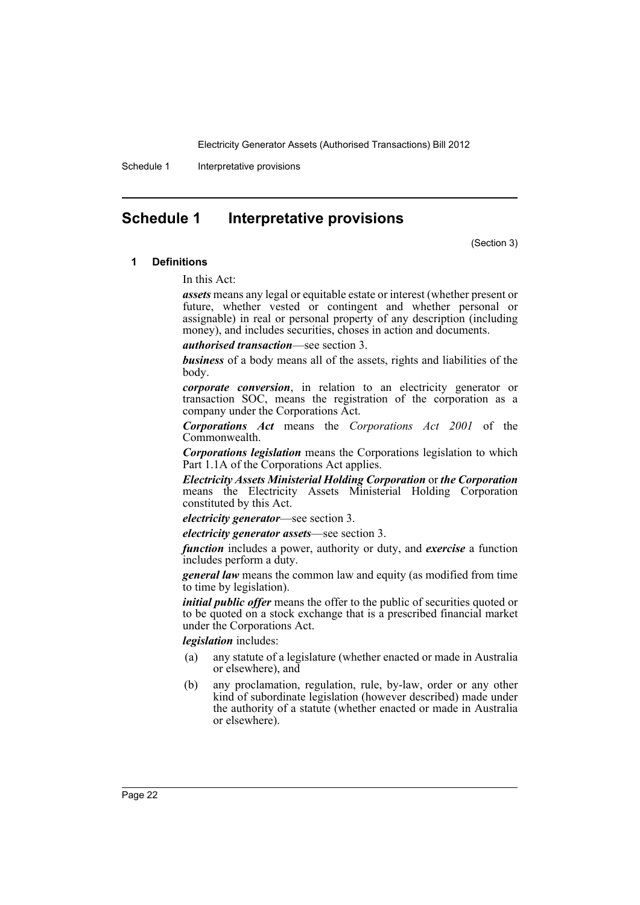# Schedule 1 Interpretative provisions

(Section 3)

### 1 Definitions

In this Act:

***assets*** means any legal or equitable estate or interest (whether present or future, whether vested or contingent and whether personal or assignable) in real or personal property of any description (including money), and includes securities, choses in action and documents.

***authorised transaction***—see section 3.

***business*** of a body means all of the assets, rights and liabilities of the body.

***corporate conversion***, in relation to an electricity generator or transaction SOC, means the registration of the corporation as a company under the Corporations Act.

***Corporations Act*** means the *Corporations Act 2001* of the Commonwealth.

***Corporations legislation*** means the Corporations legislation to which Part 1.1A of the Corporations Act applies.

***Electricity Assets Ministerial Holding Corporation*** or ***the Corporation*** means the Electricity Assets Ministerial Holding Corporation constituted by this Act.

***electricity generator***—see section 3.

***electricity generator assets***—see section 3.

***function*** includes a power, authority or duty, and ***exercise*** a function includes perform a duty.

***general law*** means the common law and equity (as modified from time to time by legislation).

***initial public offer*** means the offer to the public of securities quoted or to be quoted on a stock exchange that is a prescribed financial market under the Corporations Act.

***legislation*** includes:

(a) any statute of a legislature (whether enacted or made in Australia or elsewhere), and

(b) any proclamation, regulation, rule, by-law, order or any other kind of subordinate legislation (however described) made under the authority of a statute (whether enacted or made in Australia or elsewhere).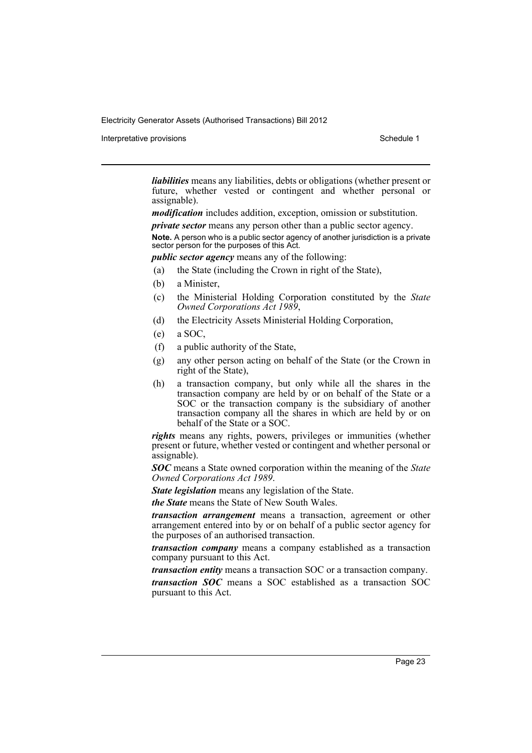***liabilities*** means any liabilities, debts or obligations (whether present or future, whether vested or contingent and whether personal or assignable).

***modification*** includes addition, exception, omission or substitution.

***private sector*** means any person other than a public sector agency.

**Note.** A person who is a public sector agency of another jurisdiction is a private sector person for the purposes of this Act.

***public sector agency*** means any of the following:

(a) the State (including the Crown in right of the State),

(b) a Minister,

(c) the Ministerial Holding Corporation constituted by the *State Owned Corporations Act 1989*,

(d) the Electricity Assets Ministerial Holding Corporation,

(e) a SOC,

(f) a public authority of the State,

(g) any other person acting on behalf of the State (or the Crown in right of the State),

(h) a transaction company, but only while all the shares in the transaction company are held by or on behalf of the State or a SOC or the transaction company is the subsidiary of another transaction company all the shares in which are held by or on behalf of the State or a SOC.

***rights*** means any rights, powers, privileges or immunities (whether present or future, whether vested or contingent and whether personal or assignable).

***SOC*** means a State owned corporation within the meaning of the *State Owned Corporations Act 1989*.

***State legislation*** means any legislation of the State.

***the State*** means the State of New South Wales.

***transaction arrangement*** means a transaction, agreement or other arrangement entered into by or on behalf of a public sector agency for the purposes of an authorised transaction.

***transaction company*** means a company established as a transaction company pursuant to this Act.

***transaction entity*** means a transaction SOC or a transaction company.

***transaction SOC*** means a SOC established as a transaction SOC pursuant to this Act.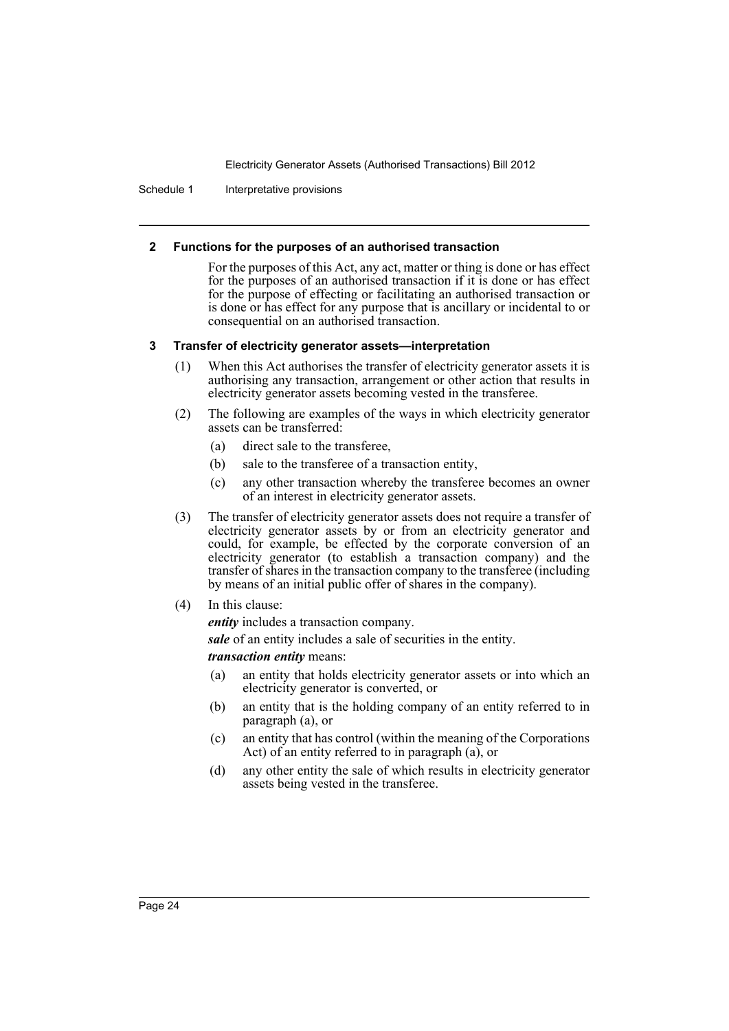### 2 Functions for the purposes of an authorised transaction

For the purposes of this Act, any act, matter or thing is done or has effect for the purposes of an authorised transaction if it is done or has effect for the purpose of effecting or facilitating an authorised transaction or is done or has effect for any purpose that is ancillary or incidental to or consequential on an authorised transaction.

### 3 Transfer of electricity generator assets—interpretation

(1) When this Act authorises the transfer of electricity generator assets it is authorising any transaction, arrangement or other action that results in electricity generator assets becoming vested in the transferee.

(2) The following are examples of the ways in which electricity generator assets can be transferred:

- (a) direct sale to the transferee,
- (b) sale to the transferee of a transaction entity,
- (c) any other transaction whereby the transferee becomes an owner of an interest in electricity generator assets.

(3) The transfer of electricity generator assets does not require a transfer of electricity generator assets by or from an electricity generator and could, for example, be effected by the corporate conversion of an electricity generator (to establish a transaction company) and the transfer of shares in the transaction company to the transferee (including by means of an initial public offer of shares in the company).

(4) In this clause:

***entity*** includes a transaction company.

***sale*** of an entity includes a sale of securities in the entity.

***transaction entity*** means:

- (a) an entity that holds electricity generator assets or into which an electricity generator is converted, or
- (b) an entity that is the holding company of an entity referred to in paragraph (a), or
- (c) an entity that has control (within the meaning of the Corporations Act) of an entity referred to in paragraph (a), or
- (d) any other entity the sale of which results in electricity generator assets being vested in the transferee.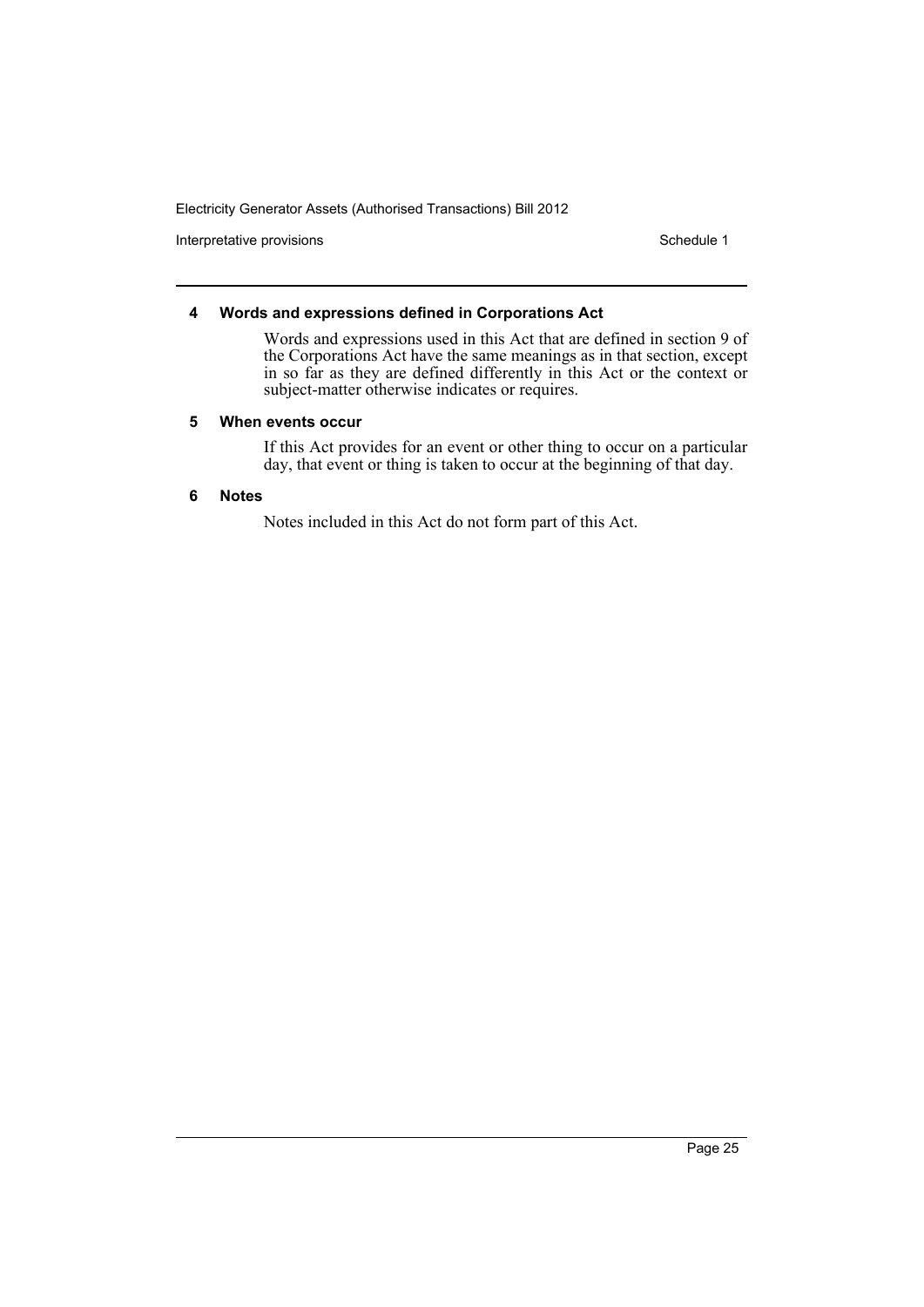#### 4 Words and expressions defined in Corporations Act

Words and expressions used in this Act that are defined in section 9 of the Corporations Act have the same meanings as in that section, except in so far as they are defined differently in this Act or the context or subject-matter otherwise indicates or requires.

#### 5 When events occur

If this Act provides for an event or other thing to occur on a particular day, that event or thing is taken to occur at the beginning of that day.

#### 6 Notes

Notes included in this Act do not form part of this Act.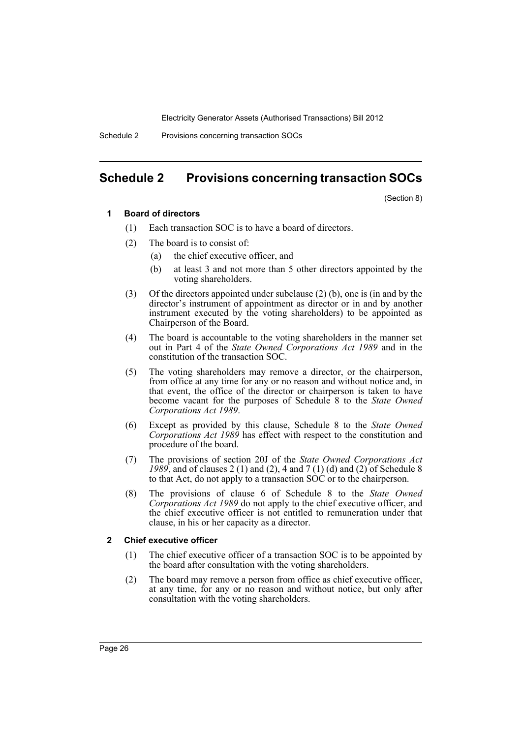# Schedule 2 Provisions concerning transaction SOCs

(Section 8)

## 1 Board of directors

(1) Each transaction SOC is to have a board of directors.

(2) The board is to consist of:

- (a) the chief executive officer, and
- (b) at least 3 and not more than 5 other directors appointed by the voting shareholders.

(3) Of the directors appointed under subclause (2) (b), one is (in and by the director's instrument of appointment as director or in and by another instrument executed by the voting shareholders) to be appointed as Chairperson of the Board.

(4) The board is accountable to the voting shareholders in the manner set out in Part 4 of the *State Owned Corporations Act 1989* and in the constitution of the transaction SOC.

(5) The voting shareholders may remove a director, or the chairperson, from office at any time for any or no reason and without notice and, in that event, the office of the director or chairperson is taken to have become vacant for the purposes of Schedule 8 to the *State Owned Corporations Act 1989*.

(6) Except as provided by this clause, Schedule 8 to the *State Owned Corporations Act 1989* has effect with respect to the constitution and procedure of the board.

(7) The provisions of section 20J of the *State Owned Corporations Act 1989*, and of clauses 2 (1) and (2), 4 and 7 (1) (d) and (2) of Schedule 8 to that Act, do not apply to a transaction SOC or to the chairperson.

(8) The provisions of clause 6 of Schedule 8 to the *State Owned Corporations Act 1989* do not apply to the chief executive officer, and the chief executive officer is not entitled to remuneration under that clause, in his or her capacity as a director.

## 2 Chief executive officer

(1) The chief executive officer of a transaction SOC is to be appointed by the board after consultation with the voting shareholders.

(2) The board may remove a person from office as chief executive officer, at any time, for any or no reason and without notice, but only after consultation with the voting shareholders.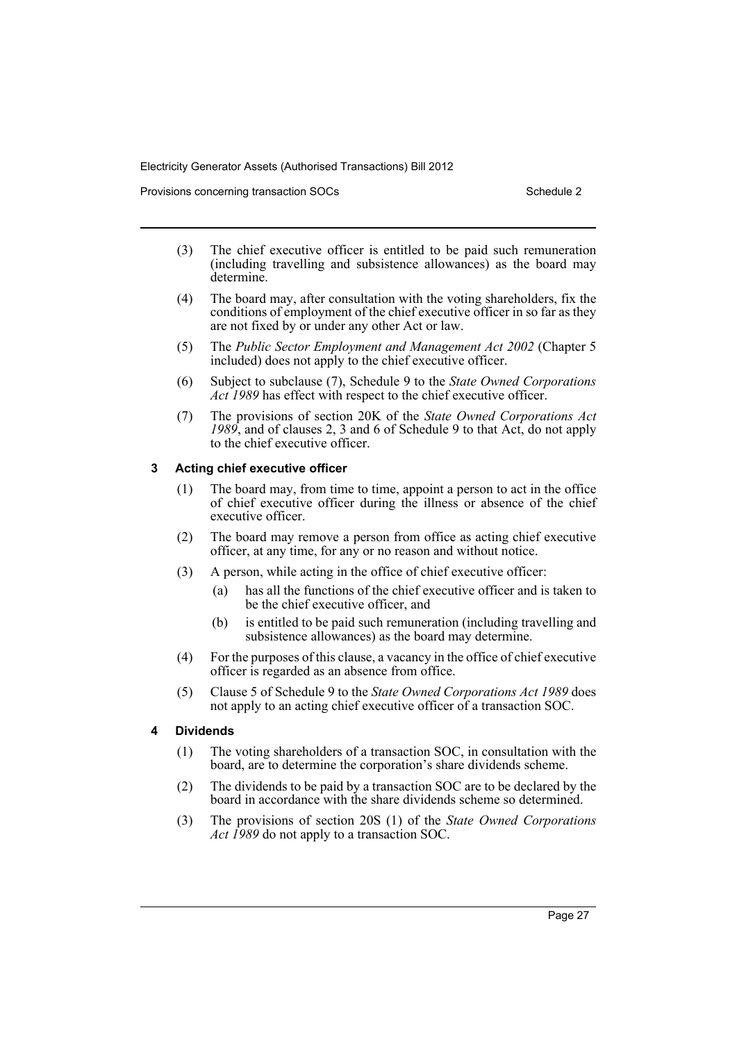(3) The chief executive officer is entitled to be paid such remuneration (including travelling and subsistence allowances) as the board may determine.

(4) The board may, after consultation with the voting shareholders, fix the conditions of employment of the chief executive officer in so far as they are not fixed by or under any other Act or law.

(5) The *Public Sector Employment and Management Act 2002* (Chapter 5 included) does not apply to the chief executive officer.

(6) Subject to subclause (7), Schedule 9 to the *State Owned Corporations Act 1989* has effect with respect to the chief executive officer.

(7) The provisions of section 20K of the *State Owned Corporations Act 1989*, and of clauses 2, 3 and 6 of Schedule 9 to that Act, do not apply to the chief executive officer.

### 3 Acting chief executive officer

(1) The board may, from time to time, appoint a person to act in the office of chief executive officer during the illness or absence of the chief executive officer.

(2) The board may remove a person from office as acting chief executive officer, at any time, for any or no reason and without notice.

(3) A person, while acting in the office of chief executive officer:

- (a) has all the functions of the chief executive officer and is taken to be the chief executive officer, and
- (b) is entitled to be paid such remuneration (including travelling and subsistence allowances) as the board may determine.

(4) For the purposes of this clause, a vacancy in the office of chief executive officer is regarded as an absence from office.

(5) Clause 5 of Schedule 9 to the *State Owned Corporations Act 1989* does not apply to an acting chief executive officer of a transaction SOC.

### 4 Dividends

(1) The voting shareholders of a transaction SOC, in consultation with the board, are to determine the corporation's share dividends scheme.

(2) The dividends to be paid by a transaction SOC are to be declared by the board in accordance with the share dividends scheme so determined.

(3) The provisions of section 20S (1) of the *State Owned Corporations Act 1989* do not apply to a transaction SOC.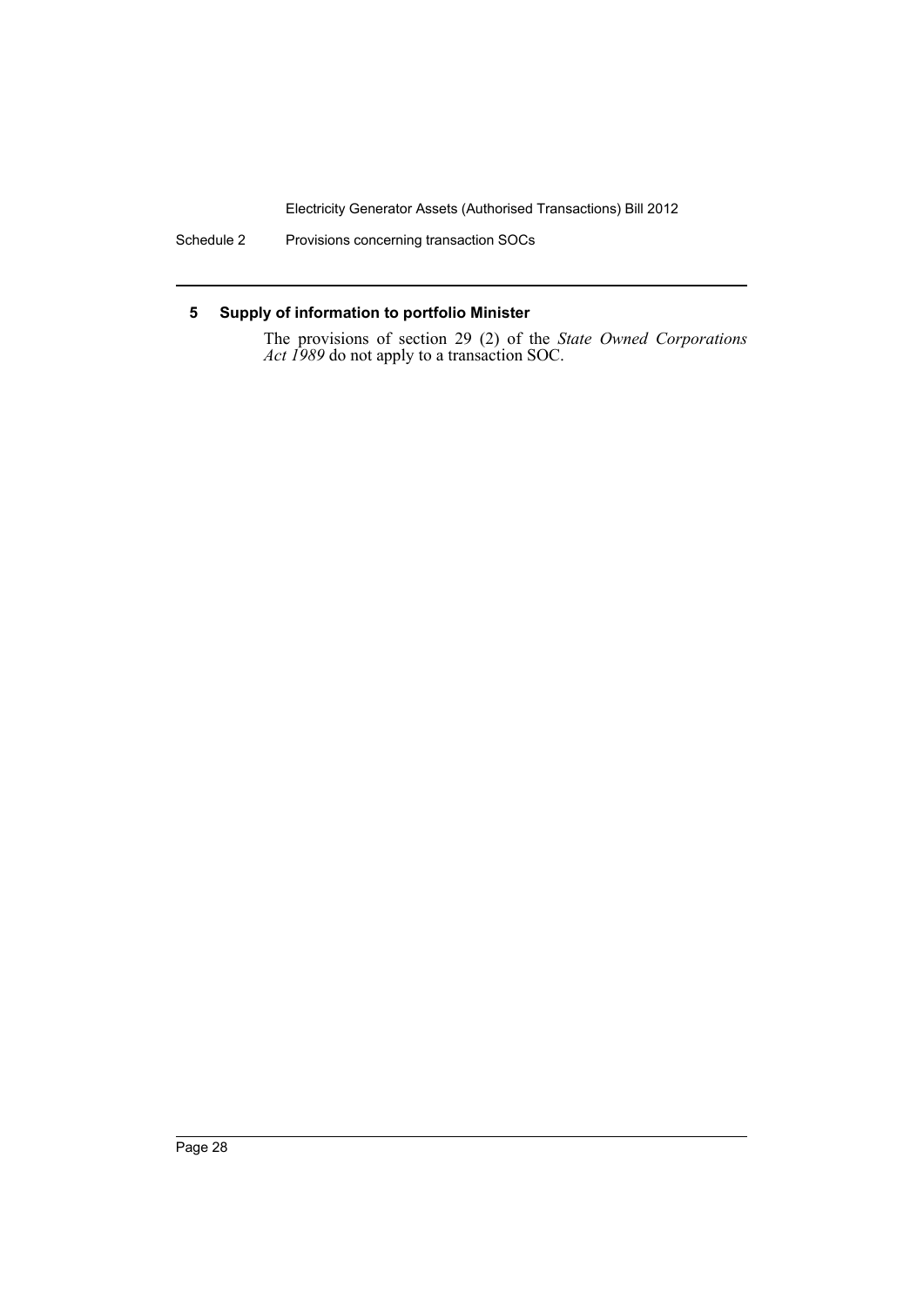## 5 Supply of information to portfolio Minister

The provisions of section 29 (2) of the *State Owned Corporations Act 1989* do not apply to a transaction SOC.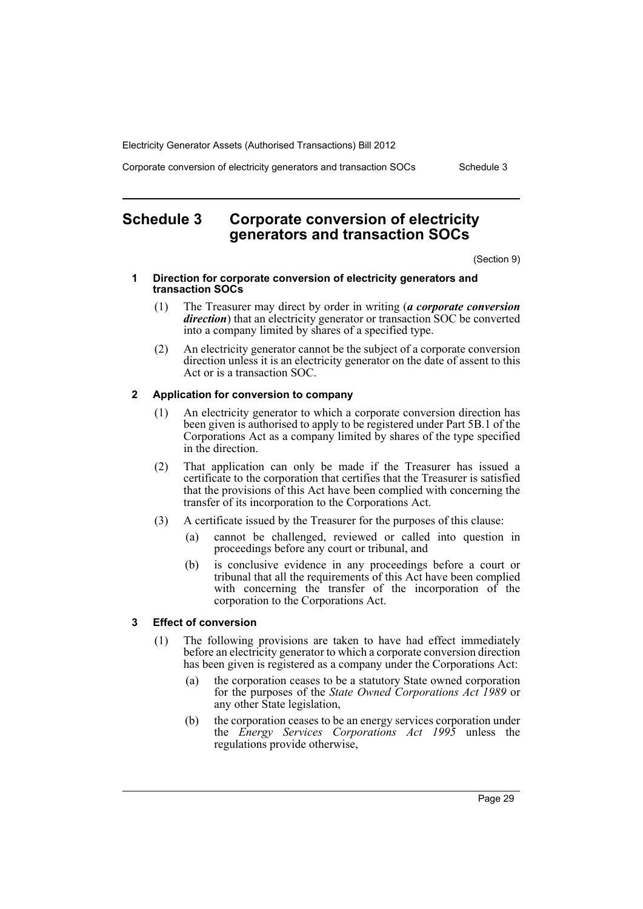# Schedule 3 Corporate conversion of electricity generators and transaction SOCs

(Section 9)

### 1 Direction for corporate conversion of electricity generators and transaction SOCs

(1) The Treasurer may direct by order in writing (***a corporate conversion direction***) that an electricity generator or transaction SOC be converted into a company limited by shares of a specified type.

(2) An electricity generator cannot be the subject of a corporate conversion direction unless it is an electricity generator on the date of assent to this Act or is a transaction SOC.

### 2 Application for conversion to company

(1) An electricity generator to which a corporate conversion direction has been given is authorised to apply to be registered under Part 5B.1 of the Corporations Act as a company limited by shares of the type specified in the direction.

(2) That application can only be made if the Treasurer has issued a certificate to the corporation that certifies that the Treasurer is satisfied that the provisions of this Act have been complied with concerning the transfer of its incorporation to the Corporations Act.

(3) A certificate issued by the Treasurer for the purposes of this clause:

(a) cannot be challenged, reviewed or called into question in proceedings before any court or tribunal, and

(b) is conclusive evidence in any proceedings before a court or tribunal that all the requirements of this Act have been complied with concerning the transfer of the incorporation of the corporation to the Corporations Act.

### 3 Effect of conversion

(1) The following provisions are taken to have had effect immediately before an electricity generator to which a corporate conversion direction has been given is registered as a company under the Corporations Act:

(a) the corporation ceases to be a statutory State owned corporation for the purposes of the *State Owned Corporations Act 1989* or any other State legislation,

(b) the corporation ceases to be an energy services corporation under the *Energy Services Corporations Act 1995* unless the regulations provide otherwise,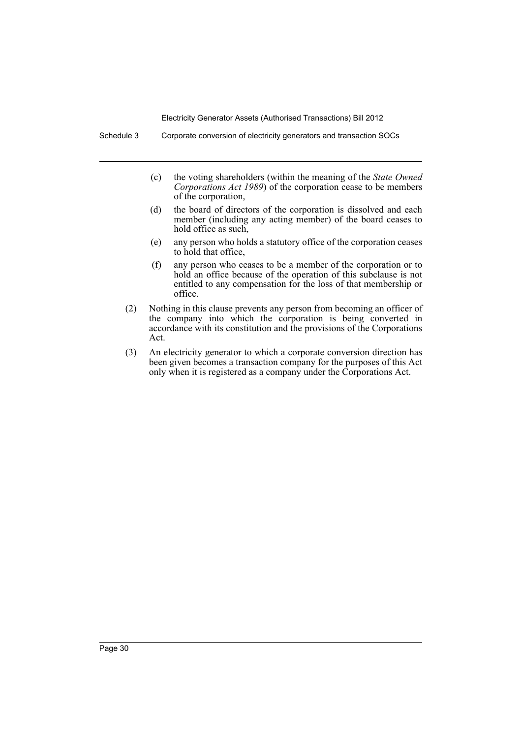(c) the voting shareholders (within the meaning of the *State Owned Corporations Act 1989*) of the corporation cease to be members of the corporation,

(d) the board of directors of the corporation is dissolved and each member (including any acting member) of the board ceases to hold office as such,

(e) any person who holds a statutory office of the corporation ceases to hold that office,

(f) any person who ceases to be a member of the corporation or to hold an office because of the operation of this subclause is not entitled to any compensation for the loss of that membership or office.

(2) Nothing in this clause prevents any person from becoming an officer of the company into which the corporation is being converted in accordance with its constitution and the provisions of the Corporations Act.

(3) An electricity generator to which a corporate conversion direction has been given becomes a transaction company for the purposes of this Act only when it is registered as a company under the Corporations Act.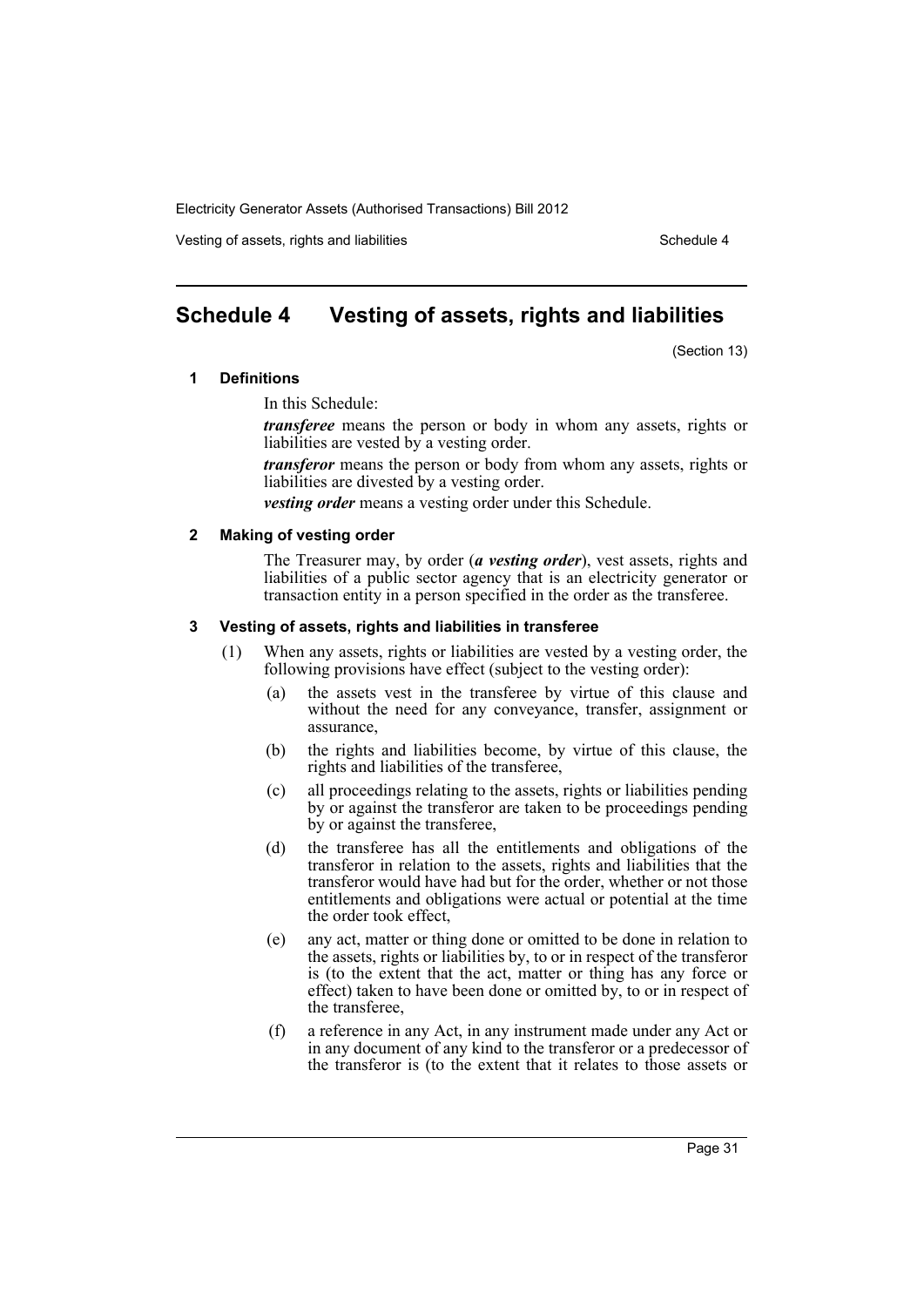# Schedule 4 Vesting of assets, rights and liabilities

(Section 13)

## 1 Definitions

In this Schedule:

***transferee*** means the person or body in whom any assets, rights or liabilities are vested by a vesting order.

***transferor*** means the person or body from whom any assets, rights or liabilities are divested by a vesting order.

***vesting order*** means a vesting order under this Schedule.

## 2 Making of vesting order

The Treasurer may, by order (***a vesting order***), vest assets, rights and liabilities of a public sector agency that is an electricity generator or transaction entity in a person specified in the order as the transferee.

## 3 Vesting of assets, rights and liabilities in transferee

(1) When any assets, rights or liabilities are vested by a vesting order, the following provisions have effect (subject to the vesting order):

(a) the assets vest in the transferee by virtue of this clause and without the need for any conveyance, transfer, assignment or assurance,

(b) the rights and liabilities become, by virtue of this clause, the rights and liabilities of the transferee,

(c) all proceedings relating to the assets, rights or liabilities pending by or against the transferor are taken to be proceedings pending by or against the transferee,

(d) the transferee has all the entitlements and obligations of the transferor in relation to the assets, rights and liabilities that the transferor would have had but for the order, whether or not those entitlements and obligations were actual or potential at the time the order took effect,

(e) any act, matter or thing done or omitted to be done in relation to the assets, rights or liabilities by, to or in respect of the transferor is (to the extent that the act, matter or thing has any force or effect) taken to have been done or omitted by, to or in respect of the transferee,

(f) a reference in any Act, in any instrument made under any Act or in any document of any kind to the transferor or a predecessor of the transferor is (to the extent that it relates to those assets or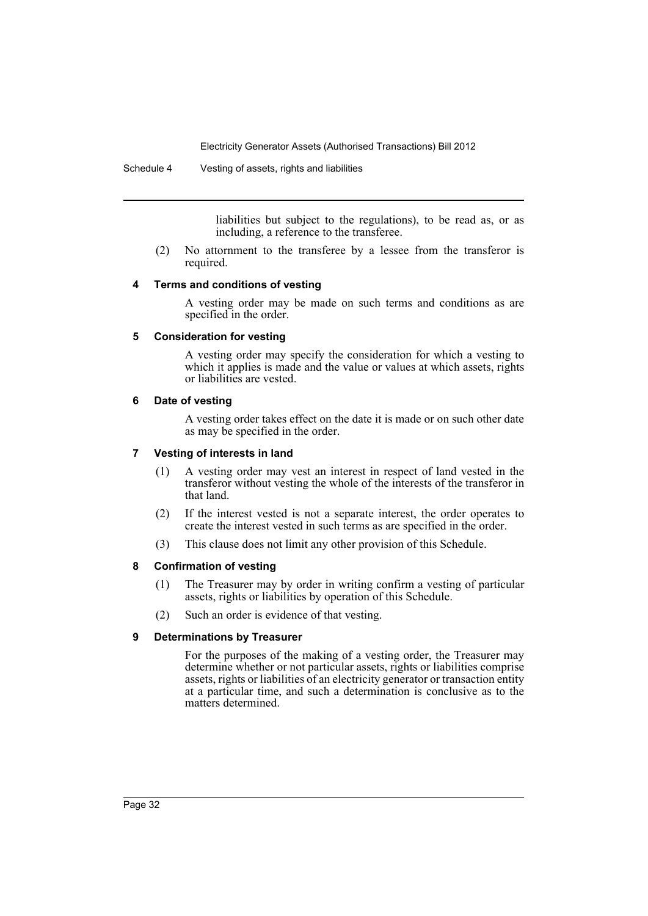liabilities but subject to the regulations), to be read as, or as including, a reference to the transferee.

(2) No attornment to the transferee by a lessee from the transferor is required.

#### 4 Terms and conditions of vesting

A vesting order may be made on such terms and conditions as are specified in the order.

#### 5 Consideration for vesting

A vesting order may specify the consideration for which a vesting to which it applies is made and the value or values at which assets, rights or liabilities are vested.

#### 6 Date of vesting

A vesting order takes effect on the date it is made or on such other date as may be specified in the order.

#### 7 Vesting of interests in land

(1) A vesting order may vest an interest in respect of land vested in the transferor without vesting the whole of the interests of the transferor in that land.

(2) If the interest vested is not a separate interest, the order operates to create the interest vested in such terms as are specified in the order.

(3) This clause does not limit any other provision of this Schedule.

#### 8 Confirmation of vesting

(1) The Treasurer may by order in writing confirm a vesting of particular assets, rights or liabilities by operation of this Schedule.

(2) Such an order is evidence of that vesting.

#### 9 Determinations by Treasurer

For the purposes of the making of a vesting order, the Treasurer may determine whether or not particular assets, rights or liabilities comprise assets, rights or liabilities of an electricity generator or transaction entity at a particular time, and such a determination is conclusive as to the matters determined.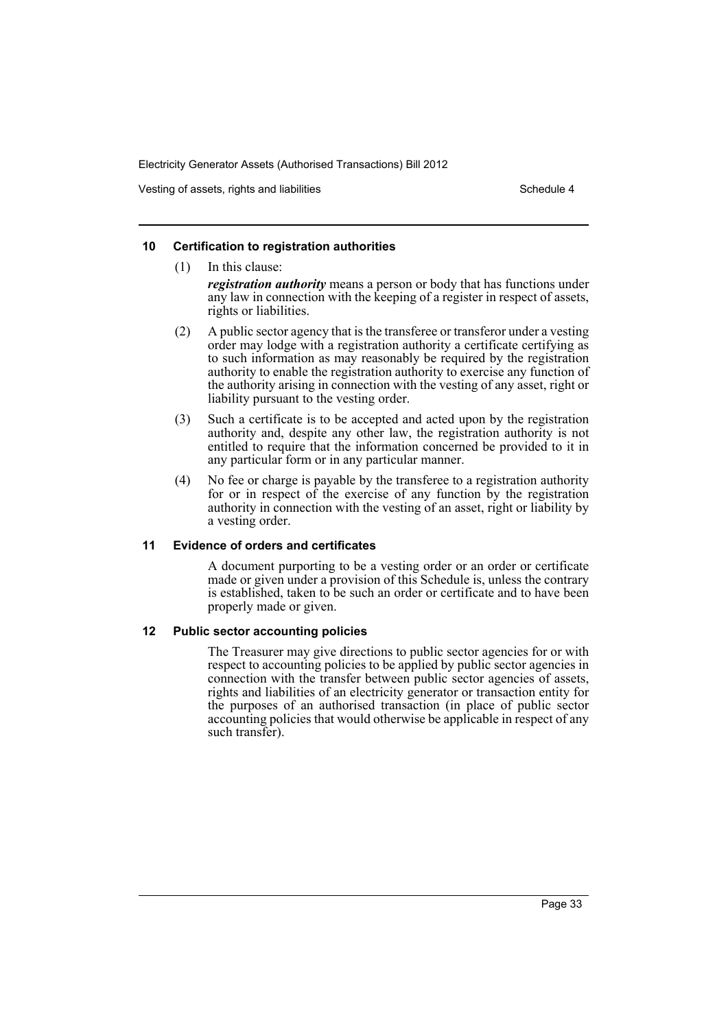### 10 Certification to registration authorities

(1) In this clause:

***registration authority*** means a person or body that has functions under any law in connection with the keeping of a register in respect of assets, rights or liabilities.

(2) A public sector agency that is the transferee or transferor under a vesting order may lodge with a registration authority a certificate certifying as to such information as may reasonably be required by the registration authority to enable the registration authority to exercise any function of the authority arising in connection with the vesting of any asset, right or liability pursuant to the vesting order.

(3) Such a certificate is to be accepted and acted upon by the registration authority and, despite any other law, the registration authority is not entitled to require that the information concerned be provided to it in any particular form or in any particular manner.

(4) No fee or charge is payable by the transferee to a registration authority for or in respect of the exercise of any function by the registration authority in connection with the vesting of an asset, right or liability by a vesting order.

### 11 Evidence of orders and certificates

A document purporting to be a vesting order or an order or certificate made or given under a provision of this Schedule is, unless the contrary is established, taken to be such an order or certificate and to have been properly made or given.

### 12 Public sector accounting policies

The Treasurer may give directions to public sector agencies for or with respect to accounting policies to be applied by public sector agencies in connection with the transfer between public sector agencies of assets, rights and liabilities of an electricity generator or transaction entity for the purposes of an authorised transaction (in place of public sector accounting policies that would otherwise be applicable in respect of any such transfer).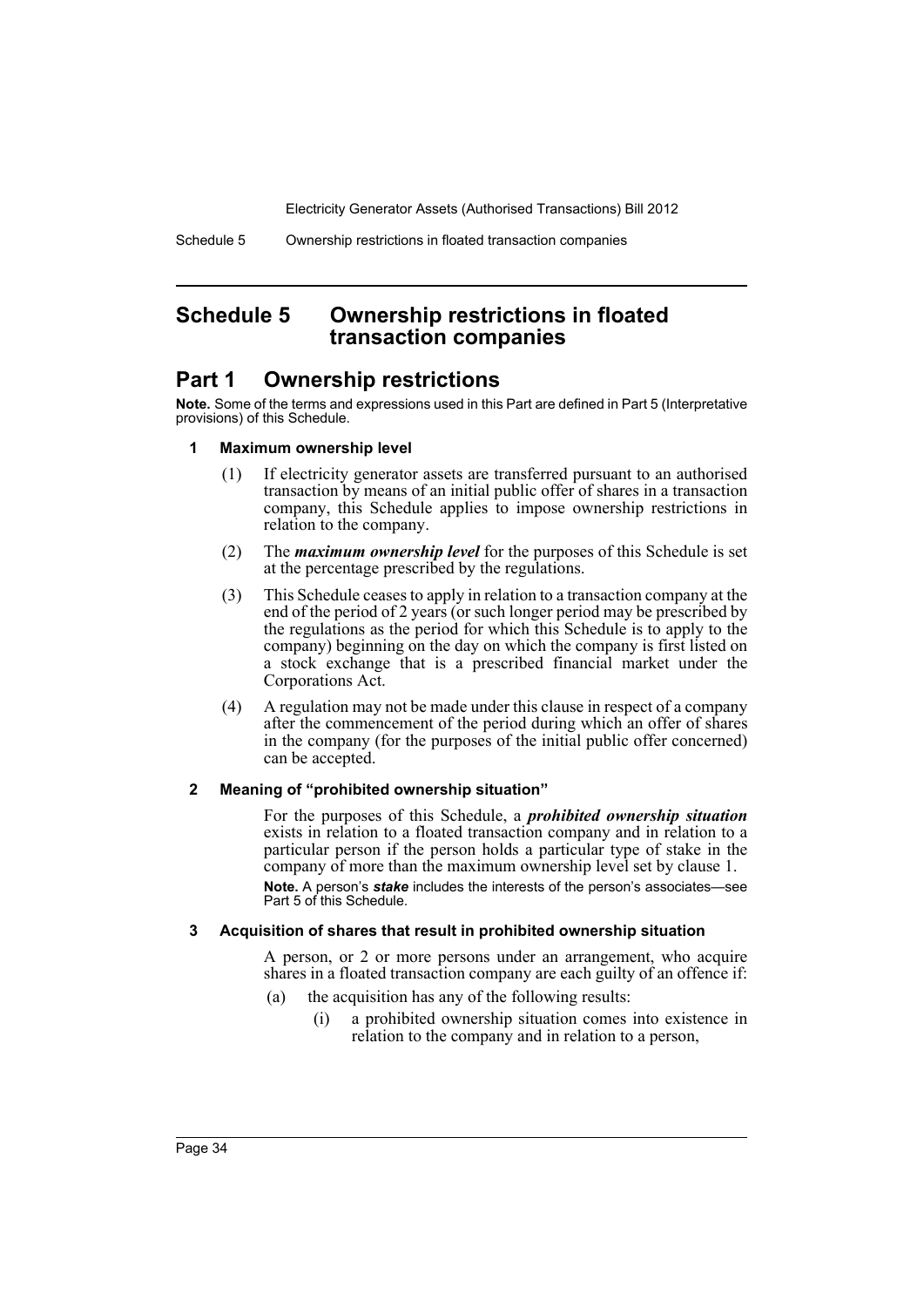# Schedule 5 Ownership restrictions in floated transaction companies

## Part 1 Ownership restrictions

**Note.** Some of the terms and expressions used in this Part are defined in Part 5 (Interpretative provisions) of this Schedule.

### 1 Maximum ownership level

(1) If electricity generator assets are transferred pursuant to an authorised transaction by means of an initial public offer of shares in a transaction company, this Schedule applies to impose ownership restrictions in relation to the company.

(2) The ***maximum ownership level*** for the purposes of this Schedule is set at the percentage prescribed by the regulations.

(3) This Schedule ceases to apply in relation to a transaction company at the end of the period of 2 years (or such longer period may be prescribed by the regulations as the period for which this Schedule is to apply to the company) beginning on the day on which the company is first listed on a stock exchange that is a prescribed financial market under the Corporations Act.

(4) A regulation may not be made under this clause in respect of a company after the commencement of the period during which an offer of shares in the company (for the purposes of the initial public offer concerned) can be accepted.

### 2 Meaning of "prohibited ownership situation"

For the purposes of this Schedule, a ***prohibited ownership situation*** exists in relation to a floated transaction company and in relation to a particular person if the person holds a particular type of stake in the company of more than the maximum ownership level set by clause 1.

**Note.** A person's ***stake*** includes the interests of the person's associates—see Part 5 of this Schedule.

### 3 Acquisition of shares that result in prohibited ownership situation

A person, or 2 or more persons under an arrangement, who acquire shares in a floated transaction company are each guilty of an offence if:

(a) the acquisition has any of the following results:

(i) a prohibited ownership situation comes into existence in relation to the company and in relation to a person,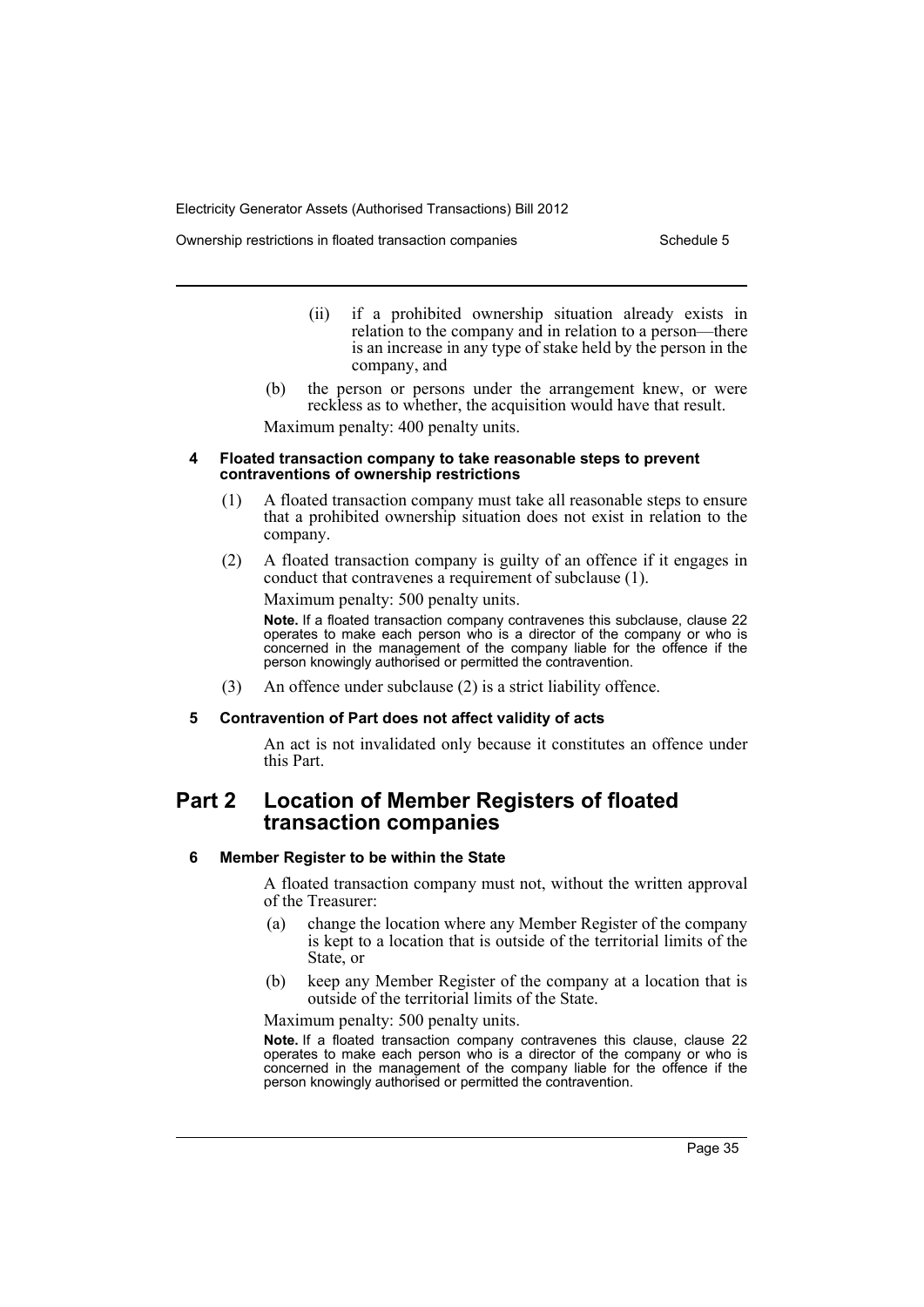(ii) if a prohibited ownership situation already exists in relation to the company and in relation to a person—there is an increase in any type of stake held by the person in the company, and

(b) the person or persons under the arrangement knew, or were reckless as to whether, the acquisition would have that result.

Maximum penalty: 400 penalty units.

#### 4 Floated transaction company to take reasonable steps to prevent contraventions of ownership restrictions

(1) A floated transaction company must take all reasonable steps to ensure that a prohibited ownership situation does not exist in relation to the company.

(2) A floated transaction company is guilty of an offence if it engages in conduct that contravenes a requirement of subclause (1).

Maximum penalty: 500 penalty units.

**Note.** If a floated transaction company contravenes this subclause, clause 22 operates to make each person who is a director of the company or who is concerned in the management of the company liable for the offence if the person knowingly authorised or permitted the contravention.

(3) An offence under subclause (2) is a strict liability offence.

#### 5 Contravention of Part does not affect validity of acts

An act is not invalidated only because it constitutes an offence under this Part.

## Part 2 Location of Member Registers of floated transaction companies

#### 6 Member Register to be within the State

A floated transaction company must not, without the written approval of the Treasurer:

(a) change the location where any Member Register of the company is kept to a location that is outside of the territorial limits of the State, or

(b) keep any Member Register of the company at a location that is outside of the territorial limits of the State.

Maximum penalty: 500 penalty units.

**Note.** If a floated transaction company contravenes this clause, clause 22 operates to make each person who is a director of the company or who is concerned in the management of the company liable for the offence if the person knowingly authorised or permitted the contravention.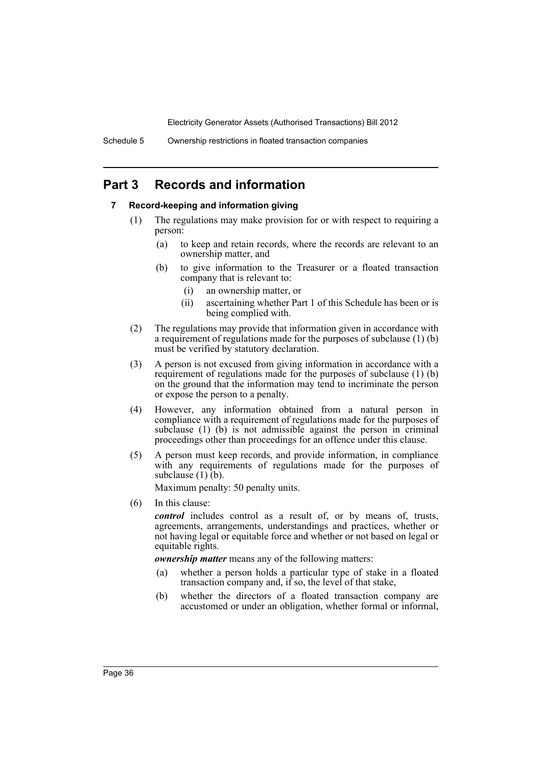## Part 3 Records and information

### 7 Record-keeping and information giving

(1) The regulations may make provision for or with respect to requiring a person:

- (a) to keep and retain records, where the records are relevant to an ownership matter, and
- (b) to give information to the Treasurer or a floated transaction company that is relevant to:
  - (i) an ownership matter, or
  - (ii) ascertaining whether Part 1 of this Schedule has been or is being complied with.

(2) The regulations may provide that information given in accordance with a requirement of regulations made for the purposes of subclause (1) (b) must be verified by statutory declaration.

(3) A person is not excused from giving information in accordance with a requirement of regulations made for the purposes of subclause (1) (b) on the ground that the information may tend to incriminate the person or expose the person to a penalty.

(4) However, any information obtained from a natural person in compliance with a requirement of regulations made for the purposes of subclause (1) (b) is not admissible against the person in criminal proceedings other than proceedings for an offence under this clause.

(5) A person must keep records, and provide information, in compliance with any requirements of regulations made for the purposes of subclause (1) (b).

Maximum penalty: 50 penalty units.

(6) In this clause:

***control*** includes control as a result of, or by means of, trusts, agreements, arrangements, understandings and practices, whether or not having legal or equitable force and whether or not based on legal or equitable rights.

***ownership matter*** means any of the following matters:

- (a) whether a person holds a particular type of stake in a floated transaction company and, if so, the level of that stake,
- (b) whether the directors of a floated transaction company are accustomed or under an obligation, whether formal or informal,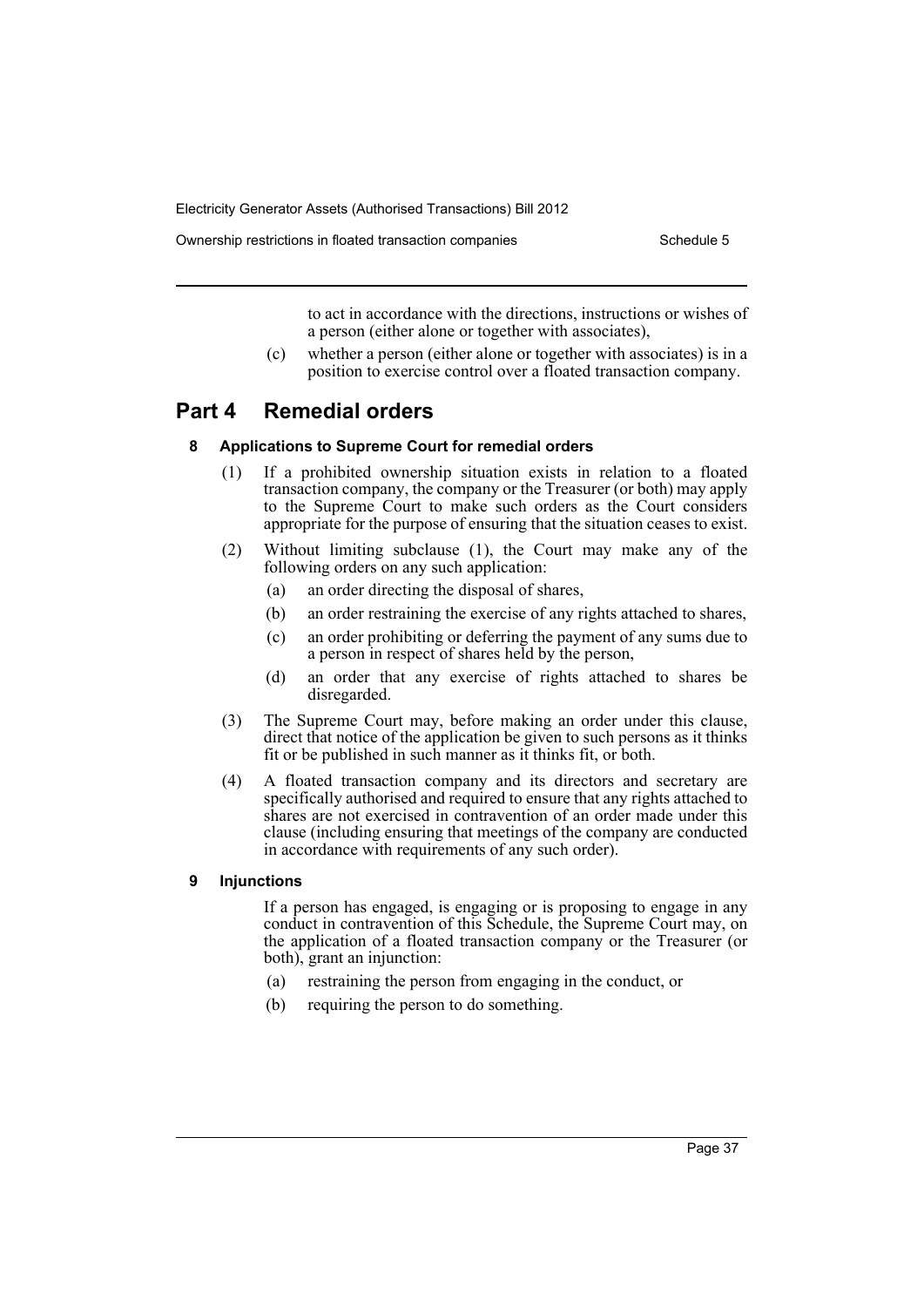to act in accordance with the directions, instructions or wishes of a person (either alone or together with associates),

(c) whether a person (either alone or together with associates) is in a position to exercise control over a floated transaction company.

## Part 4 Remedial orders

### 8 Applications to Supreme Court for remedial orders

(1) If a prohibited ownership situation exists in relation to a floated transaction company, the company or the Treasurer (or both) may apply to the Supreme Court to make such orders as the Court considers appropriate for the purpose of ensuring that the situation ceases to exist.

(2) Without limiting subclause (1), the Court may make any of the following orders on any such application:

- (a) an order directing the disposal of shares,
- (b) an order restraining the exercise of any rights attached to shares,
- (c) an order prohibiting or deferring the payment of any sums due to a person in respect of shares held by the person,
- (d) an order that any exercise of rights attached to shares be disregarded.

(3) The Supreme Court may, before making an order under this clause, direct that notice of the application be given to such persons as it thinks fit or be published in such manner as it thinks fit, or both.

(4) A floated transaction company and its directors and secretary are specifically authorised and required to ensure that any rights attached to shares are not exercised in contravention of an order made under this clause (including ensuring that meetings of the company are conducted in accordance with requirements of any such order).

### 9 Injunctions

If a person has engaged, is engaging or is proposing to engage in any conduct in contravention of this Schedule, the Supreme Court may, on the application of a floated transaction company or the Treasurer (or both), grant an injunction:

- (a) restraining the person from engaging in the conduct, or
- (b) requiring the person to do something.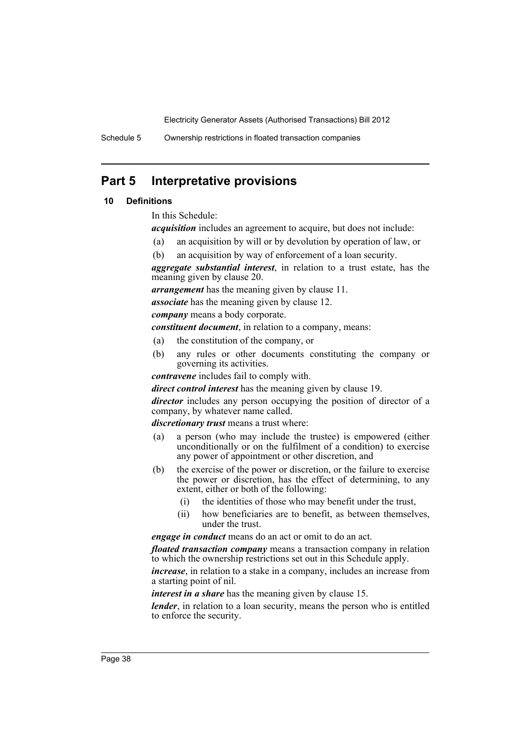## Part 5 Interpretative provisions

### 10 Definitions

In this Schedule:

***acquisition*** includes an agreement to acquire, but does not include:

(a) an acquisition by will or by devolution by operation of law, or

(b) an acquisition by way of enforcement of a loan security.

***aggregate substantial interest***, in relation to a trust estate, has the meaning given by clause 20.

***arrangement*** has the meaning given by clause 11.

***associate*** has the meaning given by clause 12.

***company*** means a body corporate.

***constituent document***, in relation to a company, means:

(a) the constitution of the company, or

(b) any rules or other documents constituting the company or governing its activities.

***contravene*** includes fail to comply with.

***direct control interest*** has the meaning given by clause 19.

***director*** includes any person occupying the position of director of a company, by whatever name called.

***discretionary trust*** means a trust where:

(a) a person (who may include the trustee) is empowered (either unconditionally or on the fulfilment of a condition) to exercise any power of appointment or other discretion, and

(b) the exercise of the power or discretion, or the failure to exercise the power or discretion, has the effect of determining, to any extent, either or both of the following:

  (i) the identities of those who may benefit under the trust,

  (ii) how beneficiaries are to benefit, as between themselves, under the trust.

***engage in conduct*** means do an act or omit to do an act.

***floated transaction company*** means a transaction company in relation to which the ownership restrictions set out in this Schedule apply.

***increase***, in relation to a stake in a company, includes an increase from a starting point of nil.

***interest in a share*** has the meaning given by clause 15.

***lender***, in relation to a loan security, means the person who is entitled to enforce the security.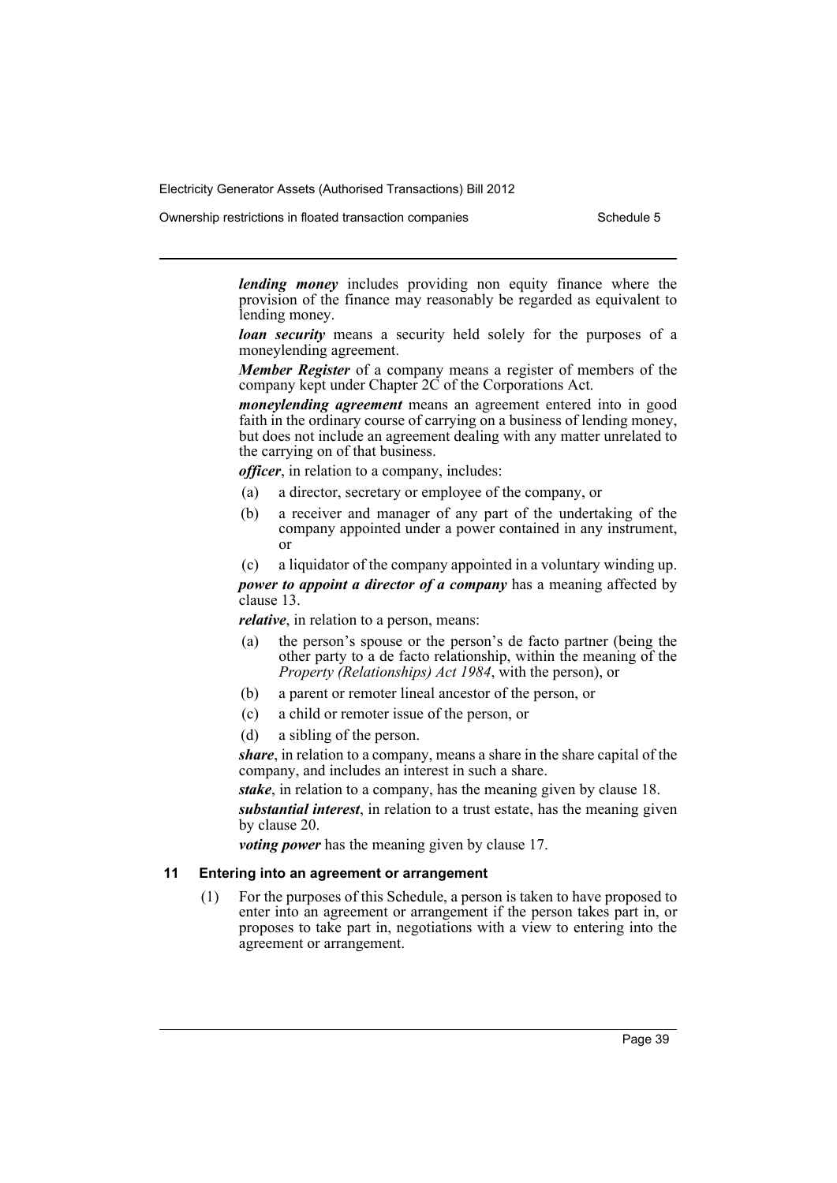***lending money*** includes providing non equity finance where the provision of the finance may reasonably be regarded as equivalent to lending money.

***loan security*** means a security held solely for the purposes of a moneylending agreement.

***Member Register*** of a company means a register of members of the company kept under Chapter 2C of the Corporations Act.

***moneylending agreement*** means an agreement entered into in good faith in the ordinary course of carrying on a business of lending money, but does not include an agreement dealing with any matter unrelated to the carrying on of that business.

***officer***, in relation to a company, includes:

- (a) a director, secretary or employee of the company, or
- (b) a receiver and manager of any part of the undertaking of the company appointed under a power contained in any instrument, or
- (c) a liquidator of the company appointed in a voluntary winding up.

***power to appoint a director of a company*** has a meaning affected by clause 13.

***relative***, in relation to a person, means:

- (a) the person's spouse or the person's de facto partner (being the other party to a de facto relationship, within the meaning of the *Property (Relationships) Act 1984*, with the person), or
- (b) a parent or remoter lineal ancestor of the person, or
- (c) a child or remoter issue of the person, or
- (d) a sibling of the person.

***share***, in relation to a company, means a share in the share capital of the company, and includes an interest in such a share.

***stake***, in relation to a company, has the meaning given by clause 18.

***substantial interest***, in relation to a trust estate, has the meaning given by clause 20.

***voting power*** has the meaning given by clause 17.

### 11 Entering into an agreement or arrangement

(1) For the purposes of this Schedule, a person is taken to have proposed to enter into an agreement or arrangement if the person takes part in, or proposes to take part in, negotiations with a view to entering into the agreement or arrangement.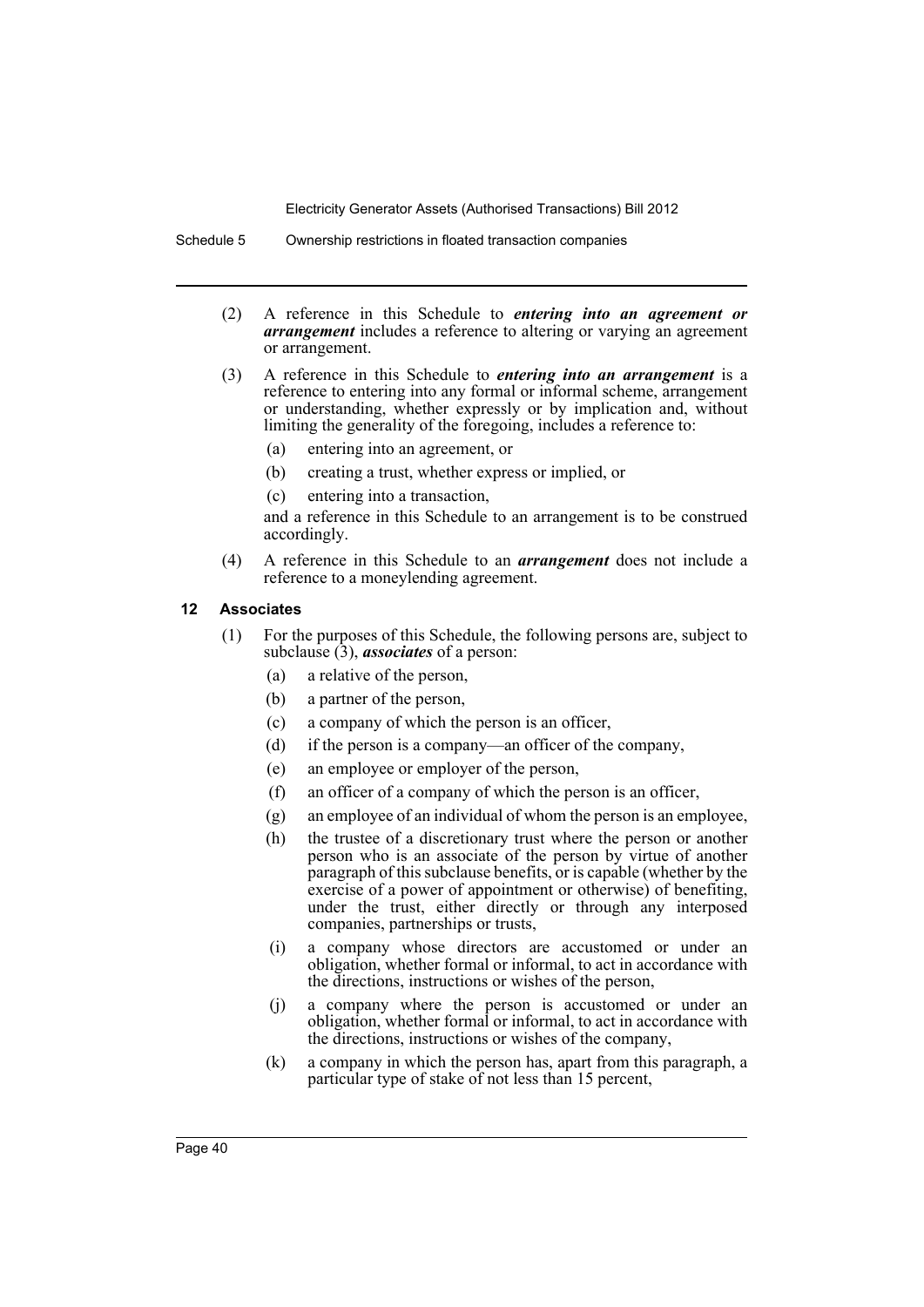(2) A reference in this Schedule to ***entering into an agreement or arrangement*** includes a reference to altering or varying an agreement or arrangement.

(3) A reference in this Schedule to ***entering into an arrangement*** is a reference to entering into any formal or informal scheme, arrangement or understanding, whether expressly or by implication and, without limiting the generality of the foregoing, includes a reference to:

- (a) entering into an agreement, or
- (b) creating a trust, whether express or implied, or
- (c) entering into a transaction,

and a reference in this Schedule to an arrangement is to be construed accordingly.

(4) A reference in this Schedule to an ***arrangement*** does not include a reference to a moneylending agreement.

### 12 Associates

(1) For the purposes of this Schedule, the following persons are, subject to subclause (3), ***associates*** of a person:

- (a) a relative of the person,
- (b) a partner of the person,
- (c) a company of which the person is an officer,
- (d) if the person is a company—an officer of the company,
- (e) an employee or employer of the person,
- (f) an officer of a company of which the person is an officer,
- (g) an employee of an individual of whom the person is an employee,
- (h) the trustee of a discretionary trust where the person or another person who is an associate of the person by virtue of another paragraph of this subclause benefits, or is capable (whether by the exercise of a power of appointment or otherwise) of benefiting, under the trust, either directly or through any interposed companies, partnerships or trusts,
- (i) a company whose directors are accustomed or under an obligation, whether formal or informal, to act in accordance with the directions, instructions or wishes of the person,
- (j) a company where the person is accustomed or under an obligation, whether formal or informal, to act in accordance with the directions, instructions or wishes of the company,
- (k) a company in which the person has, apart from this paragraph, a particular type of stake of not less than 15 percent,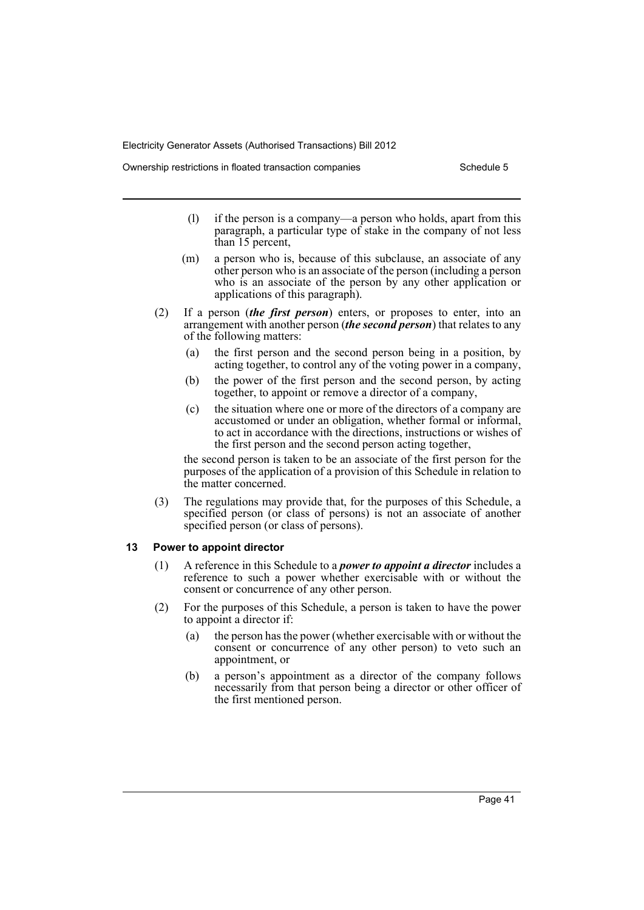(l) if the person is a company—a person who holds, apart from this paragraph, a particular type of stake in the company of not less than 15 percent,

(m) a person who is, because of this subclause, an associate of any other person who is an associate of the person (including a person who is an associate of the person by any other application or applications of this paragraph).

(2) If a person (***the first person***) enters, or proposes to enter, into an arrangement with another person (***the second person***) that relates to any of the following matters:

(a) the first person and the second person being in a position, by acting together, to control any of the voting power in a company,

(b) the power of the first person and the second person, by acting together, to appoint or remove a director of a company,

(c) the situation where one or more of the directors of a company are accustomed or under an obligation, whether formal or informal, to act in accordance with the directions, instructions or wishes of the first person and the second person acting together,

the second person is taken to be an associate of the first person for the purposes of the application of a provision of this Schedule in relation to the matter concerned.

(3) The regulations may provide that, for the purposes of this Schedule, a specified person (or class of persons) is not an associate of another specified person (or class of persons).

### 13 Power to appoint director

(1) A reference in this Schedule to a ***power to appoint a director*** includes a reference to such a power whether exercisable with or without the consent or concurrence of any other person.

(2) For the purposes of this Schedule, a person is taken to have the power to appoint a director if:

(a) the person has the power (whether exercisable with or without the consent or concurrence of any other person) to veto such an appointment, or

(b) a person's appointment as a director of the company follows necessarily from that person being a director or other officer of the first mentioned person.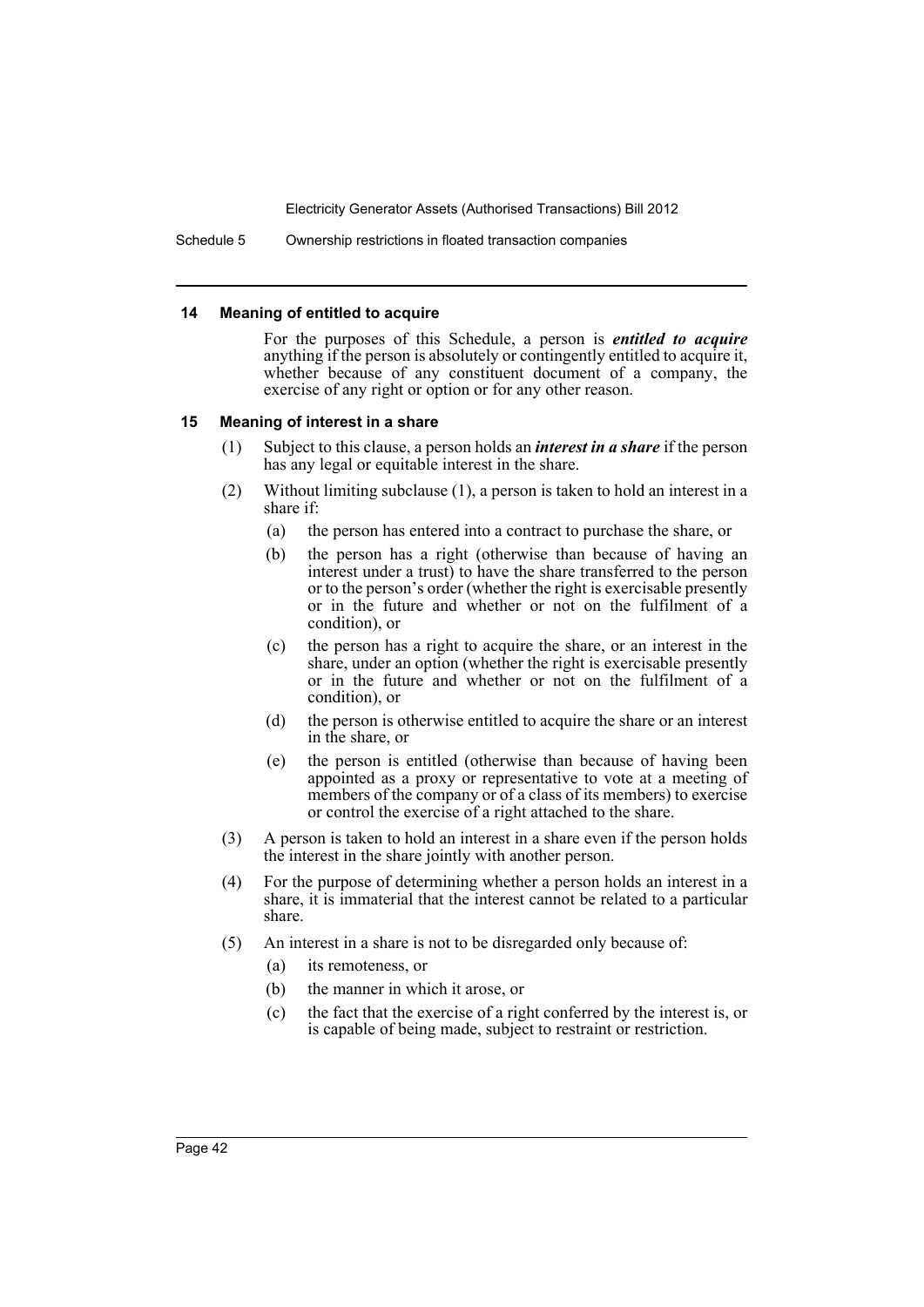### 14 Meaning of entitled to acquire

For the purposes of this Schedule, a person is ***entitled to acquire*** anything if the person is absolutely or contingently entitled to acquire it, whether because of any constituent document of a company, the exercise of any right or option or for any other reason.

### 15 Meaning of interest in a share

(1) Subject to this clause, a person holds an ***interest in a share*** if the person has any legal or equitable interest in the share.

(2) Without limiting subclause (1), a person is taken to hold an interest in a share if:

- (a) the person has entered into a contract to purchase the share, or
- (b) the person has a right (otherwise than because of having an interest under a trust) to have the share transferred to the person or to the person's order (whether the right is exercisable presently or in the future and whether or not on the fulfilment of a condition), or
- (c) the person has a right to acquire the share, or an interest in the share, under an option (whether the right is exercisable presently or in the future and whether or not on the fulfilment of a condition), or
- (d) the person is otherwise entitled to acquire the share or an interest in the share, or
- (e) the person is entitled (otherwise than because of having been appointed as a proxy or representative to vote at a meeting of members of the company or of a class of its members) to exercise or control the exercise of a right attached to the share.

(3) A person is taken to hold an interest in a share even if the person holds the interest in the share jointly with another person.

(4) For the purpose of determining whether a person holds an interest in a share, it is immaterial that the interest cannot be related to a particular share.

(5) An interest in a share is not to be disregarded only because of:

- (a) its remoteness, or
- (b) the manner in which it arose, or
- (c) the fact that the exercise of a right conferred by the interest is, or is capable of being made, subject to restraint or restriction.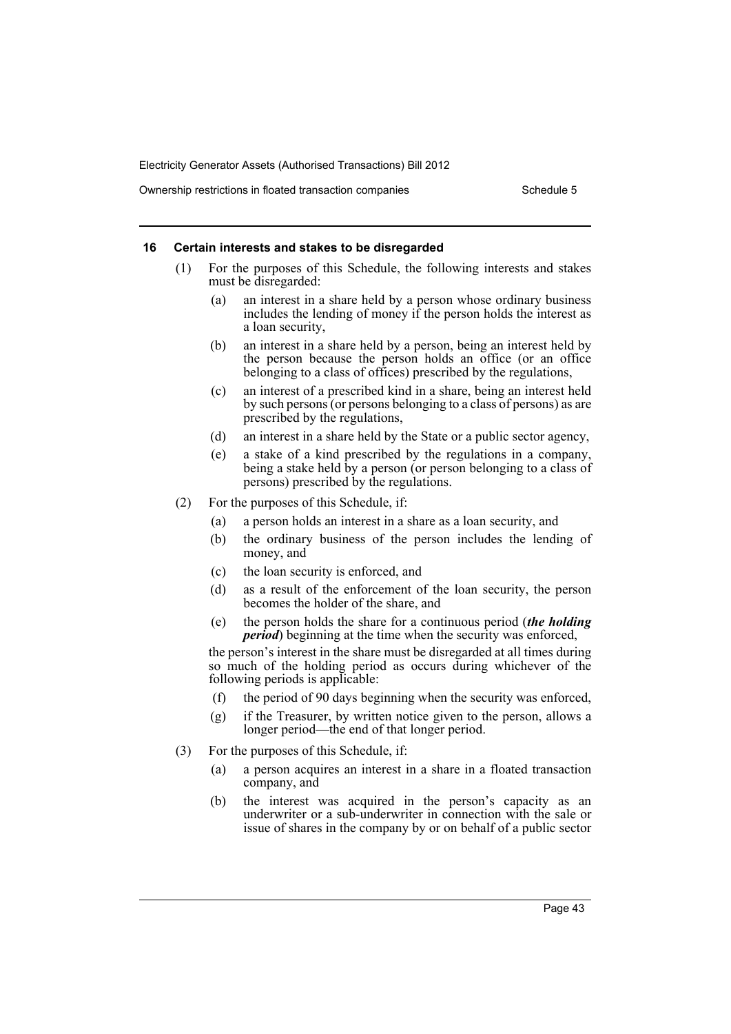### 16 Certain interests and stakes to be disregarded

(1) For the purposes of this Schedule, the following interests and stakes must be disregarded:

(a) an interest in a share held by a person whose ordinary business includes the lending of money if the person holds the interest as a loan security,

(b) an interest in a share held by a person, being an interest held by the person because the person holds an office (or an office belonging to a class of offices) prescribed by the regulations,

(c) an interest of a prescribed kind in a share, being an interest held by such persons (or persons belonging to a class of persons) as are prescribed by the regulations,

(d) an interest in a share held by the State or a public sector agency,

(e) a stake of a kind prescribed by the regulations in a company, being a stake held by a person (or person belonging to a class of persons) prescribed by the regulations.

(2) For the purposes of this Schedule, if:

(a) a person holds an interest in a share as a loan security, and

(b) the ordinary business of the person includes the lending of money, and

(c) the loan security is enforced, and

(d) as a result of the enforcement of the loan security, the person becomes the holder of the share, and

(e) the person holds the share for a continuous period (***the holding period***) beginning at the time when the security was enforced,

the person's interest in the share must be disregarded at all times during so much of the holding period as occurs during whichever of the following periods is applicable:

(f) the period of 90 days beginning when the security was enforced,

(g) if the Treasurer, by written notice given to the person, allows a longer period—the end of that longer period.

(3) For the purposes of this Schedule, if:

(a) a person acquires an interest in a share in a floated transaction company, and

(b) the interest was acquired in the person's capacity as an underwriter or a sub-underwriter in connection with the sale or issue of shares in the company by or on behalf of a public sector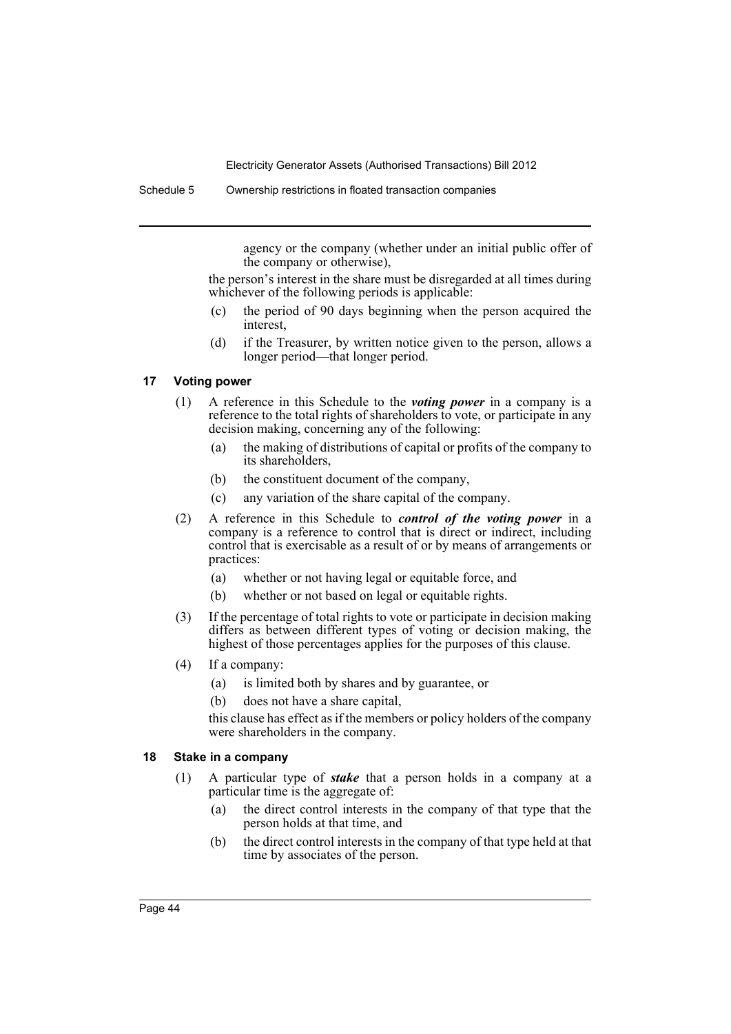agency or the company (whether under an initial public offer of the company or otherwise),

the person's interest in the share must be disregarded at all times during whichever of the following periods is applicable:

(c) the period of 90 days beginning when the person acquired the interest,

(d) if the Treasurer, by written notice given to the person, allows a longer period—that longer period.

### 17 Voting power

(1) A reference in this Schedule to the ***voting power*** in a company is a reference to the total rights of shareholders to vote, or participate in any decision making, concerning any of the following:

(a) the making of distributions of capital or profits of the company to its shareholders,

(b) the constituent document of the company,

(c) any variation of the share capital of the company.

(2) A reference in this Schedule to ***control of the voting power*** in a company is a reference to control that is direct or indirect, including control that is exercisable as a result of or by means of arrangements or practices:

(a) whether or not having legal or equitable force, and

(b) whether or not based on legal or equitable rights.

(3) If the percentage of total rights to vote or participate in decision making differs as between different types of voting or decision making, the highest of those percentages applies for the purposes of this clause.

(4) If a company:

(a) is limited both by shares and by guarantee, or

(b) does not have a share capital,

this clause has effect as if the members or policy holders of the company were shareholders in the company.

### 18 Stake in a company

(1) A particular type of ***stake*** that a person holds in a company at a particular time is the aggregate of:

(a) the direct control interests in the company of that type that the person holds at that time, and

(b) the direct control interests in the company of that type held at that time by associates of the person.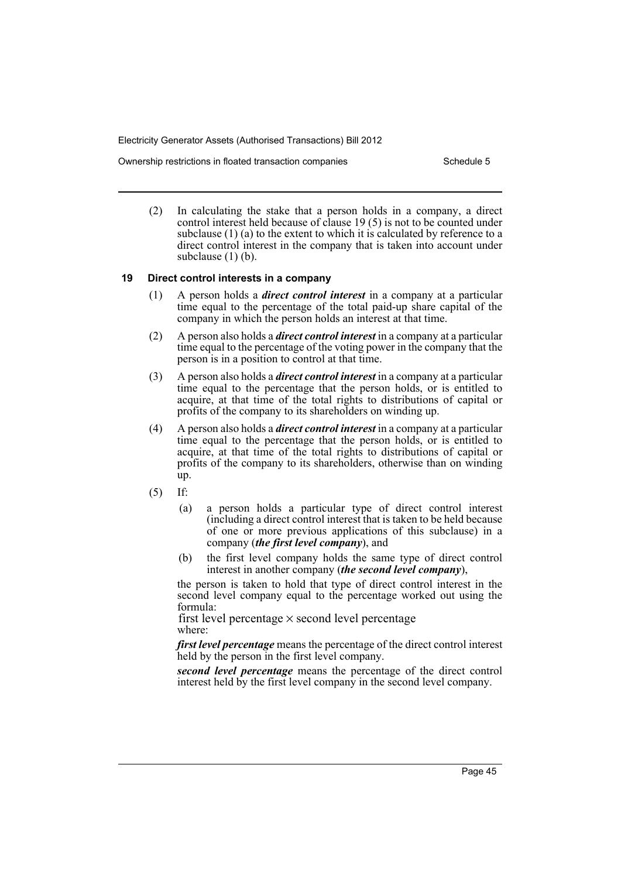(2) In calculating the stake that a person holds in a company, a direct control interest held because of clause 19 (5) is not to be counted under subclause (1) (a) to the extent to which it is calculated by reference to a direct control interest in the company that is taken into account under subclause (1) (b).

### 19 Direct control interests in a company

(1) A person holds a ***direct control interest*** in a company at a particular time equal to the percentage of the total paid-up share capital of the company in which the person holds an interest at that time.

(2) A person also holds a ***direct control interest*** in a company at a particular time equal to the percentage of the voting power in the company that the person is in a position to control at that time.

(3) A person also holds a ***direct control interest*** in a company at a particular time equal to the percentage that the person holds, or is entitled to acquire, at that time of the total rights to distributions of capital or profits of the company to its shareholders on winding up.

(4) A person also holds a ***direct control interest*** in a company at a particular time equal to the percentage that the person holds, or is entitled to acquire, at that time of the total rights to distributions of capital or profits of the company to its shareholders, otherwise than on winding up.

(5) If:

(a) a person holds a particular type of direct control interest (including a direct control interest that is taken to be held because of one or more previous applications of this subclause) in a company (***the first level company***), and

(b) the first level company holds the same type of direct control interest in another company (***the second level company***),

the person is taken to hold that type of direct control interest in the second level company equal to the percentage worked out using the formula:

$$\text{first level percentage} \times \text{second level percentage}$$

where:

***first level percentage*** means the percentage of the direct control interest held by the person in the first level company.

***second level percentage*** means the percentage of the direct control interest held by the first level company in the second level company.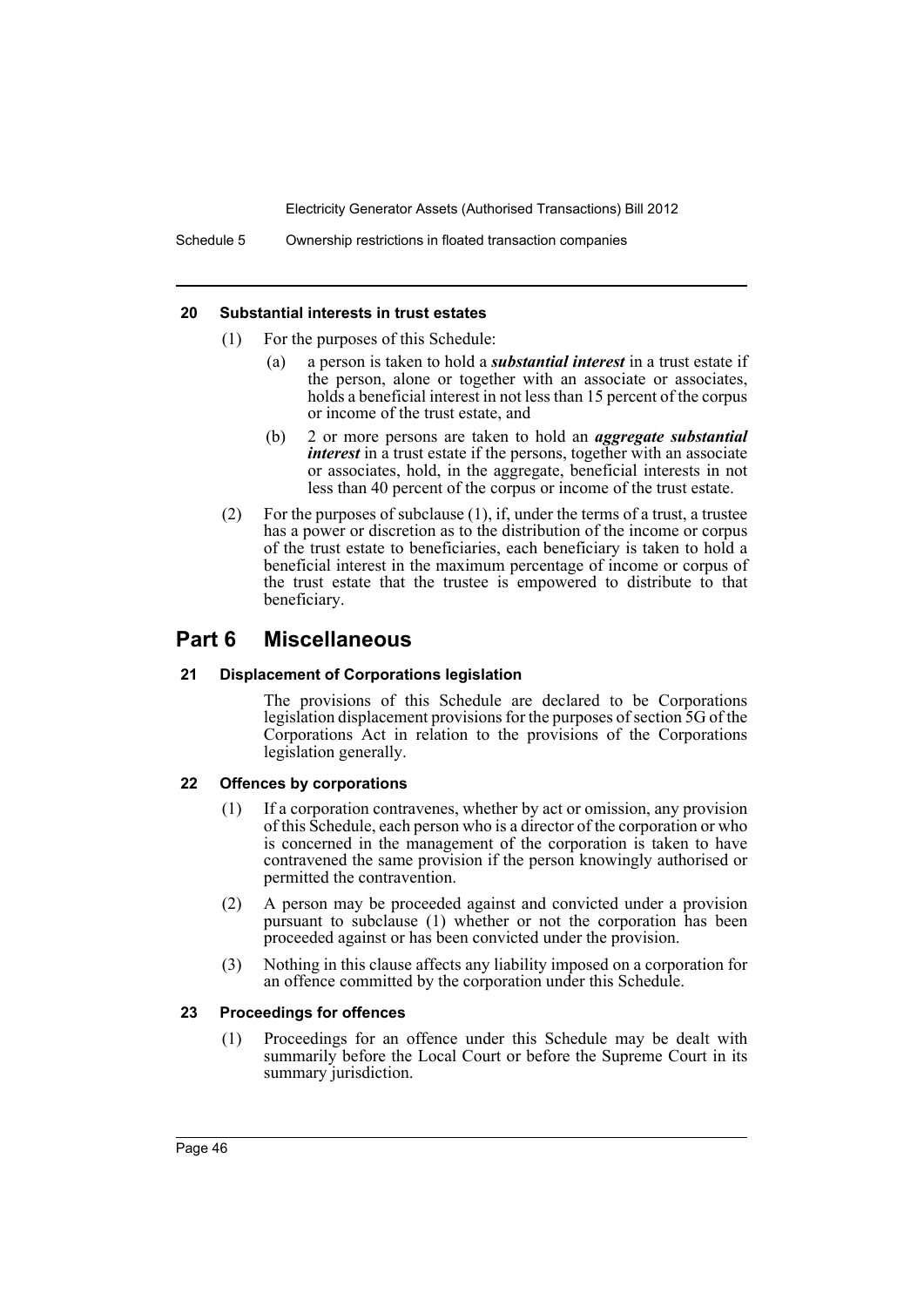#### 20 Substantial interests in trust estates

(1) For the purposes of this Schedule:

(a) a person is taken to hold a ***substantial interest*** in a trust estate if the person, alone or together with an associate or associates, holds a beneficial interest in not less than 15 percent of the corpus or income of the trust estate, and

(b) 2 or more persons are taken to hold an ***aggregate substantial interest*** in a trust estate if the persons, together with an associate or associates, hold, in the aggregate, beneficial interests in not less than 40 percent of the corpus or income of the trust estate.

(2) For the purposes of subclause (1), if, under the terms of a trust, a trustee has a power or discretion as to the distribution of the income or corpus of the trust estate to beneficiaries, each beneficiary is taken to hold a beneficial interest in the maximum percentage of income or corpus of the trust estate that the trustee is empowered to distribute to that beneficiary.

## Part 6 Miscellaneous

#### 21 Displacement of Corporations legislation

The provisions of this Schedule are declared to be Corporations legislation displacement provisions for the purposes of section 5G of the Corporations Act in relation to the provisions of the Corporations legislation generally.

#### 22 Offences by corporations

(1) If a corporation contravenes, whether by act or omission, any provision of this Schedule, each person who is a director of the corporation or who is concerned in the management of the corporation is taken to have contravened the same provision if the person knowingly authorised or permitted the contravention.

(2) A person may be proceeded against and convicted under a provision pursuant to subclause (1) whether or not the corporation has been proceeded against or has been convicted under the provision.

(3) Nothing in this clause affects any liability imposed on a corporation for an offence committed by the corporation under this Schedule.

#### 23 Proceedings for offences

(1) Proceedings for an offence under this Schedule may be dealt with summarily before the Local Court or before the Supreme Court in its summary jurisdiction.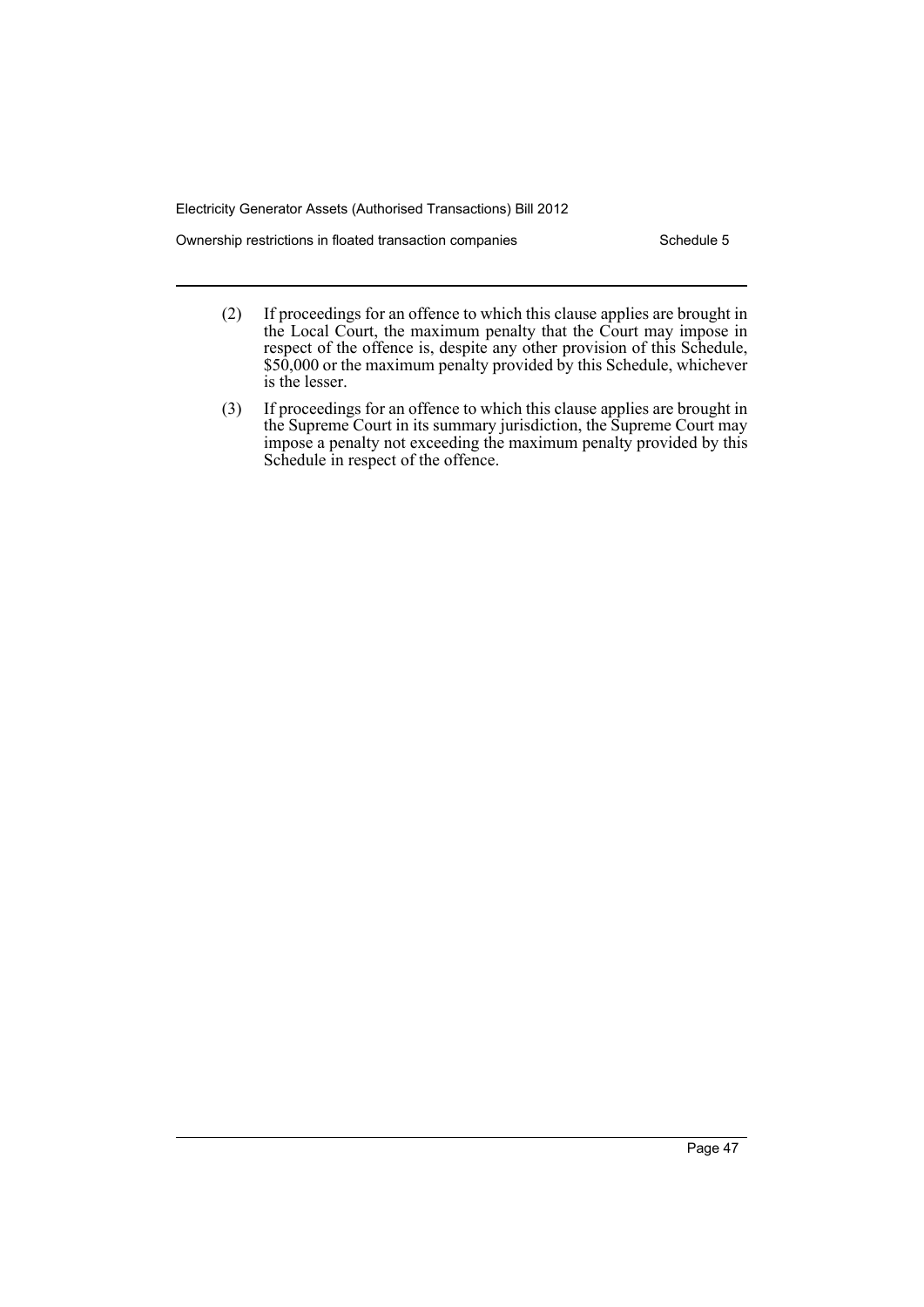(2) If proceedings for an offence to which this clause applies are brought in the Local Court, the maximum penalty that the Court may impose in respect of the offence is, despite any other provision of this Schedule, $50,000 or the maximum penalty provided by this Schedule, whichever is the lesser.

(3) If proceedings for an offence to which this clause applies are brought in the Supreme Court in its summary jurisdiction, the Supreme Court may impose a penalty not exceeding the maximum penalty provided by this Schedule in respect of the offence.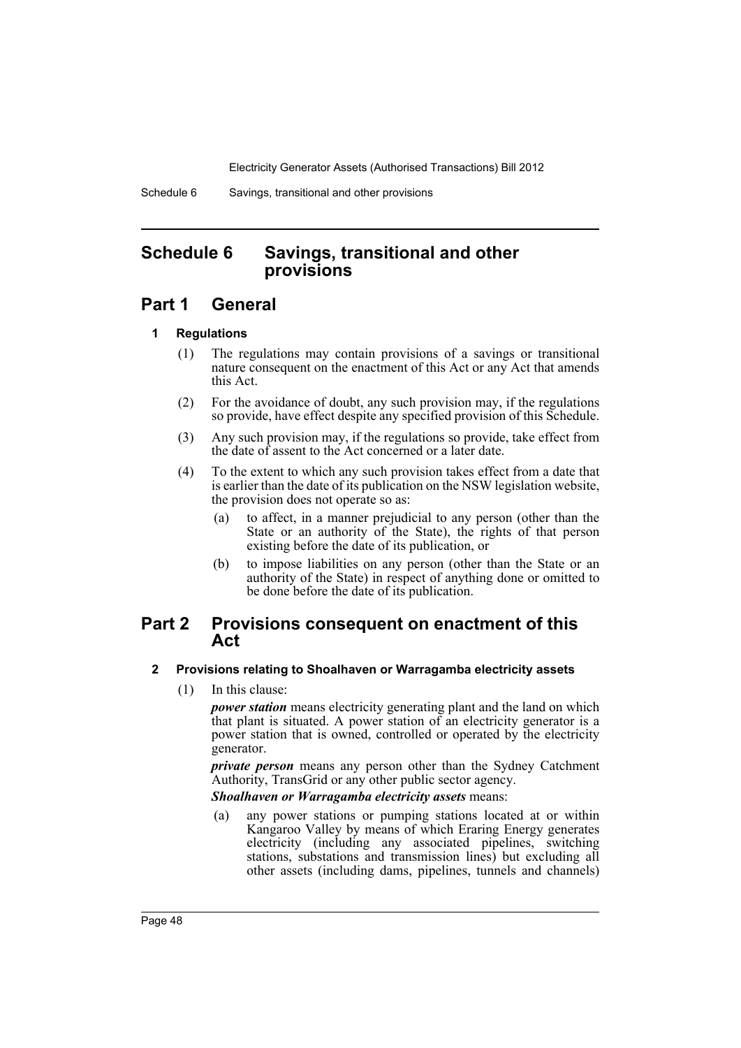# Schedule 6 Savings, transitional and other provisions

## Part 1 General

### 1 Regulations

(1) The regulations may contain provisions of a savings or transitional nature consequent on the enactment of this Act or any Act that amends this Act.

(2) For the avoidance of doubt, any such provision may, if the regulations so provide, have effect despite any specified provision of this Schedule.

(3) Any such provision may, if the regulations so provide, take effect from the date of assent to the Act concerned or a later date.

(4) To the extent to which any such provision takes effect from a date that is earlier than the date of its publication on the NSW legislation website, the provision does not operate so as:

- (a) to affect, in a manner prejudicial to any person (other than the State or an authority of the State), the rights of that person existing before the date of its publication, or
- (b) to impose liabilities on any person (other than the State or an authority of the State) in respect of anything done or omitted to be done before the date of its publication.

## Part 2 Provisions consequent on enactment of this Act

### 2 Provisions relating to Shoalhaven or Warragamba electricity assets

(1) In this clause:

***power station*** means electricity generating plant and the land on which that plant is situated. A power station of an electricity generator is a power station that is owned, controlled or operated by the electricity generator.

***private person*** means any person other than the Sydney Catchment Authority, TransGrid or any other public sector agency.

***Shoalhaven or Warragamba electricity assets*** means:

- (a) any power stations or pumping stations located at or within Kangaroo Valley by means of which Eraring Energy generates electricity (including any associated pipelines, switching stations, substations and transmission lines) but excluding all other assets (including dams, pipelines, tunnels and channels)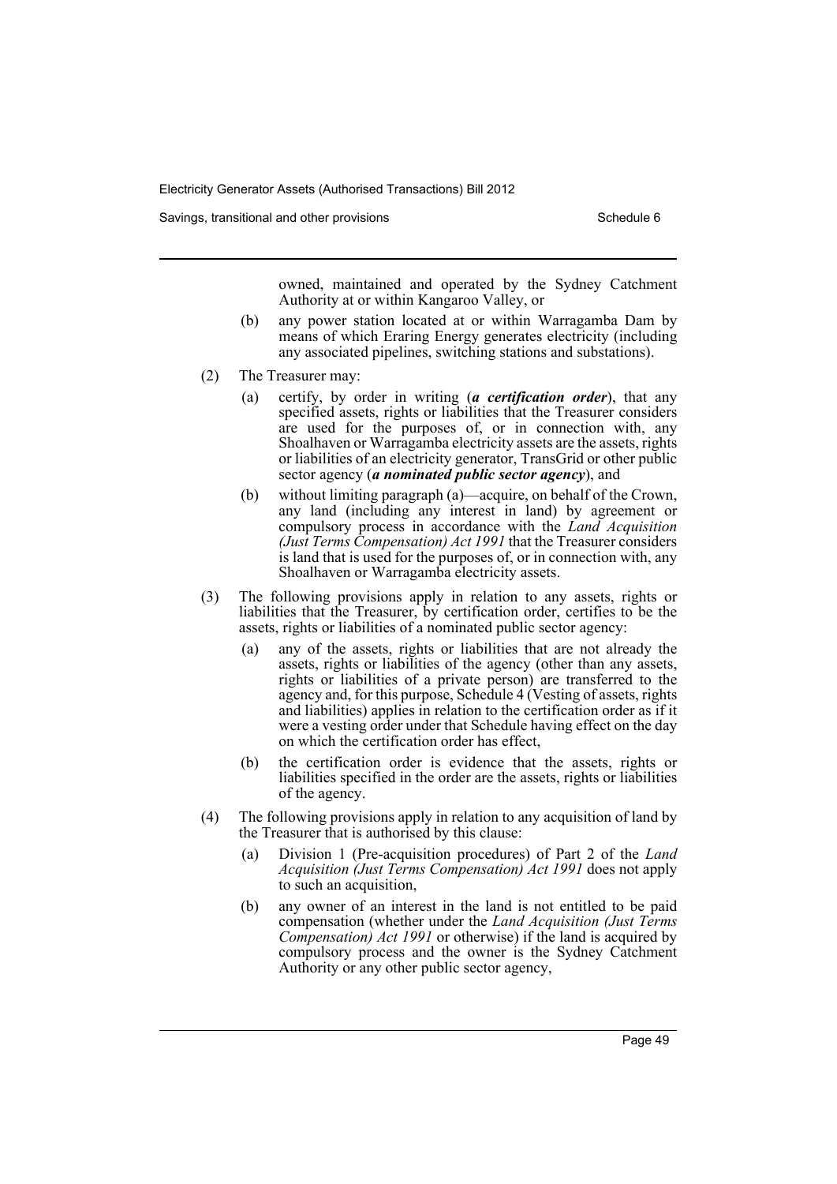owned, maintained and operated by the Sydney Catchment Authority at or within Kangaroo Valley, or

(b) any power station located at or within Warragamba Dam by means of which Eraring Energy generates electricity (including any associated pipelines, switching stations and substations).

(2) The Treasurer may:

(a) certify, by order in writing (***a certification order***), that any specified assets, rights or liabilities that the Treasurer considers are used for the purposes of, or in connection with, any Shoalhaven or Warragamba electricity assets are the assets, rights or liabilities of an electricity generator, TransGrid or other public sector agency (***a nominated public sector agency***), and

(b) without limiting paragraph (a)—acquire, on behalf of the Crown, any land (including any interest in land) by agreement or compulsory process in accordance with the *Land Acquisition (Just Terms Compensation) Act 1991* that the Treasurer considers is land that is used for the purposes of, or in connection with, any Shoalhaven or Warragamba electricity assets.

(3) The following provisions apply in relation to any assets, rights or liabilities that the Treasurer, by certification order, certifies to be the assets, rights or liabilities of a nominated public sector agency:

(a) any of the assets, rights or liabilities that are not already the assets, rights or liabilities of the agency (other than any assets, rights or liabilities of a private person) are transferred to the agency and, for this purpose, Schedule 4 (Vesting of assets, rights and liabilities) applies in relation to the certification order as if it were a vesting order under that Schedule having effect on the day on which the certification order has effect,

(b) the certification order is evidence that the assets, rights or liabilities specified in the order are the assets, rights or liabilities of the agency.

(4) The following provisions apply in relation to any acquisition of land by the Treasurer that is authorised by this clause:

(a) Division 1 (Pre-acquisition procedures) of Part 2 of the *Land Acquisition (Just Terms Compensation) Act 1991* does not apply to such an acquisition,

(b) any owner of an interest in the land is not entitled to be paid compensation (whether under the *Land Acquisition (Just Terms Compensation) Act 1991* or otherwise) if the land is acquired by compulsory process and the owner is the Sydney Catchment Authority or any other public sector agency,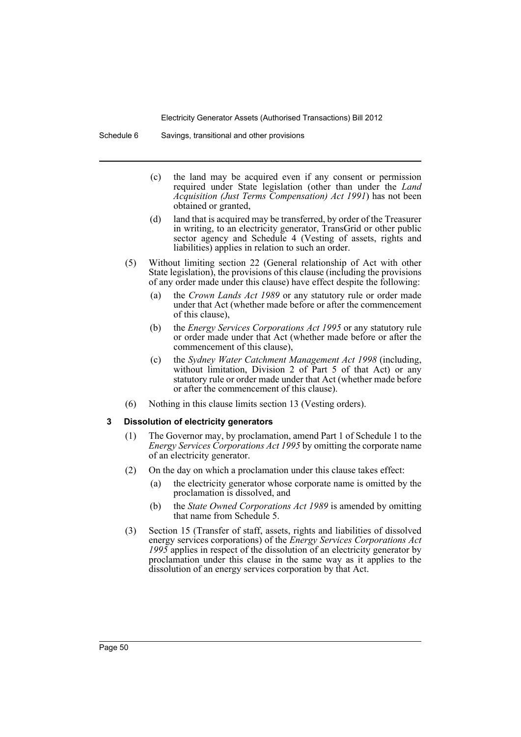(c) the land may be acquired even if any consent or permission required under State legislation (other than under the *Land Acquisition (Just Terms Compensation) Act 1991*) has not been obtained or granted,

(d) land that is acquired may be transferred, by order of the Treasurer in writing, to an electricity generator, TransGrid or other public sector agency and Schedule 4 (Vesting of assets, rights and liabilities) applies in relation to such an order.

(5) Without limiting section 22 (General relationship of Act with other State legislation), the provisions of this clause (including the provisions of any order made under this clause) have effect despite the following:

(a) the *Crown Lands Act 1989* or any statutory rule or order made under that Act (whether made before or after the commencement of this clause),

(b) the *Energy Services Corporations Act 1995* or any statutory rule or order made under that Act (whether made before or after the commencement of this clause),

(c) the *Sydney Water Catchment Management Act 1998* (including, without limitation, Division 2 of Part 5 of that Act) or any statutory rule or order made under that Act (whether made before or after the commencement of this clause).

(6) Nothing in this clause limits section 13 (Vesting orders).

### 3 Dissolution of electricity generators

(1) The Governor may, by proclamation, amend Part 1 of Schedule 1 to the *Energy Services Corporations Act 1995* by omitting the corporate name of an electricity generator.

(2) On the day on which a proclamation under this clause takes effect:

(a) the electricity generator whose corporate name is omitted by the proclamation is dissolved, and

(b) the *State Owned Corporations Act 1989* is amended by omitting that name from Schedule 5.

(3) Section 15 (Transfer of staff, assets, rights and liabilities of dissolved energy services corporations) of the *Energy Services Corporations Act 1995* applies in respect of the dissolution of an electricity generator by proclamation under this clause in the same way as it applies to the dissolution of an energy services corporation by that Act.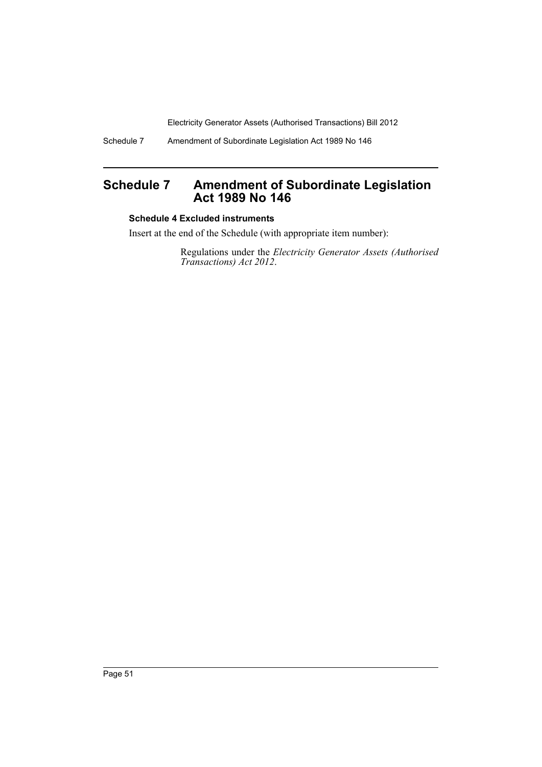# Schedule 7 Amendment of Subordinate Legislation Act 1989 No 146

### Schedule 4 Excluded instruments

Insert at the end of the Schedule (with appropriate item number):

> Regulations under the *Electricity Generator Assets (Authorised Transactions) Act 2012*.